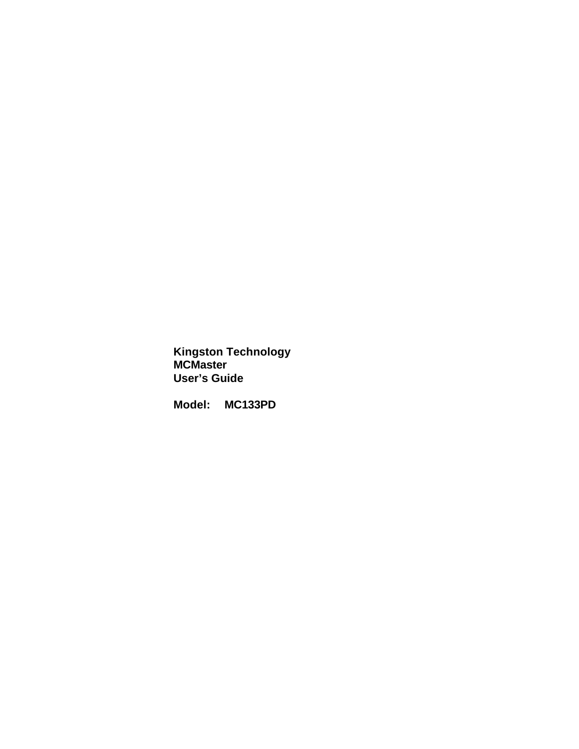**Kingston Technology**
**MCMaster**
**User's Guide**

**Model: MC133PD**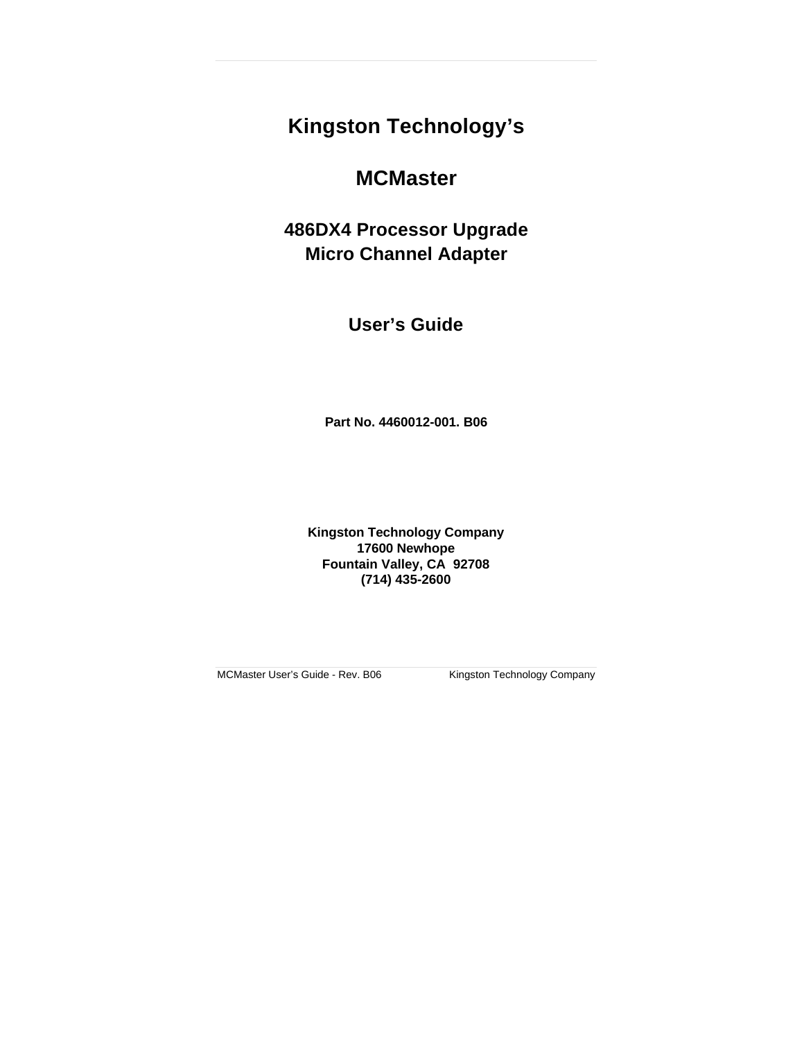# Kingston Technology's

# MCMaster

## 486DX4 Processor Upgrade
## Micro Channel Adapter

## User's Guide

**Part No. 4460012-001. B06**

**Kingston Technology Company**
**17600 Newhope**
**Fountain Valley, CA  92708**
**(714) 435-2600**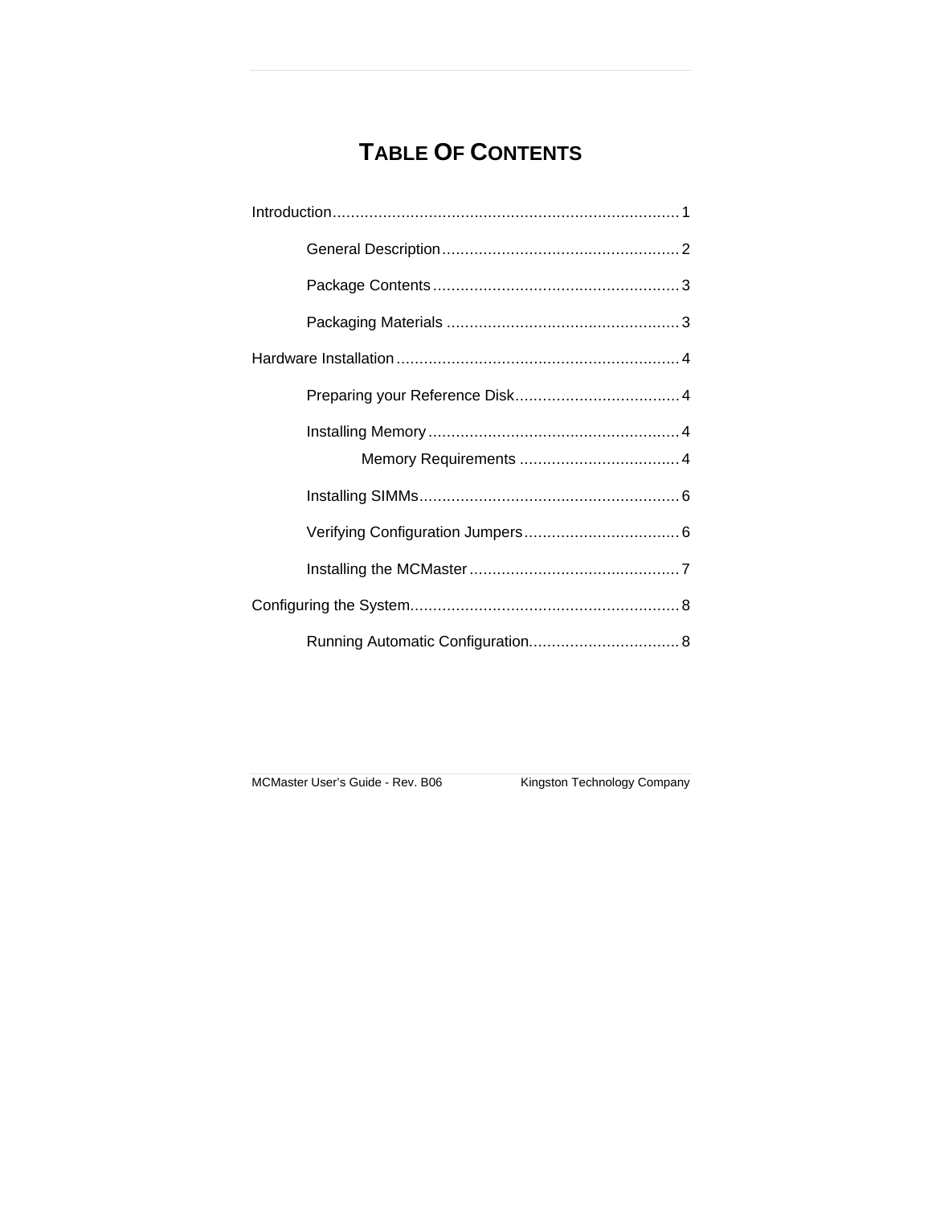# TABLE OF CONTENTS

Introduction........................................................................... 1

- General Description................................................... 2
- Package Contents..................................................... 3
- Packaging Materials.................................................. 3

Hardware Installation............................................................. 4

- Preparing your Reference Disk................................... 4
- Installing Memory...................................................... 4
    - Memory Requirements.................................. 4
- Installing SIMMs........................................................ 6
- Verifying Configuration Jumpers.................................. 6
- Installing the MCMaster............................................. 7

Configuring the System.......................................................... 8

- Running Automatic Configuration................................ 8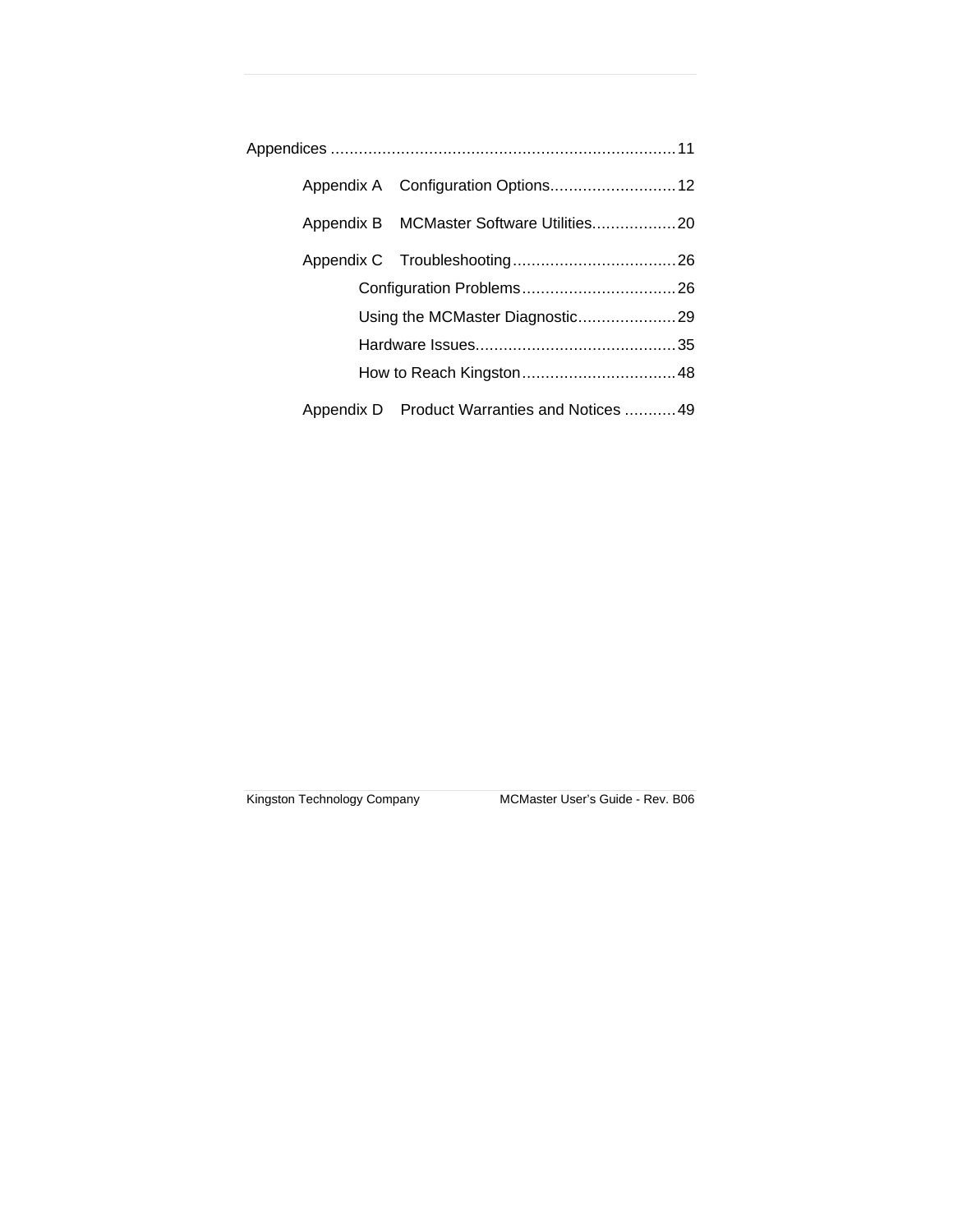Appendices ........................................................................... 11

- Appendix A Configuration Options........................... 12
- Appendix B MCMaster Software Utilities.................. 20
- Appendix C Troubleshooting................................... 26
  - Configuration Problems................................. 26
  - Using the MCMaster Diagnostic..................... 29
  - Hardware Issues........................................... 35
  - How to Reach Kingston................................. 48
- Appendix D Product Warranties and Notices ........... 49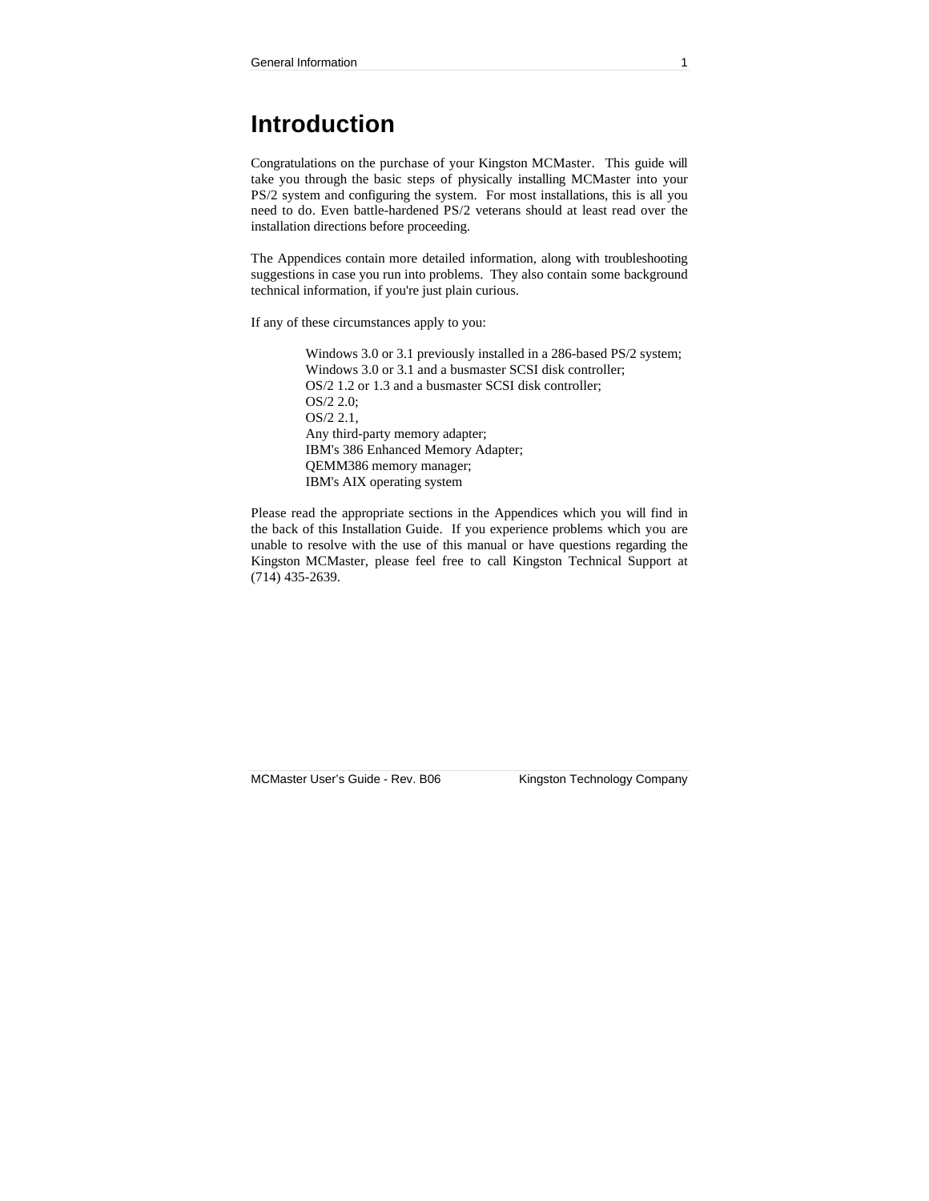# Introduction

Congratulations on the purchase of your Kingston MCMaster. This guide will take you through the basic steps of physically installing MCMaster into your PS/2 system and configuring the system. For most installations, this is all you need to do. Even battle-hardened PS/2 veterans should at least read over the installation directions before proceeding.

The Appendices contain more detailed information, along with troubleshooting suggestions in case you run into problems. They also contain some background technical information, if you're just plain curious.

If any of these circumstances apply to you:

> Windows 3.0 or 3.1 previously installed in a 286-based PS/2 system;
> Windows 3.0 or 3.1 and a busmaster SCSI disk controller;
> OS/2 1.2 or 1.3 and a busmaster SCSI disk controller;
> OS/2 2.0;
> OS/2 2.1,
> Any third-party memory adapter;
> IBM's 386 Enhanced Memory Adapter;
> QEMM386 memory manager;
> IBM's AIX operating system

Please read the appropriate sections in the Appendices which you will find in the back of this Installation Guide. If you experience problems which you are unable to resolve with the use of this manual or have questions regarding the Kingston MCMaster, please feel free to call Kingston Technical Support at (714) 435-2639.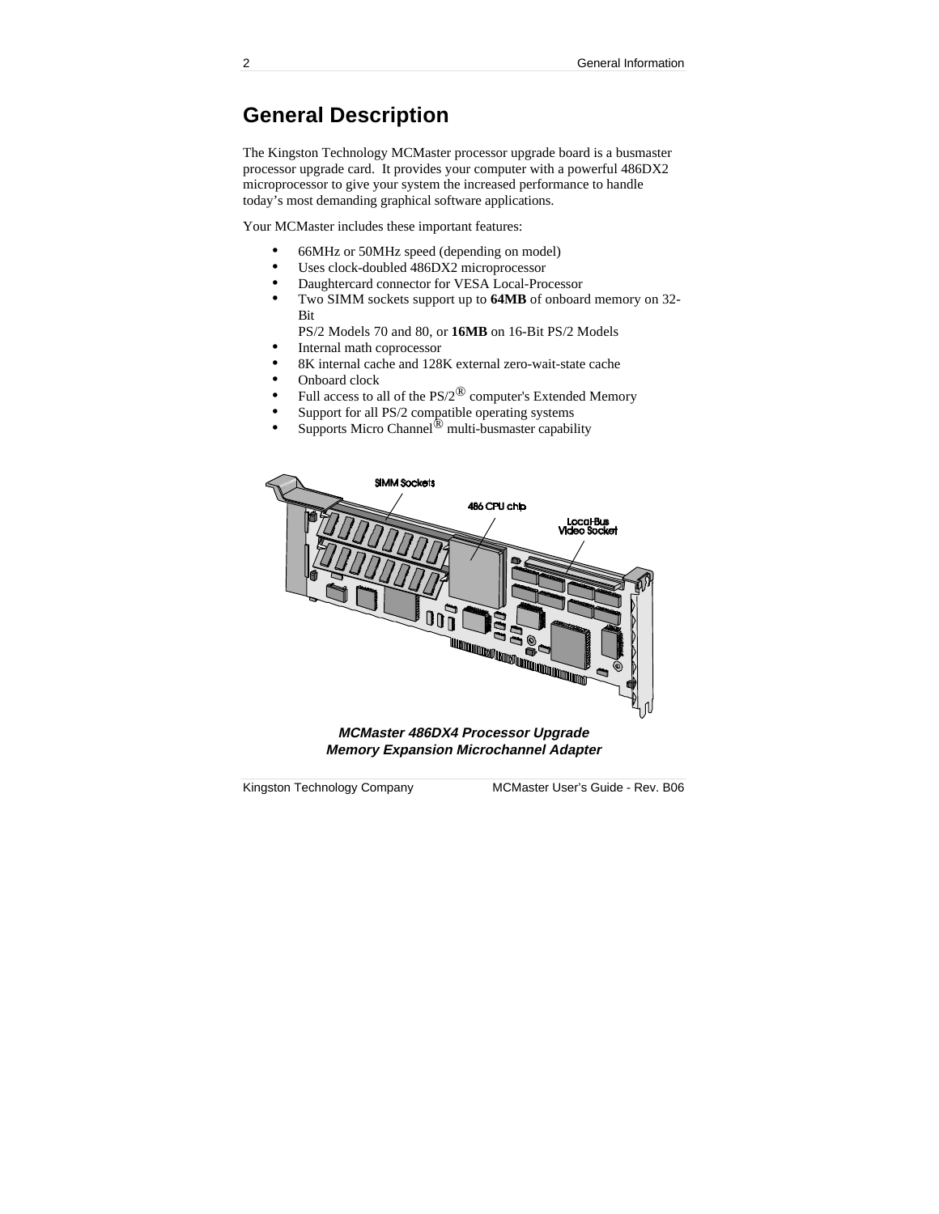## General Description

The Kingston Technology MCMaster processor upgrade board is a busmaster processor upgrade card. It provides your computer with a powerful 486DX2 microprocessor to give your system the increased performance to handle today's most demanding graphical software applications.

Your MCMaster includes these important features:

- 66MHz or 50MHz speed (depending on model)
- Uses clock-doubled 486DX2 microprocessor
- Daughtercard connector for VESA Local-Processor
- Two SIMM sockets support up to **64MB** of onboard memory on 32-Bit PS/2 Models 70 and 80, or **16MB** on 16-Bit PS/2 Models
- Internal math coprocessor
- 8K internal cache and 128K external zero-wait-state cache
- Onboard clock
- Full access to all of the PS/2® computer's Extended Memory
- Support for all PS/2 compatible operating systems
- Supports Micro Channel® multi-busmaster capability

SIMM Sockets

486 CPU chip

Local-Bus Video Socket

***MCMaster 486DX4 Processor Upgrade***
***Memory Expansion Microchannel Adapter***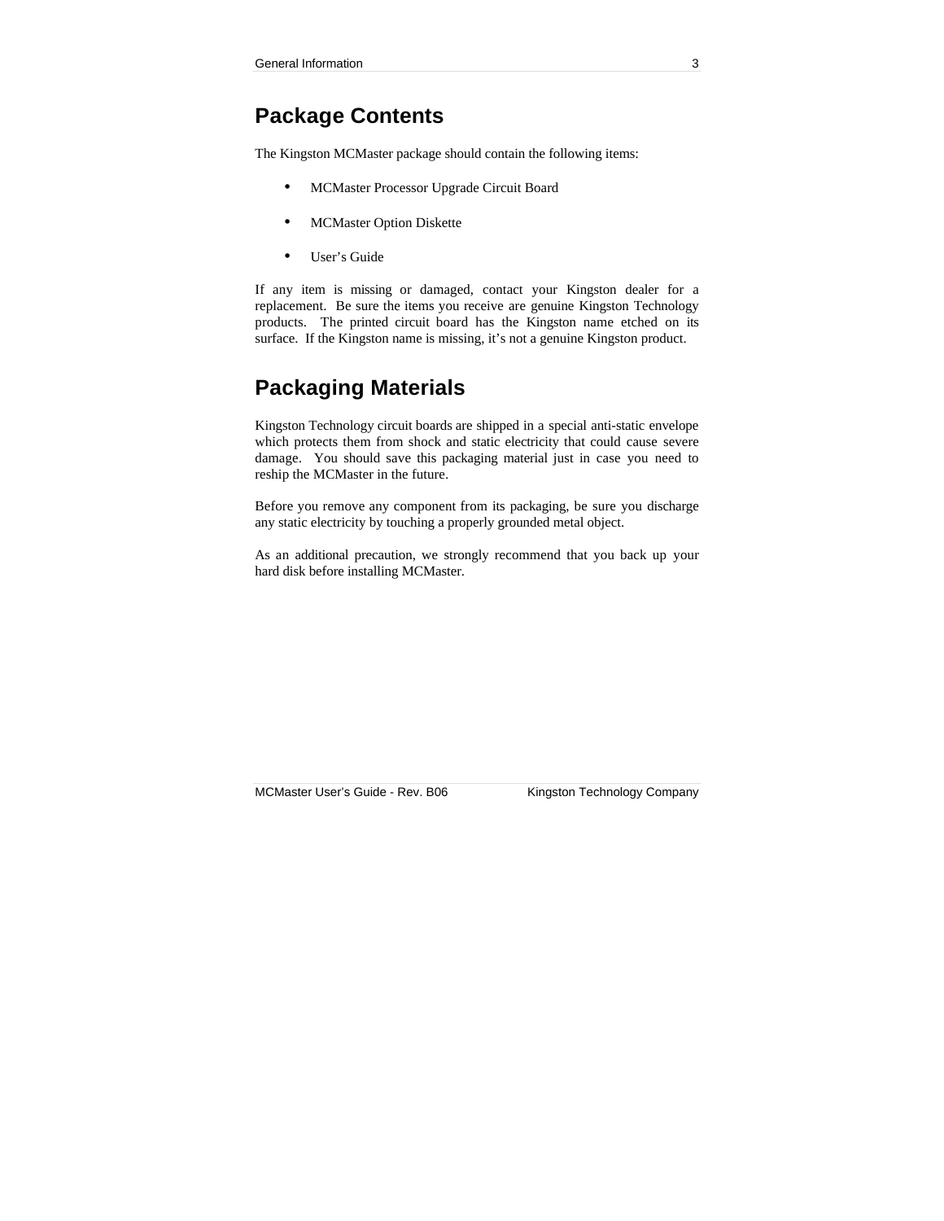## Package Contents

The Kingston MCMaster package should contain the following items:

- MCMaster Processor Upgrade Circuit Board
- MCMaster Option Diskette
- User's Guide

If any item is missing or damaged, contact your Kingston dealer for a replacement. Be sure the items you receive are genuine Kingston Technology products. The printed circuit board has the Kingston name etched on its surface. If the Kingston name is missing, it's not a genuine Kingston product.

## Packaging Materials

Kingston Technology circuit boards are shipped in a special anti-static envelope which protects them from shock and static electricity that could cause severe damage. You should save this packaging material just in case you need to reship the MCMaster in the future.

Before you remove any component from its packaging, be sure you discharge any static electricity by touching a properly grounded metal object.

As an additional precaution, we strongly recommend that you back up your hard disk before installing MCMaster.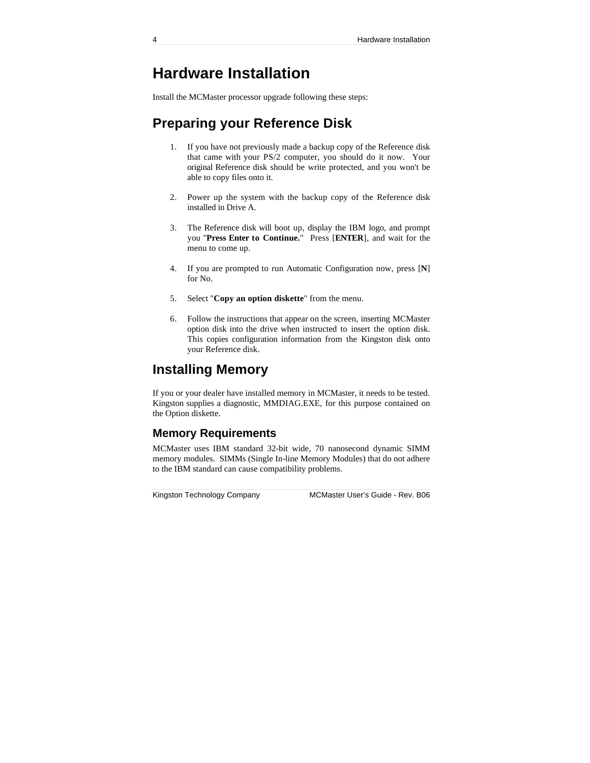# Hardware Installation

Install the MCMaster processor upgrade following these steps:

## Preparing your Reference Disk

1. If you have not previously made a backup copy of the Reference disk that came with your PS/2 computer, you should do it now. Your original Reference disk should be write protected, and you won't be able to copy files onto it.

2. Power up the system with the backup copy of the Reference disk installed in Drive A.

3. The Reference disk will boot up, display the IBM logo, and prompt you "**Press Enter to Continue.**" Press [**ENTER**], and wait for the menu to come up.

4. If you are prompted to run Automatic Configuration now, press [**N**] for No.

5. Select "**Copy an option diskette**" from the menu.

6. Follow the instructions that appear on the screen, inserting MCMaster option disk into the drive when instructed to insert the option disk. This copies configuration information from the Kingston disk onto your Reference disk.

## Installing Memory

If you or your dealer have installed memory in MCMaster, it needs to be tested. Kingston supplies a diagnostic, MMDIAG.EXE, for this purpose contained on the Option diskette.

### Memory Requirements

MCMaster uses IBM standard 32-bit wide, 70 nanosecond dynamic SIMM memory modules. SIMMs (Single In-line Memory Modules) that do not adhere to the IBM standard can cause compatibility problems.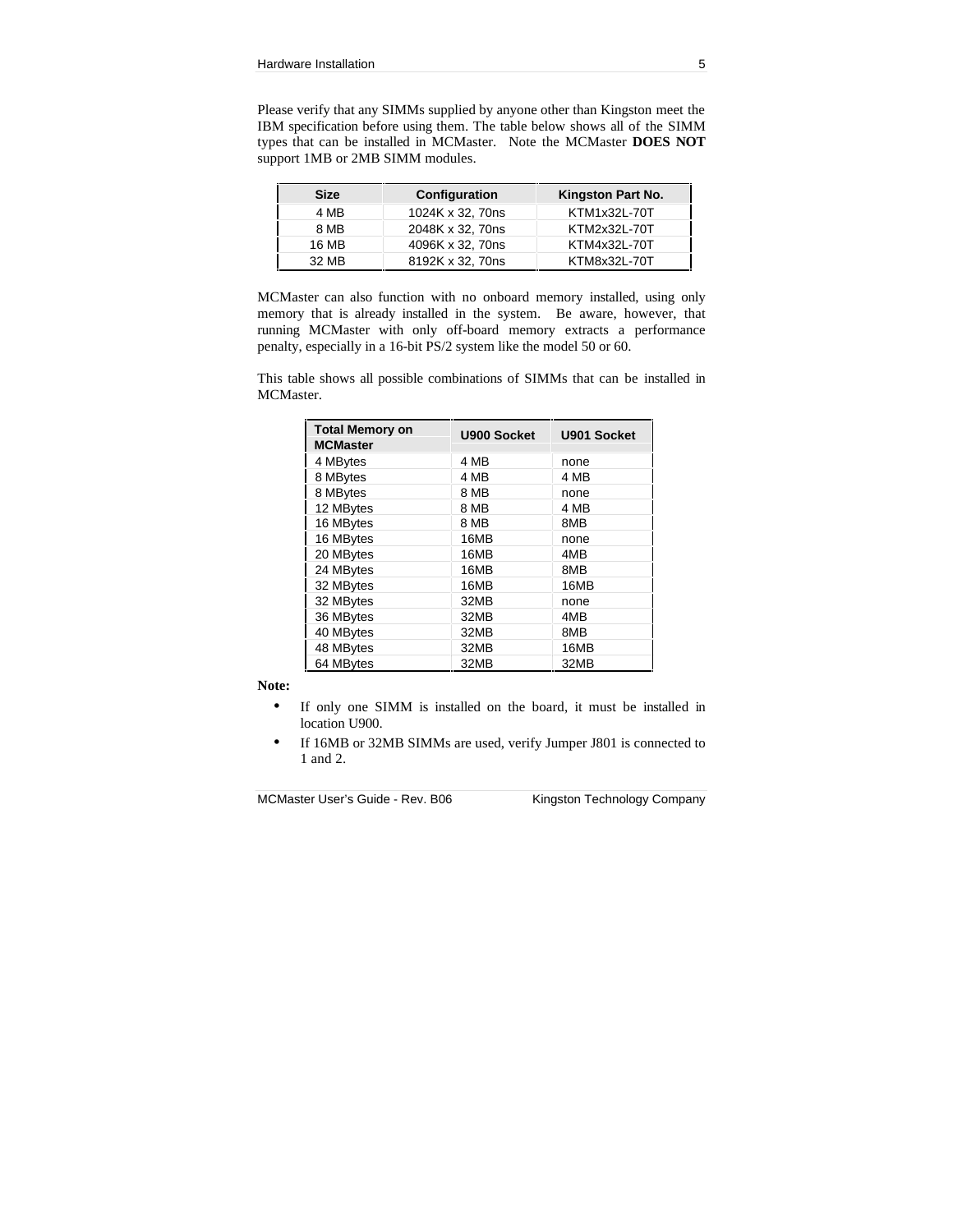Please verify that any SIMMs supplied by anyone other than Kingston meet the IBM specification before using them. The table below shows all of the SIMM types that can be installed in MCMaster. Note the MCMaster **DOES NOT** support 1MB or 2MB SIMM modules.

| Size | Configuration | Kingston Part No. |
|---|---|---|
| 4 MB | 1024K x 32, 70ns | KTM1x32L-70T |
| 8 MB | 2048K x 32, 70ns | KTM2x32L-70T |
| 16 MB | 4096K x 32, 70ns | KTM4x32L-70T |
| 32 MB | 8192K x 32, 70ns | KTM8x32L-70T |

MCMaster can also function with no onboard memory installed, using only memory that is already installed in the system. Be aware, however, that running MCMaster with only off-board memory extracts a performance penalty, especially in a 16-bit PS/2 system like the model 50 or 60.

This table shows all possible combinations of SIMMs that can be installed in MCMaster.

| Total Memory on MCMaster | U900 Socket | U901 Socket |
|---|---|---|
| 4 MBytes | 4 MB | none |
| 8 MBytes | 4 MB | 4 MB |
| 8 MBytes | 8 MB | none |
| 12 MBytes | 8 MB | 4 MB |
| 16 MBytes | 8 MB | 8MB |
| 16 MBytes | 16MB | none |
| 20 MBytes | 16MB | 4MB |
| 24 MBytes | 16MB | 8MB |
| 32 MBytes | 16MB | 16MB |
| 32 MBytes | 32MB | none |
| 36 MBytes | 32MB | 4MB |
| 40 MBytes | 32MB | 8MB |
| 48 MBytes | 32MB | 16MB |
| 64 MBytes | 32MB | 32MB |

**Note:**

- If only one SIMM is installed on the board, it must be installed in location U900.
- If 16MB or 32MB SIMMs are used, verify Jumper J801 is connected to 1 and 2.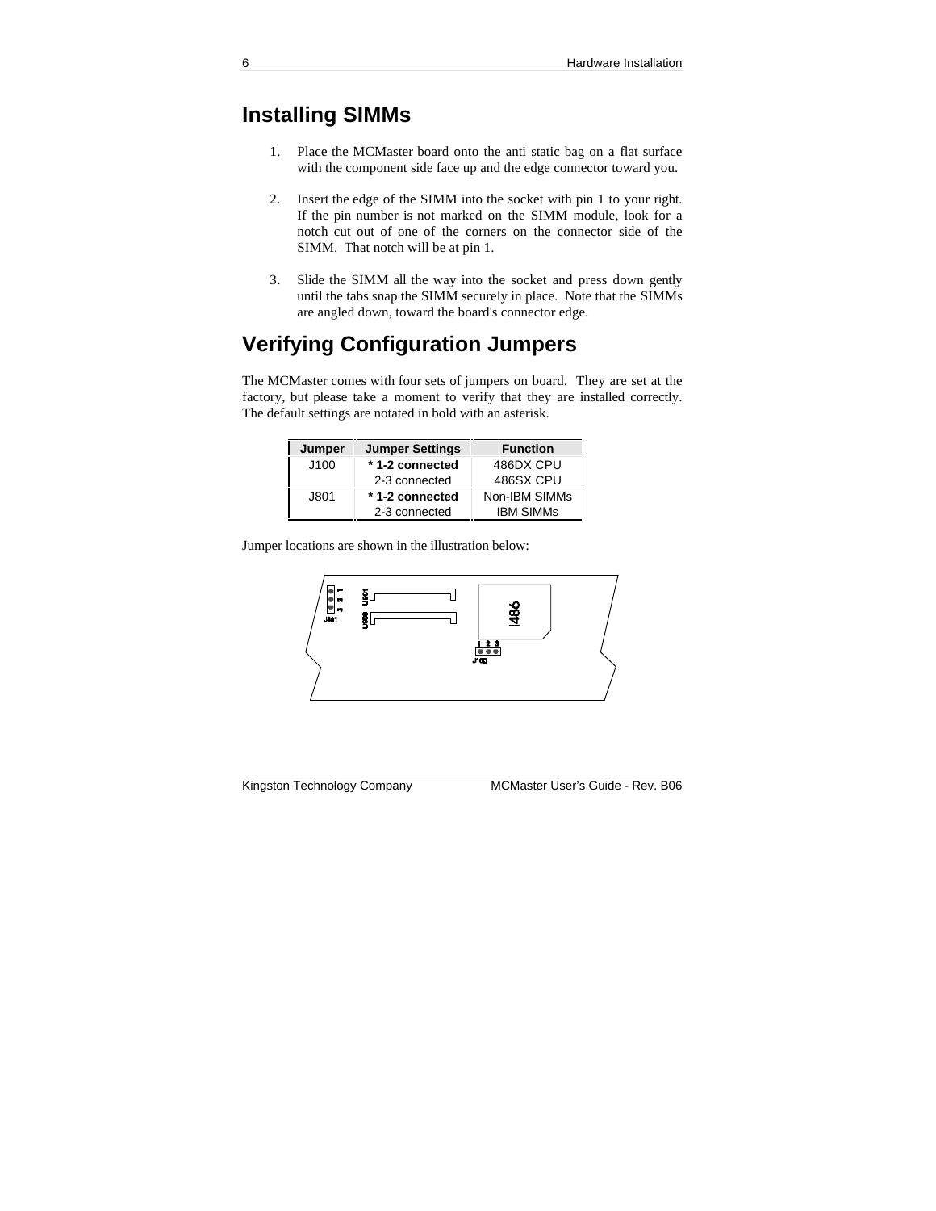## Installing SIMMs

1. Place the MCMaster board onto the anti static bag on a flat surface with the component side face up and the edge connector toward you.

2. Insert the edge of the SIMM into the socket with pin 1 to your right. If the pin number is not marked on the SIMM module, look for a notch cut out of one of the corners on the connector side of the SIMM. That notch will be at pin 1.

3. Slide the SIMM all the way into the socket and press down gently until the tabs snap the SIMM securely in place. Note that the SIMMs are angled down, toward the board's connector edge.

## Verifying Configuration Jumpers

The MCMaster comes with four sets of jumpers on board. They are set at the factory, but please take a moment to verify that they are installed correctly. The default settings are notated in bold with an asterisk.

| Jumper | Jumper Settings | Function |
|---|---|---|
| J100 | **\* 1-2 connected** | 486DX CPU |
| | 2-3 connected | 486SX CPU |
| J801 | **\* 1-2 connected** | Non-IBM SIMMs |
| | 2-3 connected | IBM SIMMs |

Jumper locations are shown in the illustration below: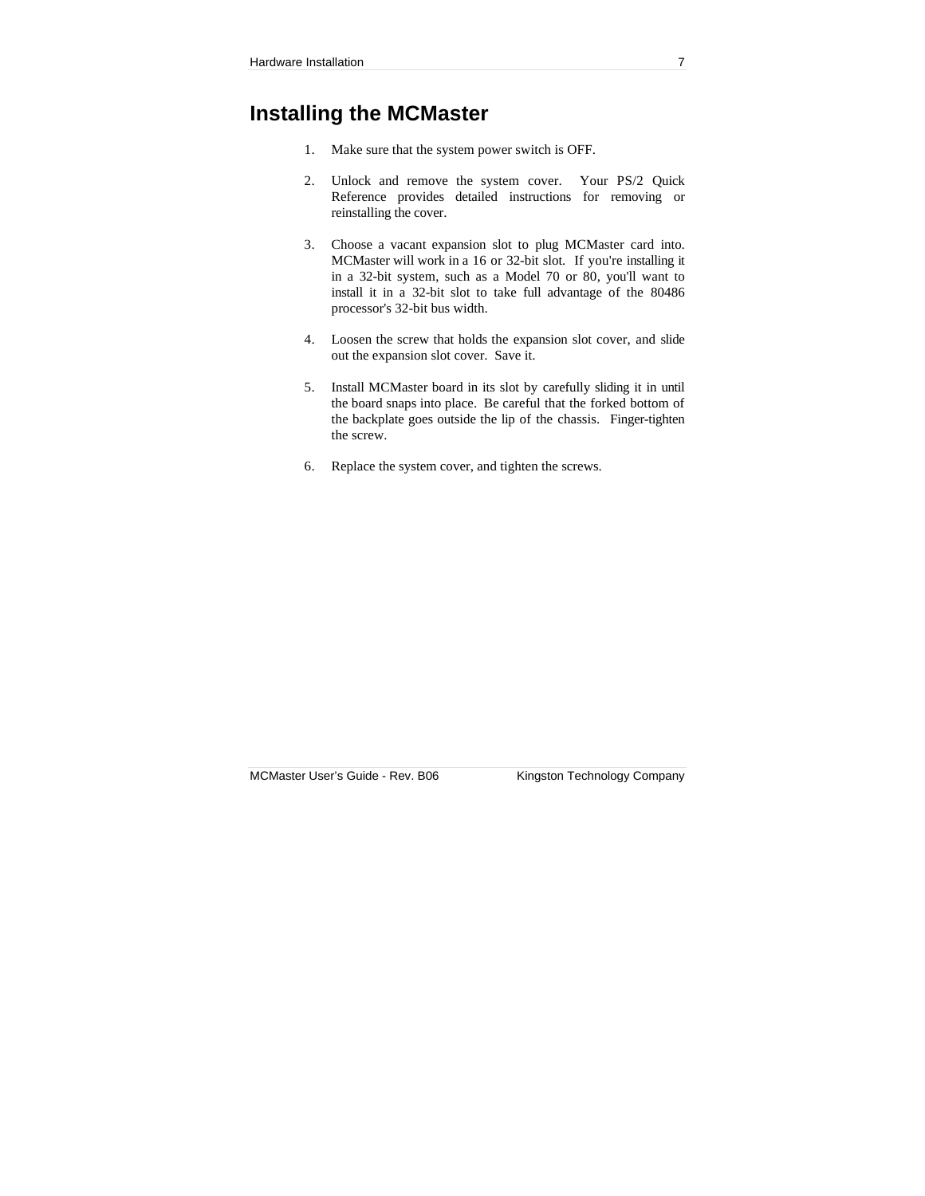# Installing the MCMaster

1. Make sure that the system power switch is OFF.

2. Unlock and remove the system cover. Your PS/2 Quick Reference provides detailed instructions for removing or reinstalling the cover.

3. Choose a vacant expansion slot to plug MCMaster card into. MCMaster will work in a 16 or 32-bit slot. If you're installing it in a 32-bit system, such as a Model 70 or 80, you'll want to install it in a 32-bit slot to take full advantage of the 80486 processor's 32-bit bus width.

4. Loosen the screw that holds the expansion slot cover, and slide out the expansion slot cover. Save it.

5. Install MCMaster board in its slot by carefully sliding it in until the board snaps into place. Be careful that the forked bottom of the backplate goes outside the lip of the chassis. Finger-tighten the screw.

6. Replace the system cover, and tighten the screws.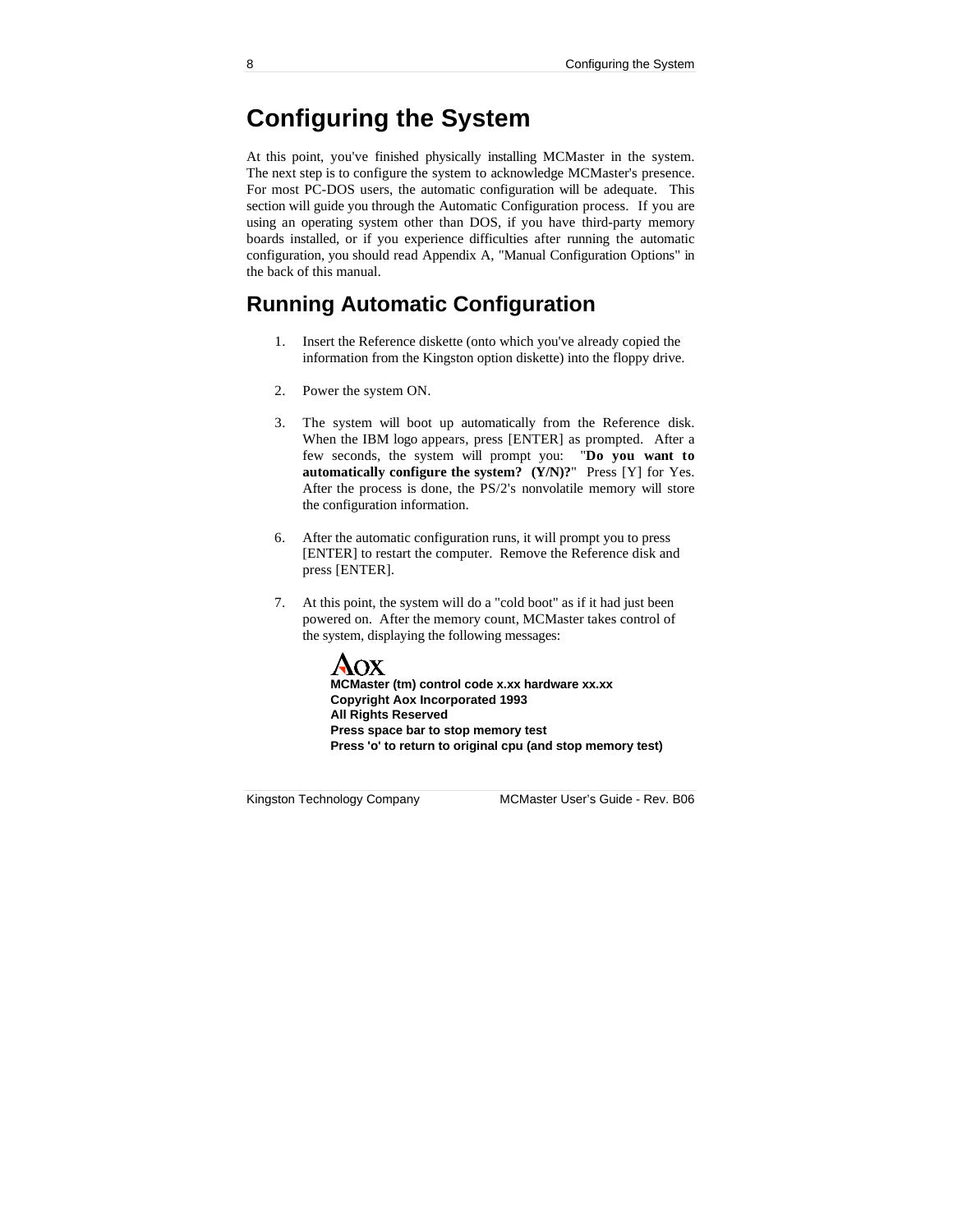# Configuring the System

At this point, you've finished physically installing MCMaster in the system. The next step is to configure the system to acknowledge MCMaster's presence. For most PC-DOS users, the automatic configuration will be adequate. This section will guide you through the Automatic Configuration process. If you are using an operating system other than DOS, if you have third-party memory boards installed, or if you experience difficulties after running the automatic configuration, you should read Appendix A, "Manual Configuration Options" in the back of this manual.

## Running Automatic Configuration

1. Insert the Reference diskette (onto which you've already copied the information from the Kingston option diskette) into the floppy drive.

2. Power the system ON.

3. The system will boot up automatically from the Reference disk. When the IBM logo appears, press [ENTER] as prompted. After a few seconds, the system will prompt you: "**Do you want to automatically configure the system? (Y/N)?**" Press [Y] for Yes. After the process is done, the PS/2's nonvolatile memory will store the configuration information.

6. After the automatic configuration runs, it will prompt you to press [ENTER] to restart the computer. Remove the Reference disk and press [ENTER].

7. At this point, the system will do a "cold boot" as if it had just been powered on. After the memory count, MCMaster takes control of the system, displaying the following messages:

   Aox
   **MCMaster (tm) control code x.xx hardware xx.xx**
   **Copyright Aox Incorporated 1993**
   **All Rights Reserved**
   **Press space bar to stop memory test**
   **Press 'o' to return to original cpu (and stop memory test)**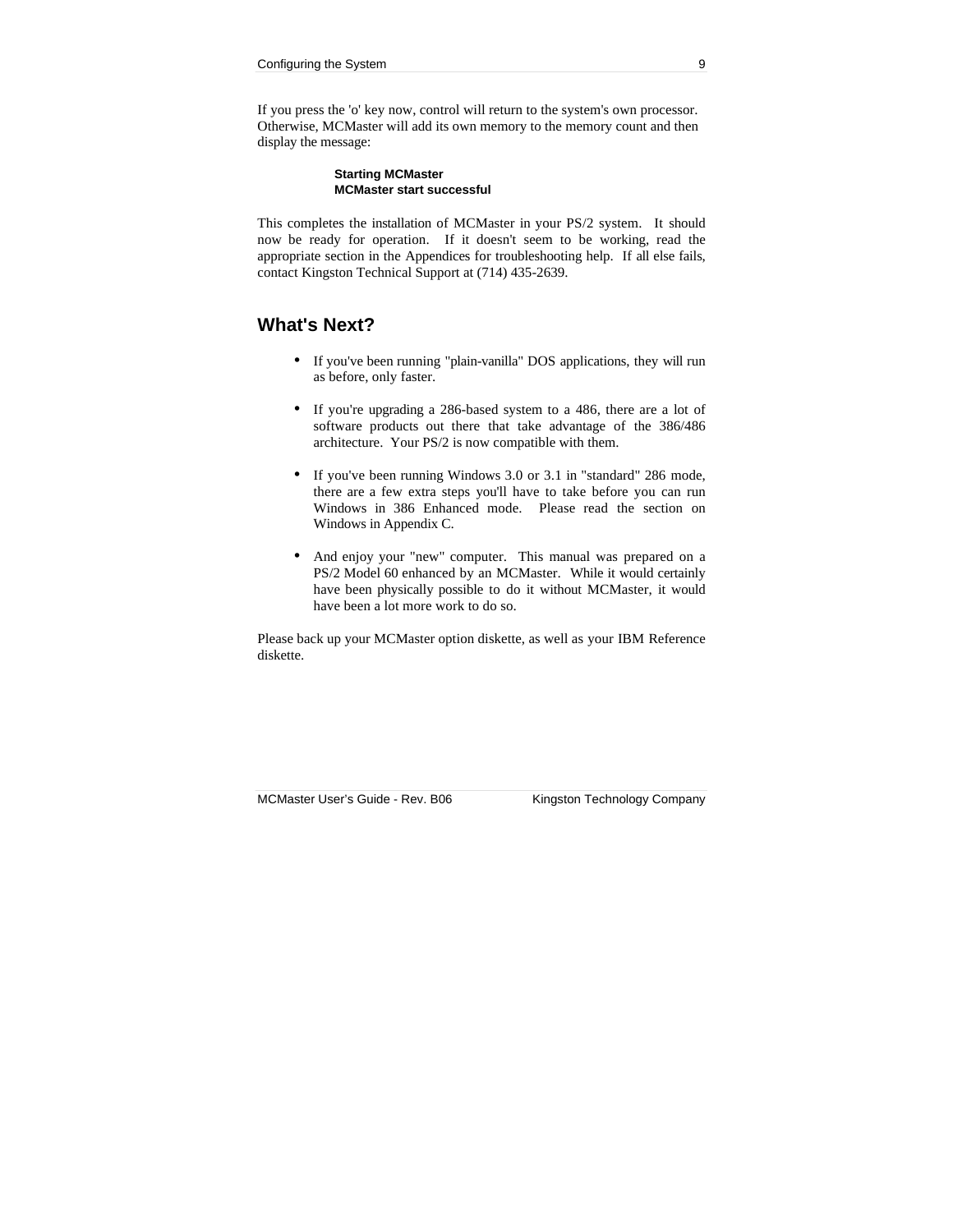If you press the 'o' key now, control will return to the system's own processor. Otherwise, MCMaster will add its own memory to the memory count and then display the message:

> **Starting MCMaster**
> **MCMaster start successful**

This completes the installation of MCMaster in your PS/2 system. It should now be ready for operation. If it doesn't seem to be working, read the appropriate section in the Appendices for troubleshooting help. If all else fails, contact Kingston Technical Support at (714) 435-2639.

## What's Next?

- If you've been running "plain-vanilla" DOS applications, they will run as before, only faster.

- If you're upgrading a 286-based system to a 486, there are a lot of software products out there that take advantage of the 386/486 architecture. Your PS/2 is now compatible with them.

- If you've been running Windows 3.0 or 3.1 in "standard" 286 mode, there are a few extra steps you'll have to take before you can run Windows in 386 Enhanced mode. Please read the section on Windows in Appendix C.

- And enjoy your "new" computer. This manual was prepared on a PS/2 Model 60 enhanced by an MCMaster. While it would certainly have been physically possible to do it without MCMaster, it would have been a lot more work to do so.

Please back up your MCMaster option diskette, as well as your IBM Reference diskette.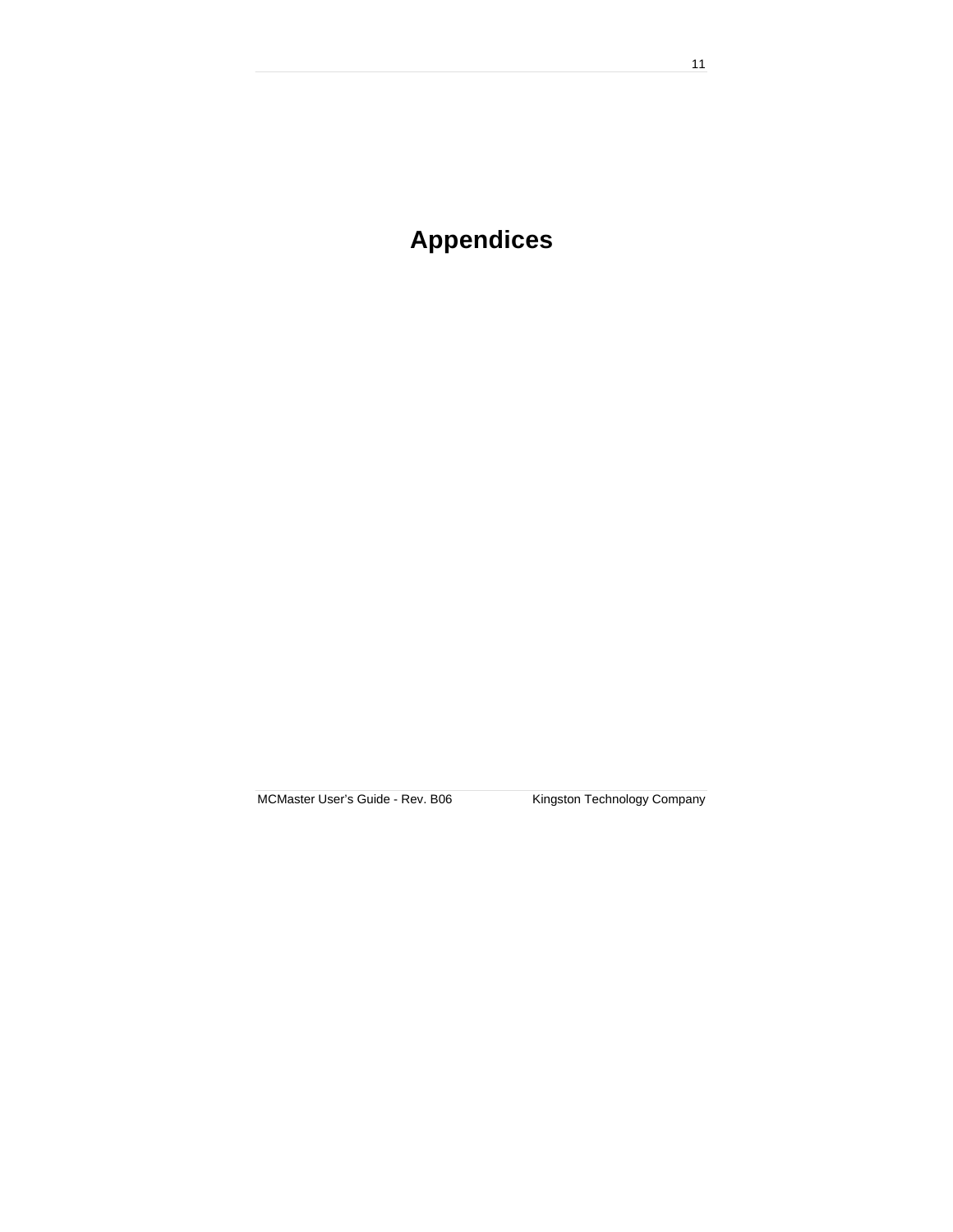# Appendices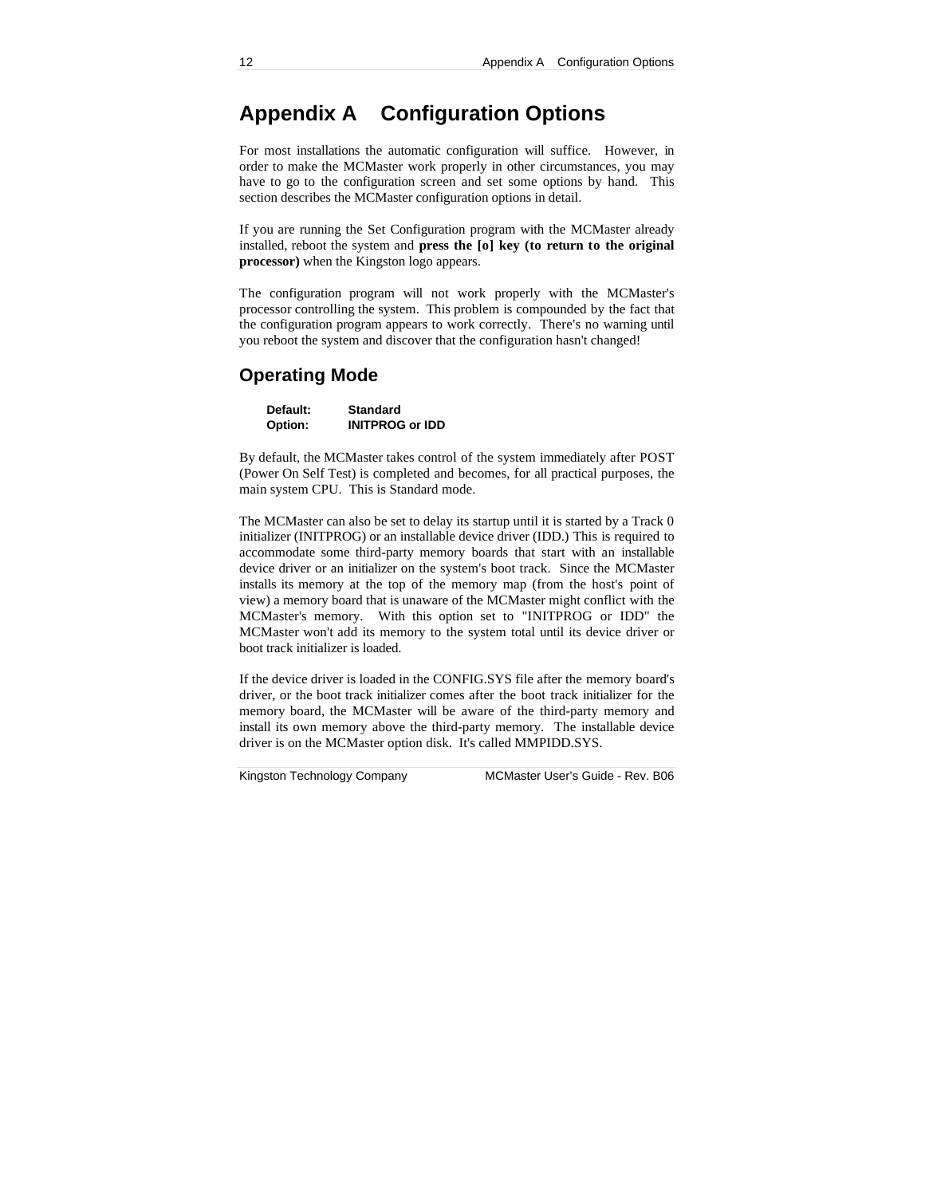# Appendix A Configuration Options

For most installations the automatic configuration will suffice. However, in order to make the MCMaster work properly in other circumstances, you may have to go to the configuration screen and set some options by hand. This section describes the MCMaster configuration options in detail.

If you are running the Set Configuration program with the MCMaster already installed, reboot the system and **press the [o] key (to return to the original processor)** when the Kingston logo appears.

The configuration program will not work properly with the MCMaster's processor controlling the system. This problem is compounded by the fact that the configuration program appears to work correctly. There's no warning until you reboot the system and discover that the configuration hasn't changed!

## Operating Mode

**Default:** **Standard**
**Option:** **INITPROG or IDD**

By default, the MCMaster takes control of the system immediately after POST (Power On Self Test) is completed and becomes, for all practical purposes, the main system CPU. This is Standard mode.

The MCMaster can also be set to delay its startup until it is started by a Track 0 initializer (INITPROG) or an installable device driver (IDD.) This is required to accommodate some third-party memory boards that start with an installable device driver or an initializer on the system's boot track. Since the MCMaster installs its memory at the top of the memory map (from the host's point of view) a memory board that is unaware of the MCMaster might conflict with the MCMaster's memory. With this option set to "INITPROG or IDD" the MCMaster won't add its memory to the system total until its device driver or boot track initializer is loaded.

If the device driver is loaded in the CONFIG.SYS file after the memory board's driver, or the boot track initializer comes after the boot track initializer for the memory board, the MCMaster will be aware of the third-party memory and install its own memory above the third-party memory. The installable device driver is on the MCMaster option disk. It's called MMPIDD.SYS.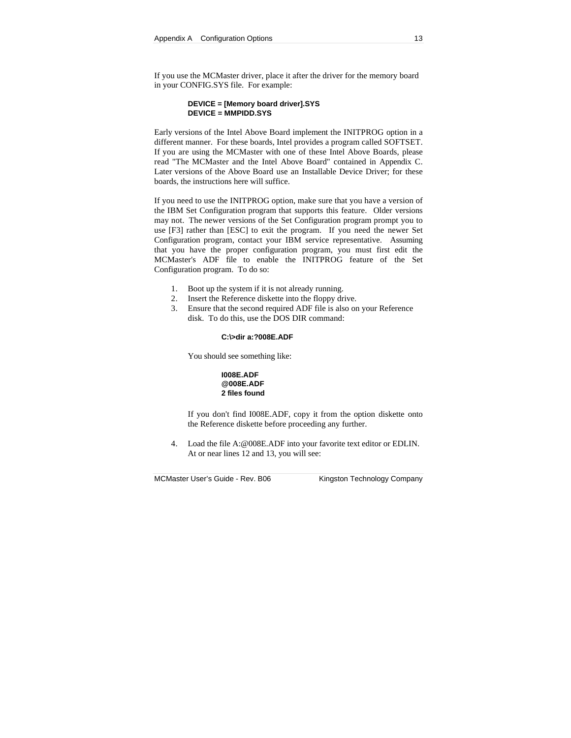If you use the MCMaster driver, place it after the driver for the memory board in your CONFIG.SYS file. For example:

```
DEVICE = [Memory board driver].SYS
DEVICE = MMPIDD.SYS
```

Early versions of the Intel Above Board implement the INITPROG option in a different manner. For these boards, Intel provides a program called SOFTSET. If you are using the MCMaster with one of these Intel Above Boards, please read "The MCMaster and the Intel Above Board" contained in Appendix C. Later versions of the Above Board use an Installable Device Driver; for these boards, the instructions here will suffice.

If you need to use the INITPROG option, make sure that you have a version of the IBM Set Configuration program that supports this feature. Older versions may not. The newer versions of the Set Configuration program prompt you to use [F3] rather than [ESC] to exit the program. If you need the newer Set Configuration program, contact your IBM service representative. Assuming that you have the proper configuration program, you must first edit the MCMaster's ADF file to enable the INITPROG feature of the Set Configuration program. To do so:

1. Boot up the system if it is not already running.
2. Insert the Reference diskette into the floppy drive.
3. Ensure that the second required ADF file is also on your Reference disk. To do this, use the DOS DIR command:

   ```
   C:\>dir a:?008E.ADF
   ```

   You should see something like:

   ```
   I008E.ADF
   @008E.ADF
   2 files found
   ```

   If you don't find I008E.ADF, copy it from the option diskette onto the Reference diskette before proceeding any further.

4. Load the file A:@008E.ADF into your favorite text editor or EDLIN. At or near lines 12 and 13, you will see: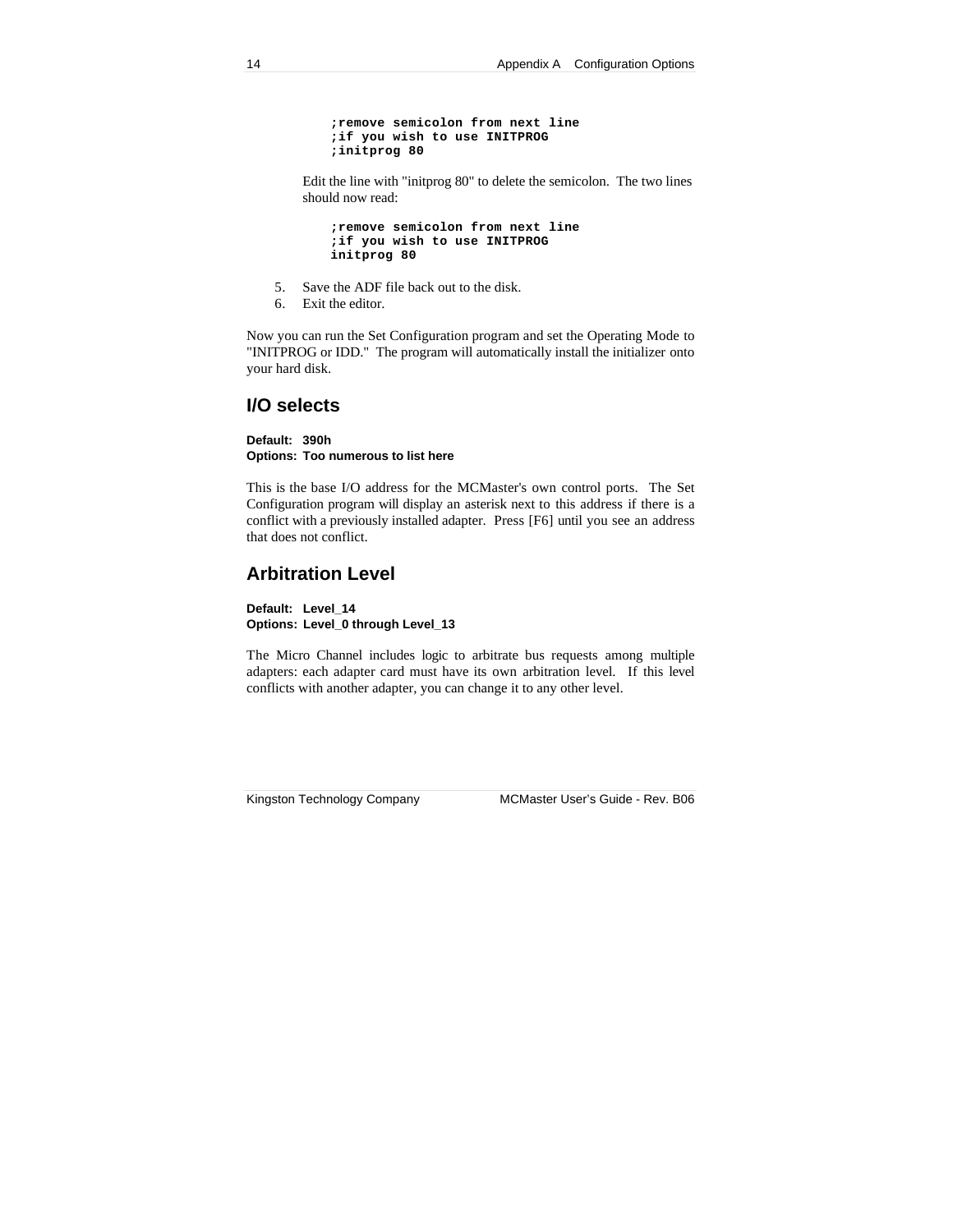```
;remove semicolon from next line
;if you wish to use INITPROG
;initprog 80
```

Edit the line with "initprog 80" to delete the semicolon. The two lines should now read:

```
;remove semicolon from next line
;if you wish to use INITPROG
initprog 80
```

5. Save the ADF file back out to the disk.
6. Exit the editor.

Now you can run the Set Configuration program and set the Operating Mode to "INITPROG or IDD." The program will automatically install the initializer onto your hard disk.

## I/O selects

**Default: 390h**
**Options: Too numerous to list here**

This is the base I/O address for the MCMaster's own control ports. The Set Configuration program will display an asterisk next to this address if there is a conflict with a previously installed adapter. Press [F6] until you see an address that does not conflict.

## Arbitration Level

**Default: Level_14**
**Options: Level_0 through Level_13**

The Micro Channel includes logic to arbitrate bus requests among multiple adapters: each adapter card must have its own arbitration level. If this level conflicts with another adapter, you can change it to any other level.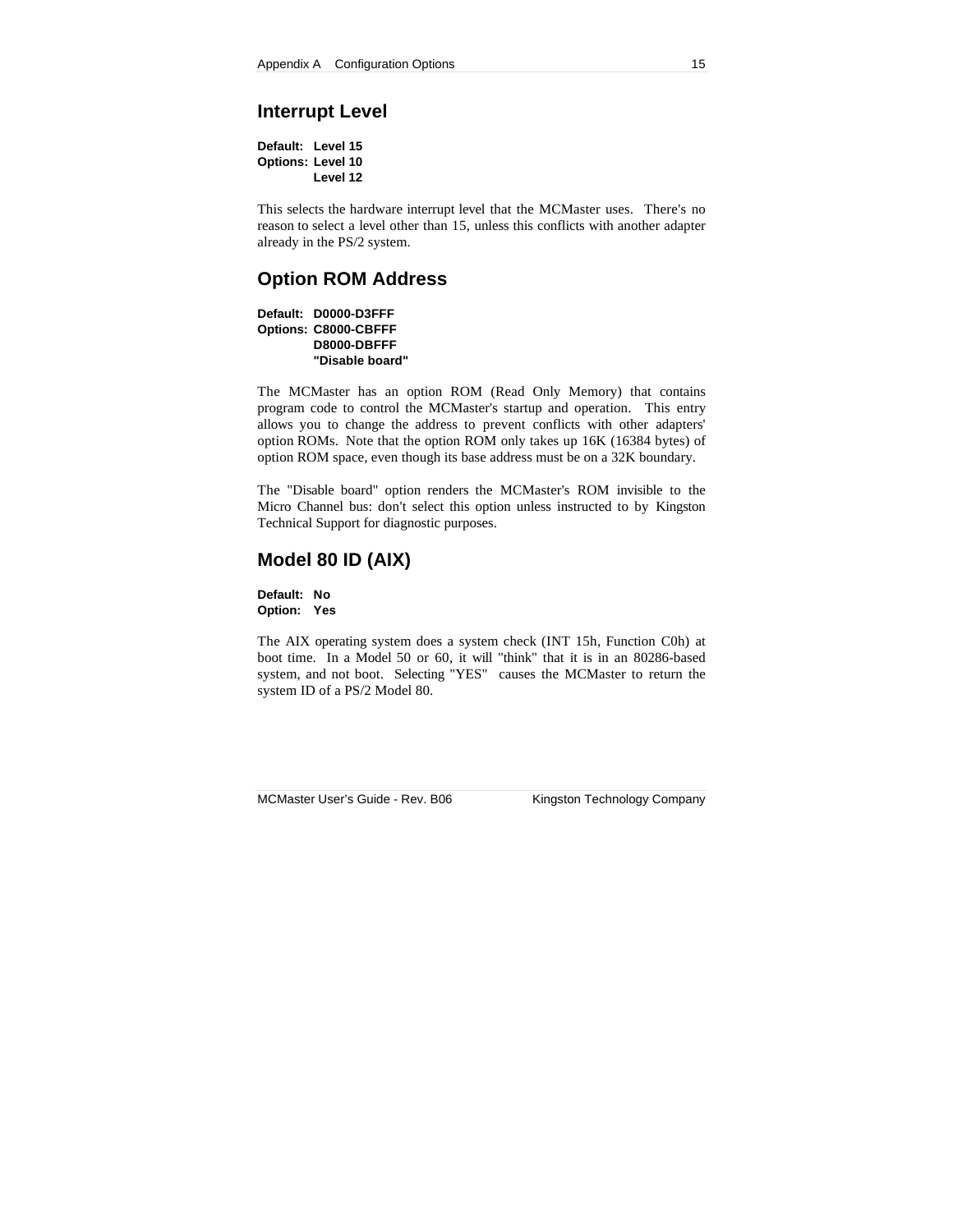## Interrupt Level

**Default: Level 15**
**Options: Level 10**
**Level 12**

This selects the hardware interrupt level that the MCMaster uses. There's no reason to select a level other than 15, unless this conflicts with another adapter already in the PS/2 system.

## Option ROM Address

**Default: D0000-D3FFF**
**Options: C8000-CBFFF**
**D8000-DBFFF**
**"Disable board"**

The MCMaster has an option ROM (Read Only Memory) that contains program code to control the MCMaster's startup and operation. This entry allows you to change the address to prevent conflicts with other adapters' option ROMs. Note that the option ROM only takes up 16K (16384 bytes) of option ROM space, even though its base address must be on a 32K boundary.

The "Disable board" option renders the MCMaster's ROM invisible to the Micro Channel bus: don't select this option unless instructed to by Kingston Technical Support for diagnostic purposes.

## Model 80 ID (AIX)

**Default: No**
**Option: Yes**

The AIX operating system does a system check (INT 15h, Function C0h) at boot time. In a Model 50 or 60, it will "think" that it is in an 80286-based system, and not boot. Selecting "YES" causes the MCMaster to return the system ID of a PS/2 Model 80.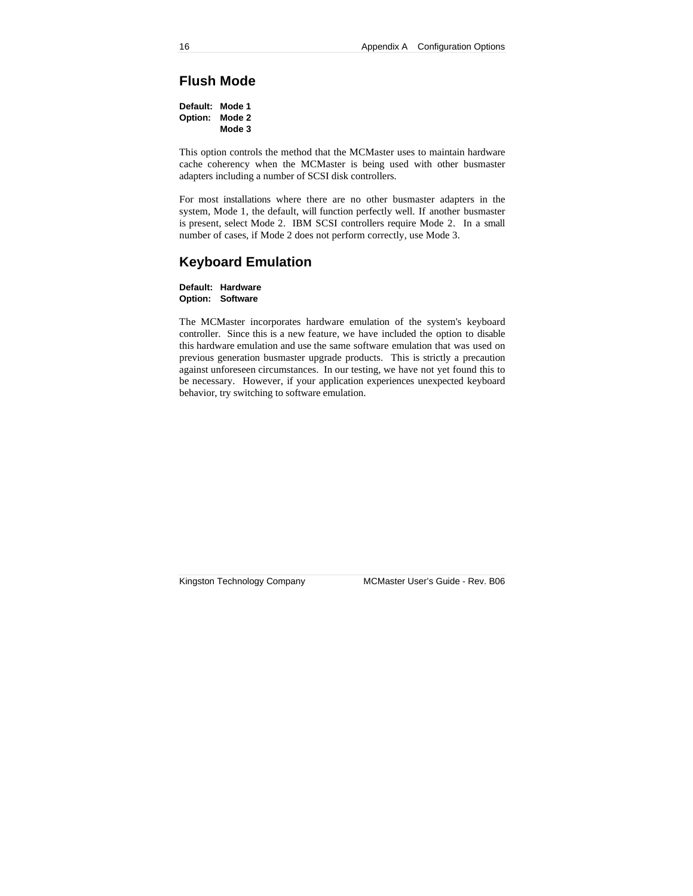## Flush Mode

**Default: Mode 1**
**Option: Mode 2**
**Mode 3**

This option controls the method that the MCMaster uses to maintain hardware cache coherency when the MCMaster is being used with other busmaster adapters including a number of SCSI disk controllers.

For most installations where there are no other busmaster adapters in the system, Mode 1, the default, will function perfectly well. If another busmaster is present, select Mode 2. IBM SCSI controllers require Mode 2. In a small number of cases, if Mode 2 does not perform correctly, use Mode 3.

## Keyboard Emulation

**Default: Hardware**
**Option: Software**

The MCMaster incorporates hardware emulation of the system's keyboard controller. Since this is a new feature, we have included the option to disable this hardware emulation and use the same software emulation that was used on previous generation busmaster upgrade products. This is strictly a precaution against unforeseen circumstances. In our testing, we have not yet found this to be necessary. However, if your application experiences unexpected keyboard behavior, try switching to software emulation.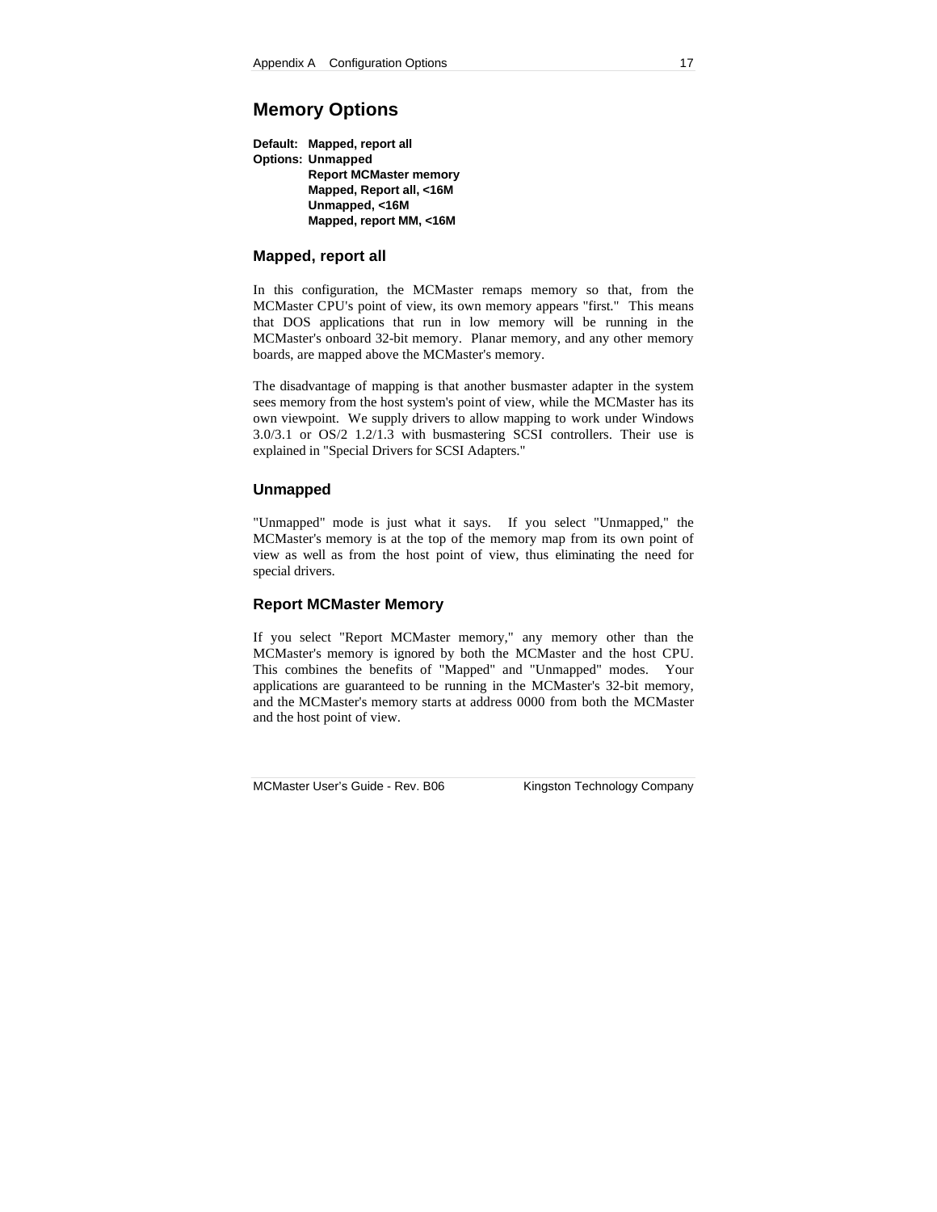## Memory Options

**Default: Mapped, report all**
**Options: Unmapped**
**Report MCMaster memory**
**Mapped, Report all, <16M**
**Unmapped, <16M**
**Mapped, report MM, <16M**

### Mapped, report all

In this configuration, the MCMaster remaps memory so that, from the MCMaster CPU's point of view, its own memory appears "first." This means that DOS applications that run in low memory will be running in the MCMaster's onboard 32-bit memory. Planar memory, and any other memory boards, are mapped above the MCMaster's memory.

The disadvantage of mapping is that another busmaster adapter in the system sees memory from the host system's point of view, while the MCMaster has its own viewpoint. We supply drivers to allow mapping to work under Windows 3.0/3.1 or OS/2 1.2/1.3 with busmastering SCSI controllers. Their use is explained in "Special Drivers for SCSI Adapters."

### Unmapped

"Unmapped" mode is just what it says. If you select "Unmapped," the MCMaster's memory is at the top of the memory map from its own point of view as well as from the host point of view, thus eliminating the need for special drivers.

### Report MCMaster Memory

If you select "Report MCMaster memory," any memory other than the MCMaster's memory is ignored by both the MCMaster and the host CPU. This combines the benefits of "Mapped" and "Unmapped" modes. Your applications are guaranteed to be running in the MCMaster's 32-bit memory, and the MCMaster's memory starts at address 0000 from both the MCMaster and the host point of view.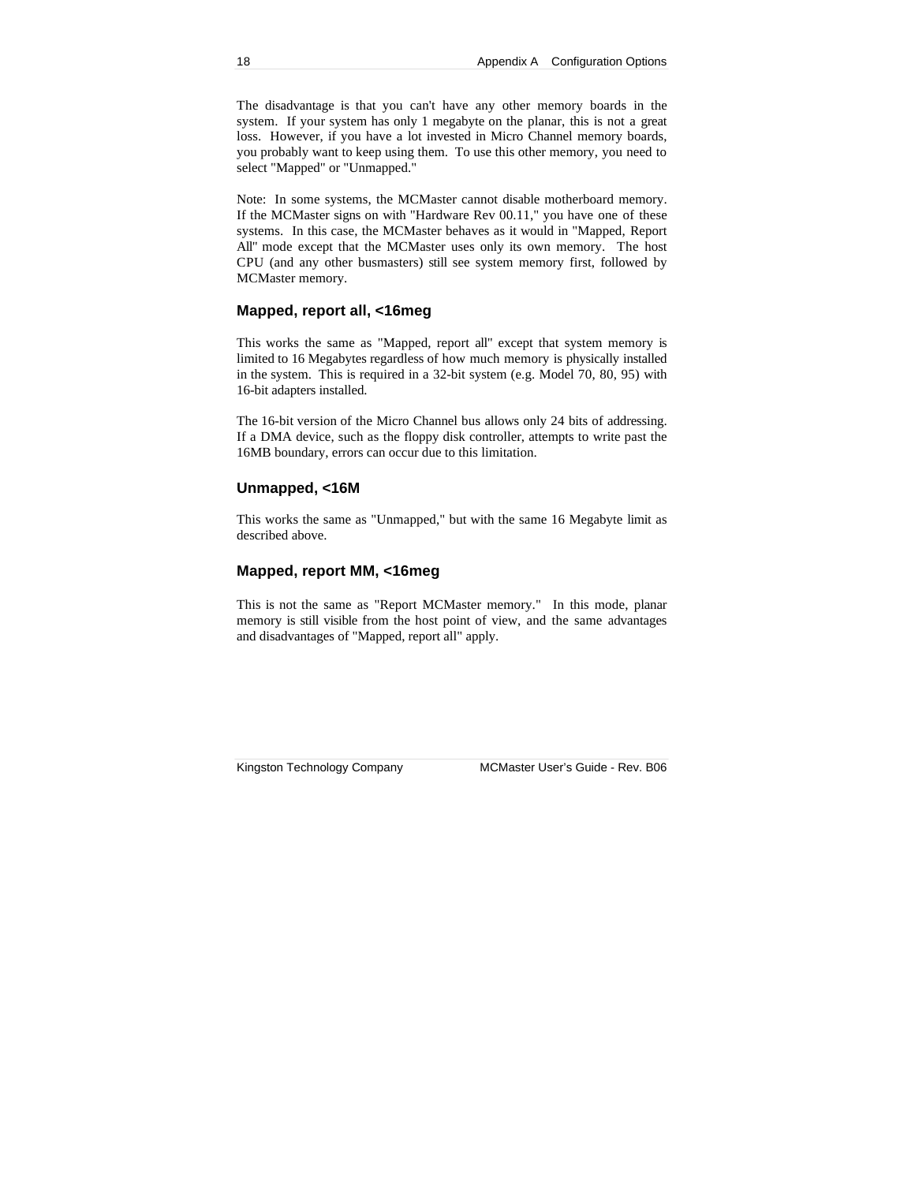The disadvantage is that you can't have any other memory boards in the system. If your system has only 1 megabyte on the planar, this is not a great loss. However, if you have a lot invested in Micro Channel memory boards, you probably want to keep using them. To use this other memory, you need to select "Mapped" or "Unmapped."

Note: In some systems, the MCMaster cannot disable motherboard memory. If the MCMaster signs on with "Hardware Rev 00.11," you have one of these systems. In this case, the MCMaster behaves as it would in "Mapped, Report All" mode except that the MCMaster uses only its own memory. The host CPU (and any other busmasters) still see system memory first, followed by MCMaster memory.

### Mapped, report all, <16meg

This works the same as "Mapped, report all" except that system memory is limited to 16 Megabytes regardless of how much memory is physically installed in the system. This is required in a 32-bit system (e.g. Model 70, 80, 95) with 16-bit adapters installed.

The 16-bit version of the Micro Channel bus allows only 24 bits of addressing. If a DMA device, such as the floppy disk controller, attempts to write past the 16MB boundary, errors can occur due to this limitation.

### Unmapped, <16M

This works the same as "Unmapped," but with the same 16 Megabyte limit as described above.

### Mapped, report MM, <16meg

This is not the same as "Report MCMaster memory." In this mode, planar memory is still visible from the host point of view, and the same advantages and disadvantages of "Mapped, report all" apply.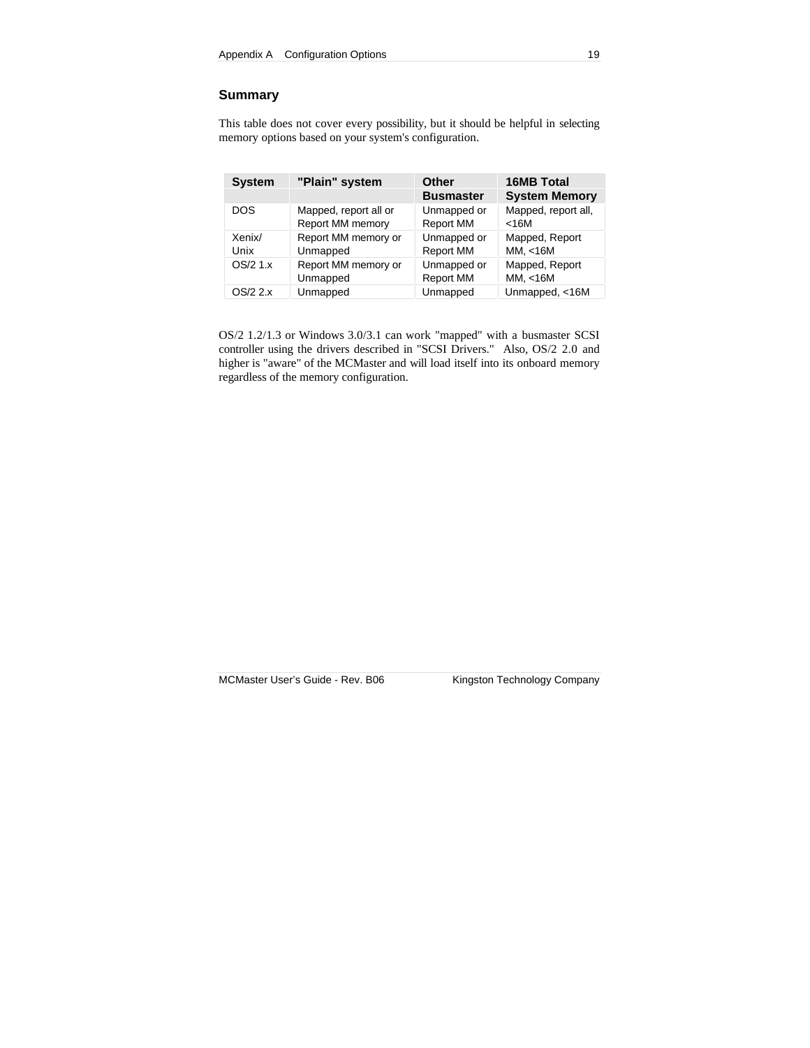## Summary

This table does not cover every possibility, but it should be helpful in selecting memory options based on your system's configuration.

| System | "Plain" system | Other Busmaster | 16MB Total System Memory |
|---|---|---|---|
| DOS | Mapped, report all or Report MM memory | Unmapped or Report MM | Mapped, report all, <16M |
| Xenix/ Unix | Report MM memory or Unmapped | Unmapped or Report MM | Mapped, Report MM, <16M |
| OS/2 1.x | Report MM memory or Unmapped | Unmapped or Report MM | Mapped, Report MM, <16M |
| OS/2 2.x | Unmapped | Unmapped | Unmapped, <16M |

OS/2 1.2/1.3 or Windows 3.0/3.1 can work "mapped" with a busmaster SCSI controller using the drivers described in "SCSI Drivers." Also, OS/2 2.0 and higher is "aware" of the MCMaster and will load itself into its onboard memory regardless of the memory configuration.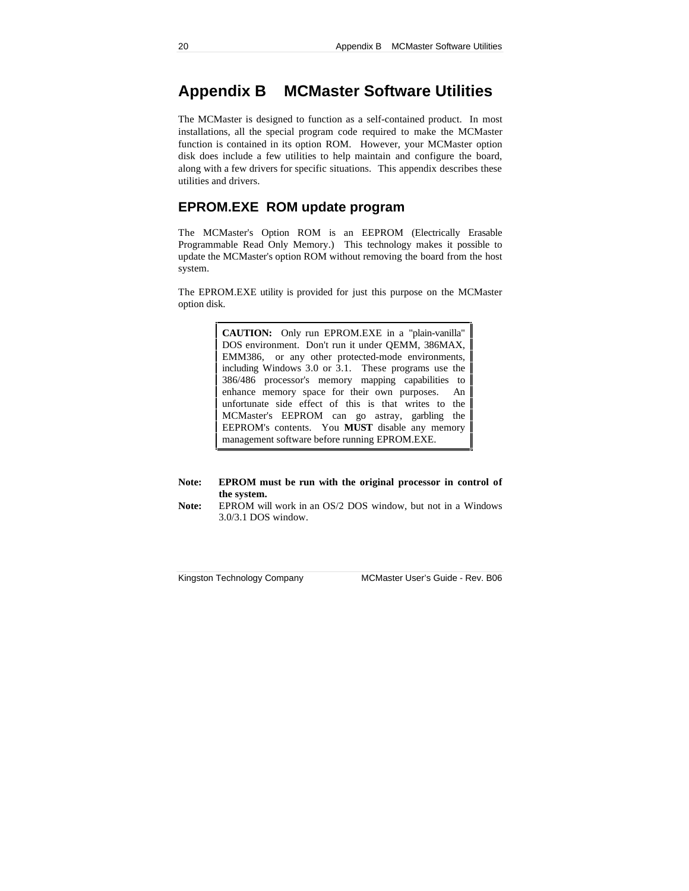# Appendix B MCMaster Software Utilities

The MCMaster is designed to function as a self-contained product. In most installations, all the special program code required to make the MCMaster function is contained in its option ROM. However, your MCMaster option disk does include a few utilities to help maintain and configure the board, along with a few drivers for specific situations. This appendix describes these utilities and drivers.

## EPROM.EXE ROM update program

The MCMaster's Option ROM is an EEPROM (Electrically Erasable Programmable Read Only Memory.) This technology makes it possible to update the MCMaster's option ROM without removing the board from the host system.

The EPROM.EXE utility is provided for just this purpose on the MCMaster option disk.

> **CAUTION:** Only run EPROM.EXE in a "plain-vanilla" DOS environment. Don't run it under QEMM, 386MAX, EMM386, or any other protected-mode environments, including Windows 3.0 or 3.1. These programs use the 386/486 processor's memory mapping capabilities to enhance memory space for their own purposes. An unfortunate side effect of this is that writes to the MCMaster's EEPROM can go astray, garbling the EEPROM's contents. You **MUST** disable any memory management software before running EPROM.EXE.

**Note:** **EPROM must be run with the original processor in control of the system.**

**Note:** EPROM will work in an OS/2 DOS window, but not in a Windows 3.0/3.1 DOS window.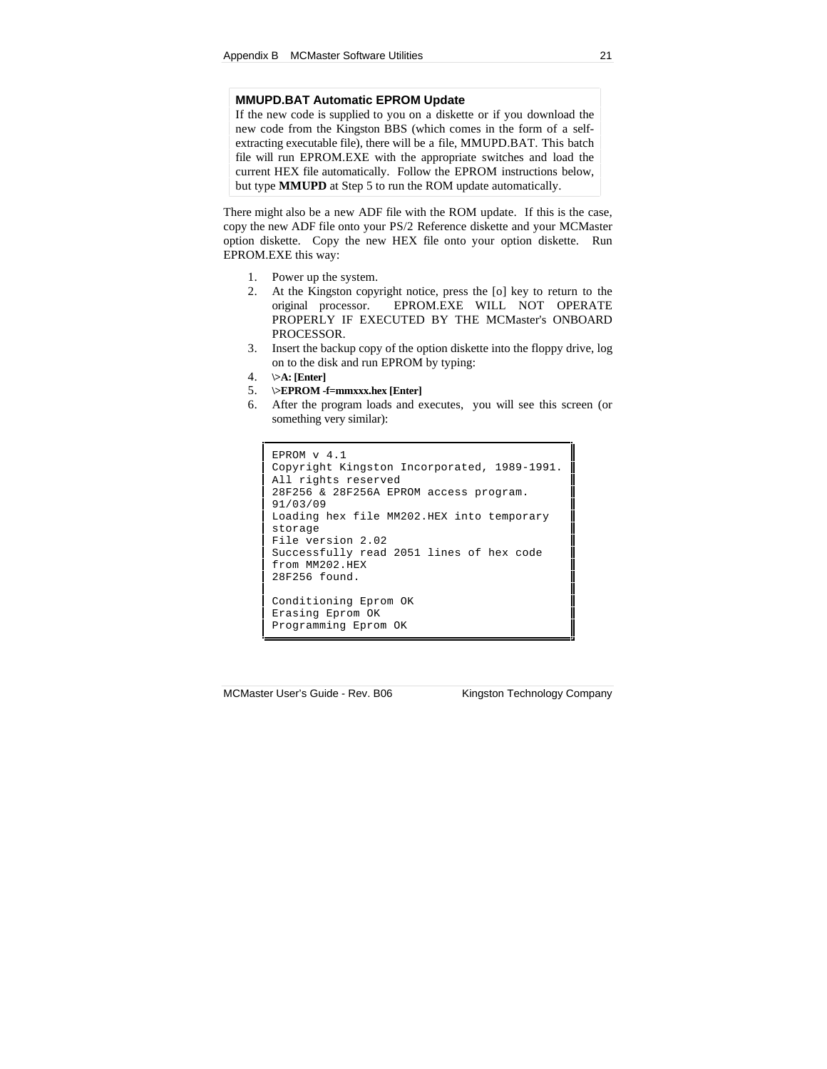### MMUPD.BAT Automatic EPROM Update

If the new code is supplied to you on a diskette or if you download the new code from the Kingston BBS (which comes in the form of a self-extracting executable file), there will be a file, MMUPD.BAT. This batch file will run EPROM.EXE with the appropriate switches and load the current HEX file automatically. Follow the EPROM instructions below, but type **MMUPD** at Step 5 to run the ROM update automatically.

There might also be a new ADF file with the ROM update. If this is the case, copy the new ADF file onto your PS/2 Reference diskette and your MCMaster option diskette. Copy the new HEX file onto your option diskette. Run EPROM.EXE this way:

1. Power up the system.
2. At the Kingston copyright notice, press the [o] key to return to the original processor. EPROM.EXE WILL NOT OPERATE PROPERLY IF EXECUTED BY THE MCMaster's ONBOARD PROCESSOR.
3. Insert the backup copy of the option diskette into the floppy drive, log on to the disk and run EPROM by typing:
4. **\>A: [Enter]**
5. **\>EPROM -f=mmxxx.hex [Enter]**
6. After the program loads and executes, you will see this screen (or something very similar):

```
EPROM v 4.1
Copyright Kingston Incorporated, 1989-1991.
All rights reserved
28F256 & 28F256A EPROM access program.
91/03/09
Loading hex file MM202.HEX into temporary
storage
File version 2.02
Successfully read 2051 lines of hex code
from MM202.HEX
28F256 found.

Conditioning Eprom OK
Erasing Eprom OK
Programming Eprom OK
```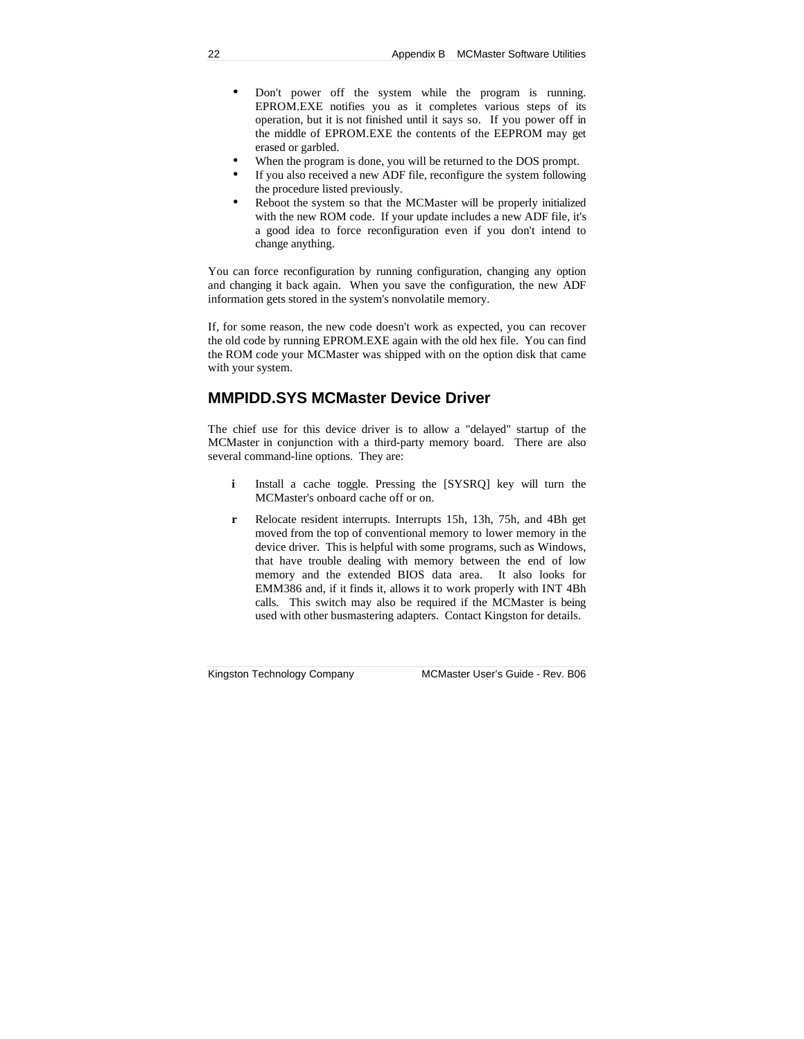- Don't power off the system while the program is running. EPROM.EXE notifies you as it completes various steps of its operation, but it is not finished until it says so. If you power off in the middle of EPROM.EXE the contents of the EEPROM may get erased or garbled.
- When the program is done, you will be returned to the DOS prompt.
- If you also received a new ADF file, reconfigure the system following the procedure listed previously.
- Reboot the system so that the MCMaster will be properly initialized with the new ROM code. If your update includes a new ADF file, it's a good idea to force reconfiguration even if you don't intend to change anything.

You can force reconfiguration by running configuration, changing any option and changing it back again. When you save the configuration, the new ADF information gets stored in the system's nonvolatile memory.

If, for some reason, the new code doesn't work as expected, you can recover the old code by running EPROM.EXE again with the old hex file. You can find the ROM code your MCMaster was shipped with on the option disk that came with your system.

## MMPIDD.SYS MCMaster Device Driver

The chief use for this device driver is to allow a "delayed" startup of the MCMaster in conjunction with a third-party memory board. There are also several command-line options. They are:

**i** Install a cache toggle. Pressing the [SYSRQ] key will turn the MCMaster's onboard cache off or on.

**r** Relocate resident interrupts. Interrupts 15h, 13h, 75h, and 4Bh get moved from the top of conventional memory to lower memory in the device driver. This is helpful with some programs, such as Windows, that have trouble dealing with memory between the end of low memory and the extended BIOS data area. It also looks for EMM386 and, if it finds it, allows it to work properly with INT 4Bh calls. This switch may also be required if the MCMaster is being used with other busmastering adapters. Contact Kingston for details.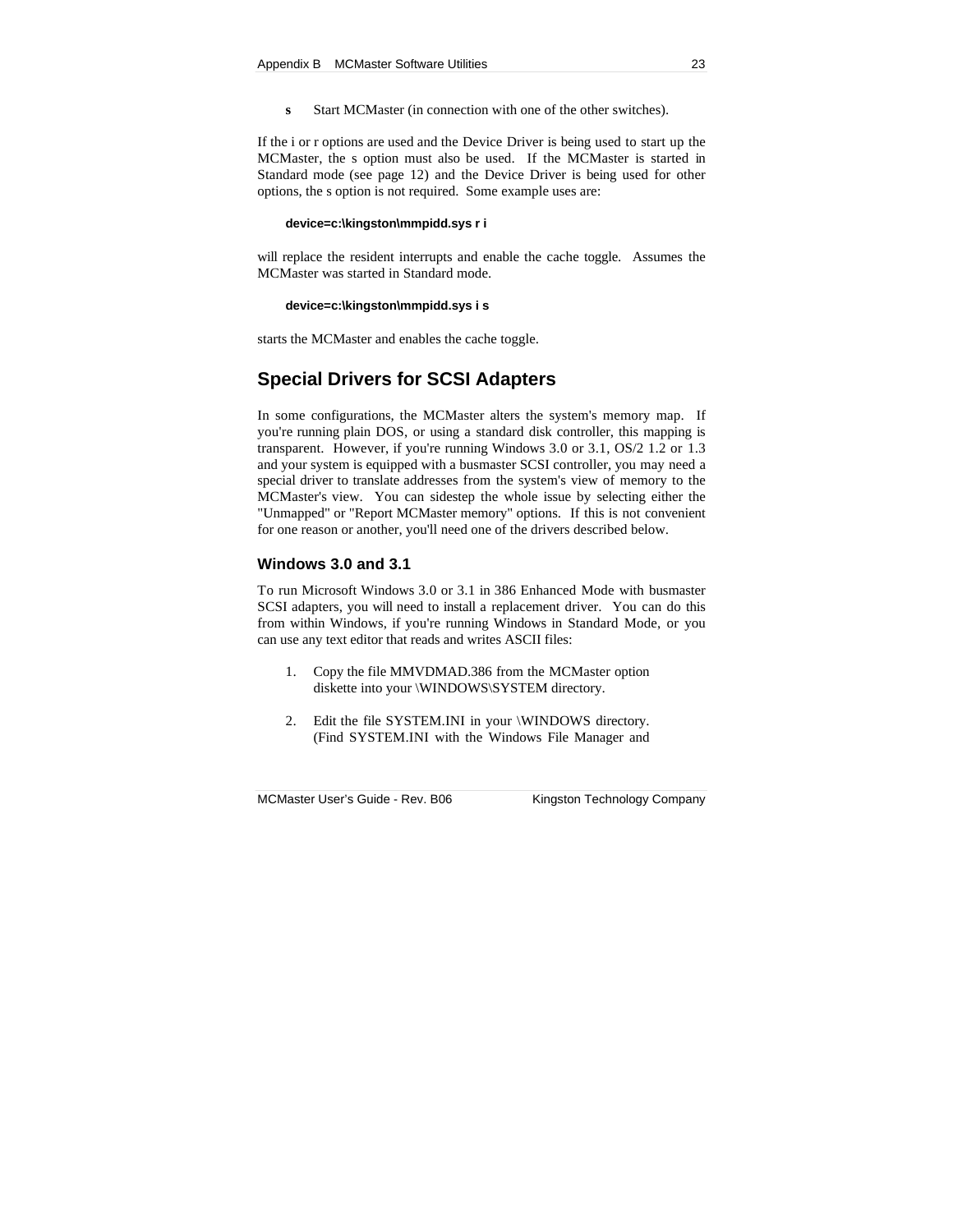**s** Start MCMaster (in connection with one of the other switches).

If the i or r options are used and the Device Driver is being used to start up the MCMaster, the s option must also be used. If the MCMaster is started in Standard mode (see page 12) and the Device Driver is being used for other options, the s option is not required. Some example uses are:

```
device=c:\kingston\mmpidd.sys r i
```

will replace the resident interrupts and enable the cache toggle. Assumes the MCMaster was started in Standard mode.

```
device=c:\kingston\mmpidd.sys i s
```

starts the MCMaster and enables the cache toggle.

## Special Drivers for SCSI Adapters

In some configurations, the MCMaster alters the system's memory map. If you're running plain DOS, or using a standard disk controller, this mapping is transparent. However, if you're running Windows 3.0 or 3.1, OS/2 1.2 or 1.3 and your system is equipped with a busmaster SCSI controller, you may need a special driver to translate addresses from the system's view of memory to the MCMaster's view. You can sidestep the whole issue by selecting either the "Unmapped" or "Report MCMaster memory" options. If this is not convenient for one reason or another, you'll need one of the drivers described below.

### Windows 3.0 and 3.1

To run Microsoft Windows 3.0 or 3.1 in 386 Enhanced Mode with busmaster SCSI adapters, you will need to install a replacement driver. You can do this from within Windows, if you're running Windows in Standard Mode, or you can use any text editor that reads and writes ASCII files:

1. Copy the file MMVDMAD.386 from the MCMaster option diskette into your \WINDOWS\SYSTEM directory.

2. Edit the file SYSTEM.INI in your \WINDOWS directory. (Find SYSTEM.INI with the Windows File Manager and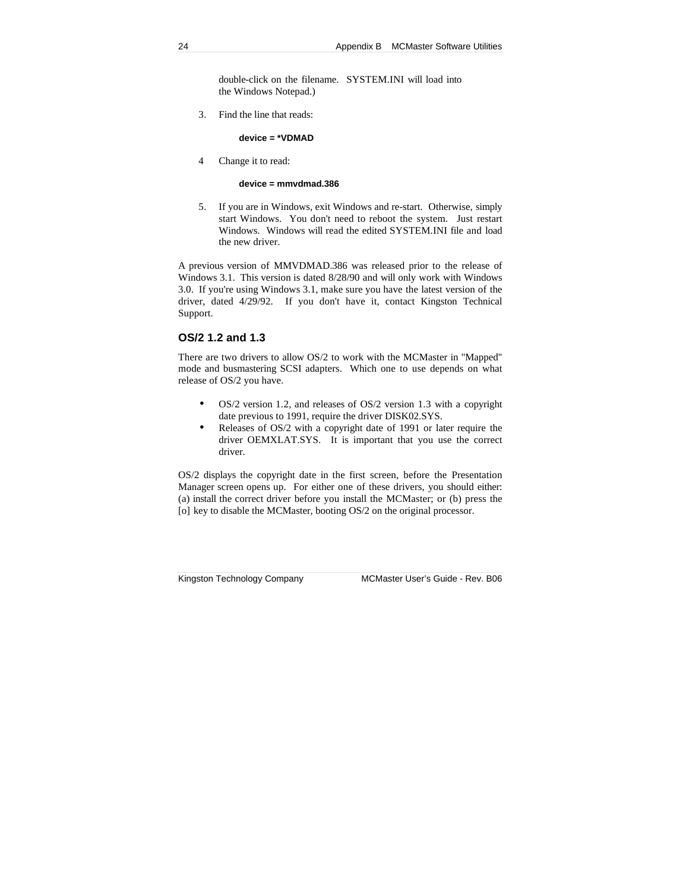double-click on the filename. SYSTEM.INI will load into the Windows Notepad.)

3. Find the line that reads:

   **device = *VDMAD**

4 Change it to read:

   **device = mmvdmad.386**

5. If you are in Windows, exit Windows and re-start. Otherwise, simply start Windows. You don't need to reboot the system. Just restart Windows. Windows will read the edited SYSTEM.INI file and load the new driver.

A previous version of MMVDMAD.386 was released prior to the release of Windows 3.1. This version is dated 8/28/90 and will only work with Windows 3.0. If you're using Windows 3.1, make sure you have the latest version of the driver, dated 4/29/92. If you don't have it, contact Kingston Technical Support.

## OS/2 1.2 and 1.3

There are two drivers to allow OS/2 to work with the MCMaster in "Mapped" mode and busmastering SCSI adapters. Which one to use depends on what release of OS/2 you have.

- OS/2 version 1.2, and releases of OS/2 version 1.3 with a copyright date previous to 1991, require the driver DISK02.SYS.
- Releases of OS/2 with a copyright date of 1991 or later require the driver OEMXLAT.SYS. It is important that you use the correct driver.

OS/2 displays the copyright date in the first screen, before the Presentation Manager screen opens up. For either one of these drivers, you should either: (a) install the correct driver before you install the MCMaster; or (b) press the [o] key to disable the MCMaster, booting OS/2 on the original processor.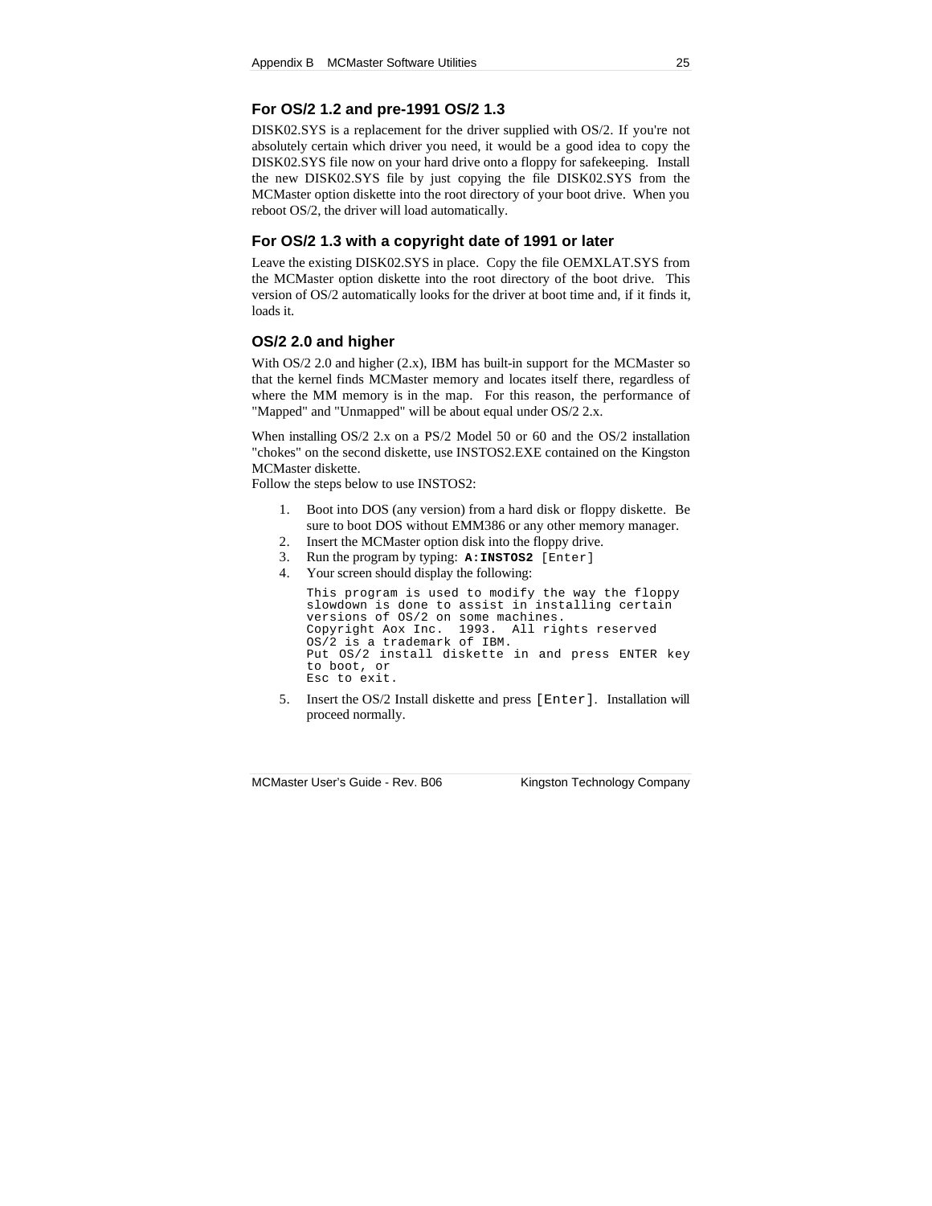### For OS/2 1.2 and pre-1991 OS/2 1.3

DISK02.SYS is a replacement for the driver supplied with OS/2. If you're not absolutely certain which driver you need, it would be a good idea to copy the DISK02.SYS file now on your hard drive onto a floppy for safekeeping. Install the new DISK02.SYS file by just copying the file DISK02.SYS from the MCMaster option diskette into the root directory of your boot drive. When you reboot OS/2, the driver will load automatically.

### For OS/2 1.3 with a copyright date of 1991 or later

Leave the existing DISK02.SYS in place. Copy the file OEMXLAT.SYS from the MCMaster option diskette into the root directory of the boot drive. This version of OS/2 automatically looks for the driver at boot time and, if it finds it, loads it.

### OS/2 2.0 and higher

With OS/2 2.0 and higher (2.x), IBM has built-in support for the MCMaster so that the kernel finds MCMaster memory and locates itself there, regardless of where the MM memory is in the map. For this reason, the performance of "Mapped" and "Unmapped" will be about equal under OS/2 2.x.

When installing OS/2 2.x on a PS/2 Model 50 or 60 and the OS/2 installation "chokes" on the second diskette, use INSTOS2.EXE contained on the Kingston MCMaster diskette.
Follow the steps below to use INSTOS2:

1. Boot into DOS (any version) from a hard disk or floppy diskette. Be sure to boot DOS without EMM386 or any other memory manager.
2. Insert the MCMaster option disk into the floppy drive.
3. Run the program by typing: **A:INSTOS2** [Enter]
4. Your screen should display the following:

   ```
   This program is used to modify the way the floppy
   slowdown is done to assist in installing certain
   versions of OS/2 on some machines.
   Copyright Aox Inc.  1993.  All rights reserved
   OS/2 is a trademark of IBM.
   Put OS/2 install diskette in and press ENTER key
   to boot, or
   Esc to exit.
   ```

5. Insert the OS/2 Install diskette and press [Enter]. Installation will proceed normally.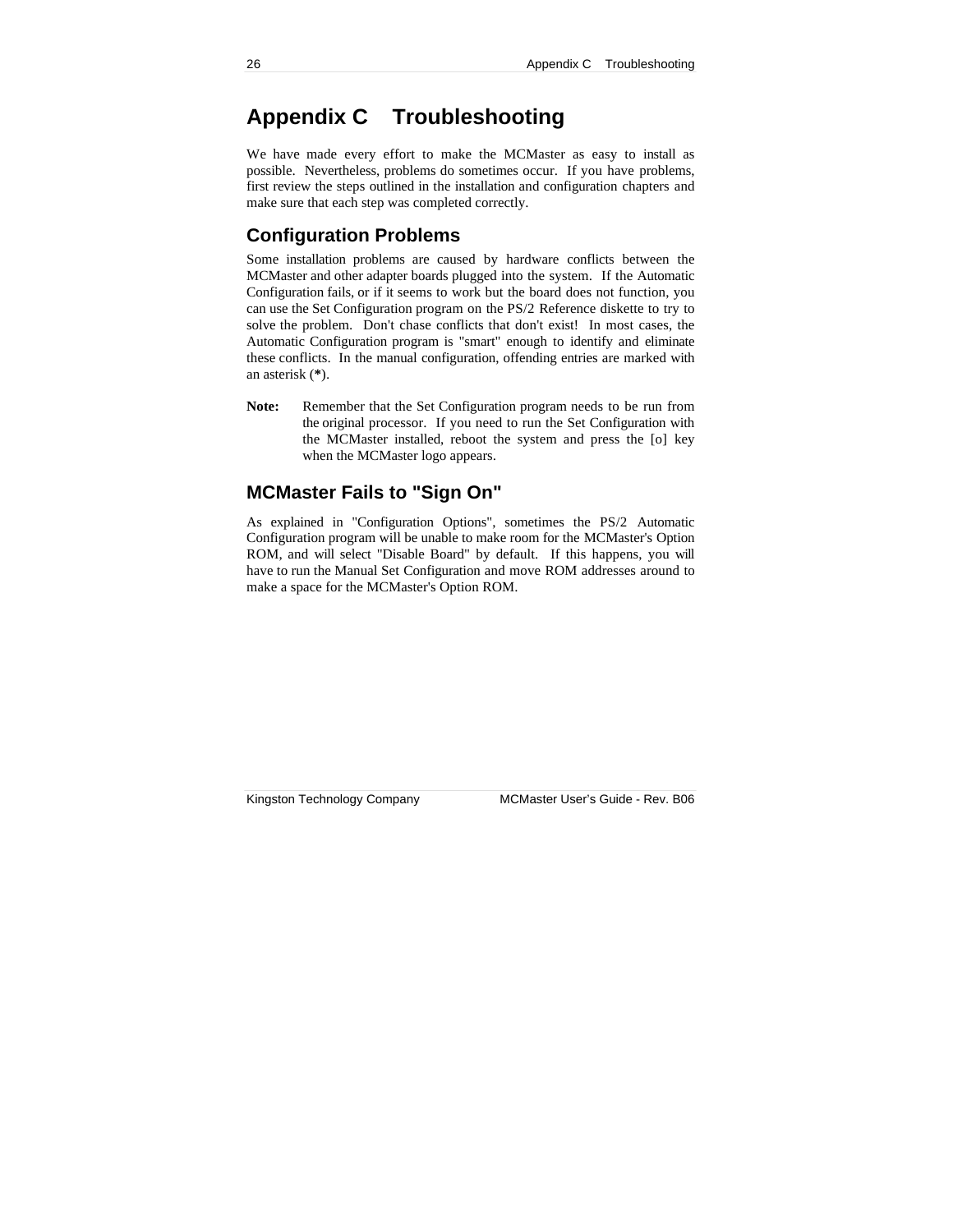# Appendix C Troubleshooting

We have made every effort to make the MCMaster as easy to install as possible. Nevertheless, problems do sometimes occur. If you have problems, first review the steps outlined in the installation and configuration chapters and make sure that each step was completed correctly.

## Configuration Problems

Some installation problems are caused by hardware conflicts between the MCMaster and other adapter boards plugged into the system. If the Automatic Configuration fails, or if it seems to work but the board does not function, you can use the Set Configuration program on the PS/2 Reference diskette to try to solve the problem. Don't chase conflicts that don't exist! In most cases, the Automatic Configuration program is "smart" enough to identify and eliminate these conflicts. In the manual configuration, offending entries are marked with an asterisk (**\***).

**Note:** Remember that the Set Configuration program needs to be run from the original processor. If you need to run the Set Configuration with the MCMaster installed, reboot the system and press the [o] key when the MCMaster logo appears.

## MCMaster Fails to "Sign On"

As explained in "Configuration Options", sometimes the PS/2 Automatic Configuration program will be unable to make room for the MCMaster's Option ROM, and will select "Disable Board" by default. If this happens, you will have to run the Manual Set Configuration and move ROM addresses around to make a space for the MCMaster's Option ROM.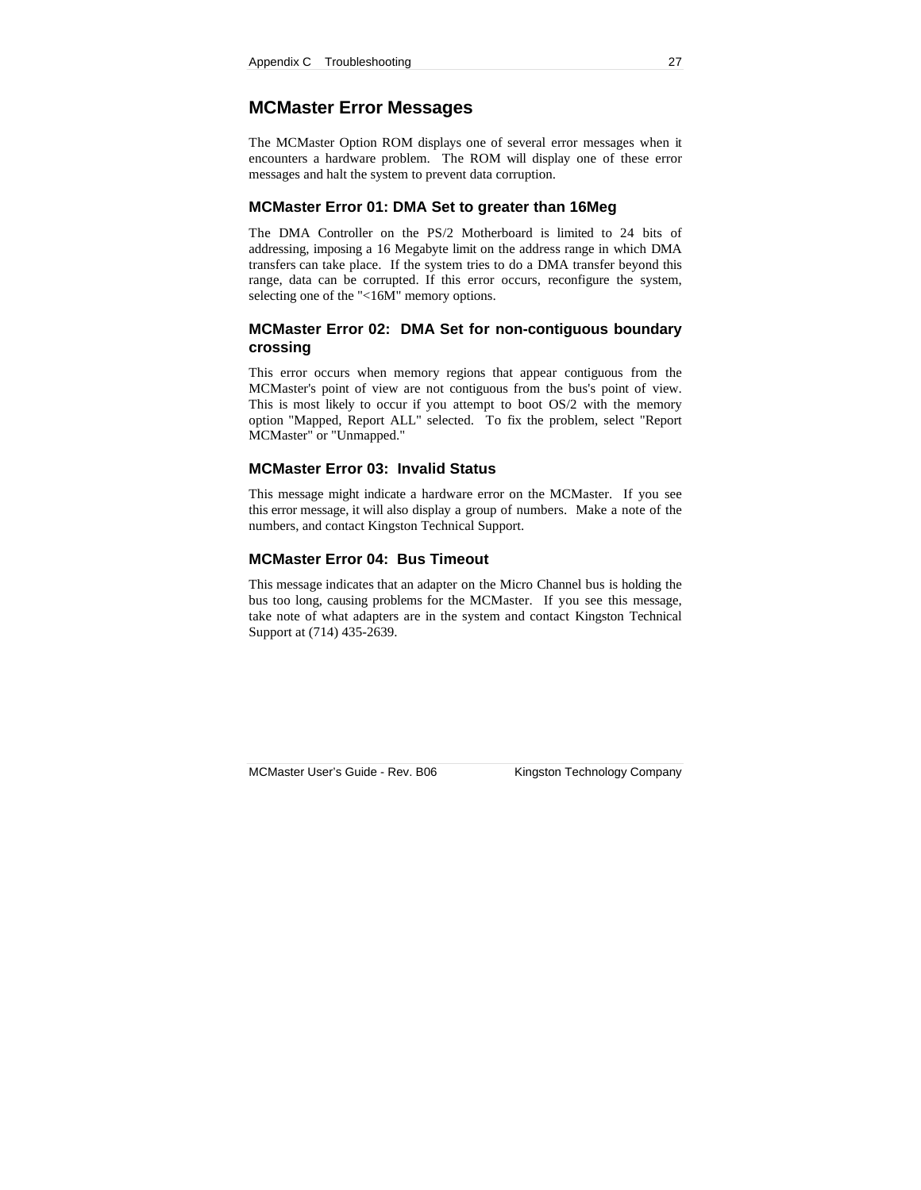## MCMaster Error Messages

The MCMaster Option ROM displays one of several error messages when it encounters a hardware problem. The ROM will display one of these error messages and halt the system to prevent data corruption.

### MCMaster Error 01: DMA Set to greater than 16Meg

The DMA Controller on the PS/2 Motherboard is limited to 24 bits of addressing, imposing a 16 Megabyte limit on the address range in which DMA transfers can take place. If the system tries to do a DMA transfer beyond this range, data can be corrupted. If this error occurs, reconfigure the system, selecting one of the "<16M" memory options.

### MCMaster Error 02: DMA Set for non-contiguous boundary crossing

This error occurs when memory regions that appear contiguous from the MCMaster's point of view are not contiguous from the bus's point of view. This is most likely to occur if you attempt to boot OS/2 with the memory option "Mapped, Report ALL" selected. To fix the problem, select "Report MCMaster" or "Unmapped."

### MCMaster Error 03: Invalid Status

This message might indicate a hardware error on the MCMaster. If you see this error message, it will also display a group of numbers. Make a note of the numbers, and contact Kingston Technical Support.

### MCMaster Error 04: Bus Timeout

This message indicates that an adapter on the Micro Channel bus is holding the bus too long, causing problems for the MCMaster. If you see this message, take note of what adapters are in the system and contact Kingston Technical Support at (714) 435-2639.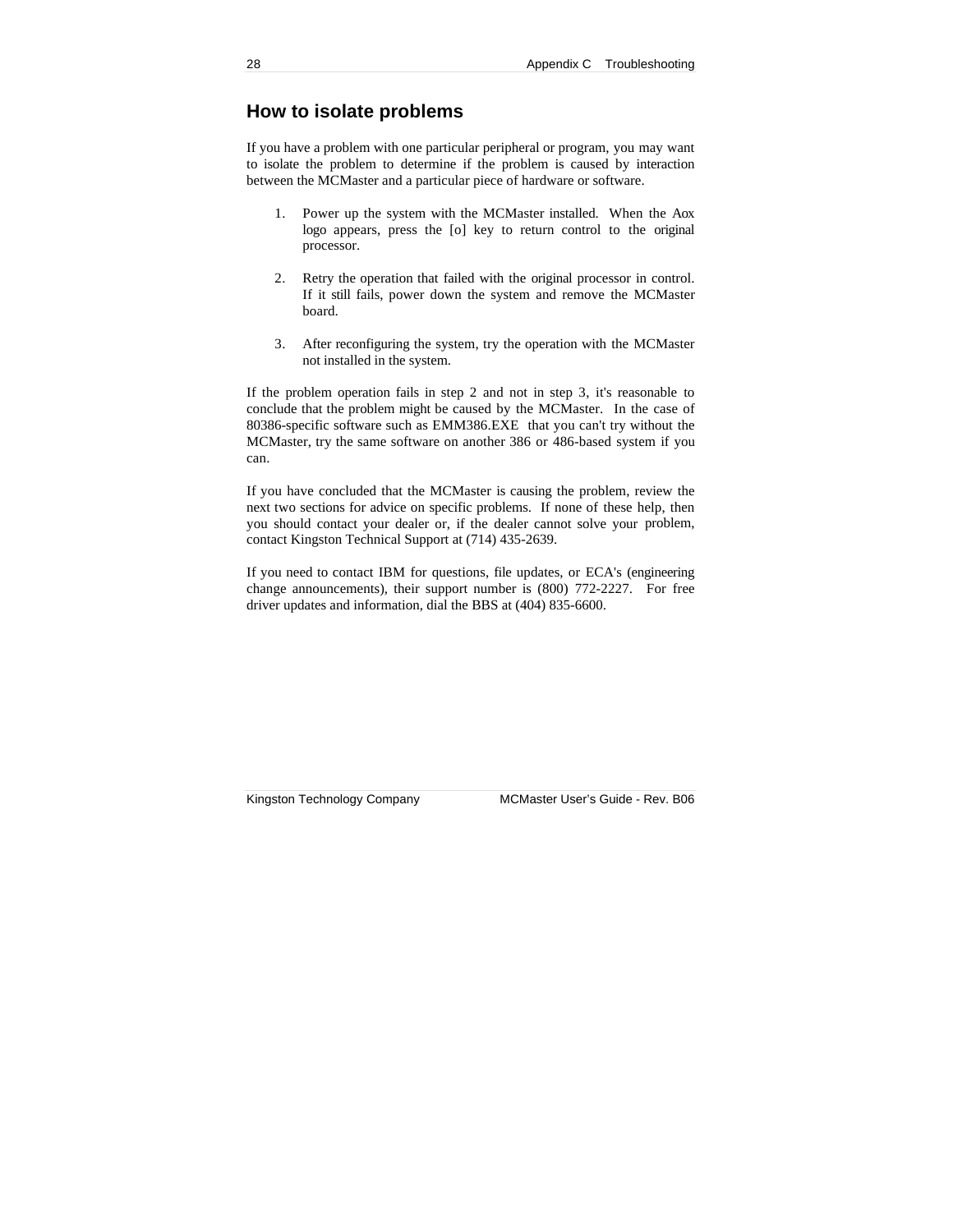## How to isolate problems

If you have a problem with one particular peripheral or program, you may want to isolate the problem to determine if the problem is caused by interaction between the MCMaster and a particular piece of hardware or software.

1. Power up the system with the MCMaster installed. When the Aox logo appears, press the [o] key to return control to the original processor.

2. Retry the operation that failed with the original processor in control. If it still fails, power down the system and remove the MCMaster board.

3. After reconfiguring the system, try the operation with the MCMaster not installed in the system.

If the problem operation fails in step 2 and not in step 3, it's reasonable to conclude that the problem might be caused by the MCMaster. In the case of 80386-specific software such as EMM386.EXE that you can't try without the MCMaster, try the same software on another 386 or 486-based system if you can.

If you have concluded that the MCMaster is causing the problem, review the next two sections for advice on specific problems. If none of these help, then you should contact your dealer or, if the dealer cannot solve your problem, contact Kingston Technical Support at (714) 435-2639.

If you need to contact IBM for questions, file updates, or ECA's (engineering change announcements), their support number is (800) 772-2227. For free driver updates and information, dial the BBS at (404) 835-6600.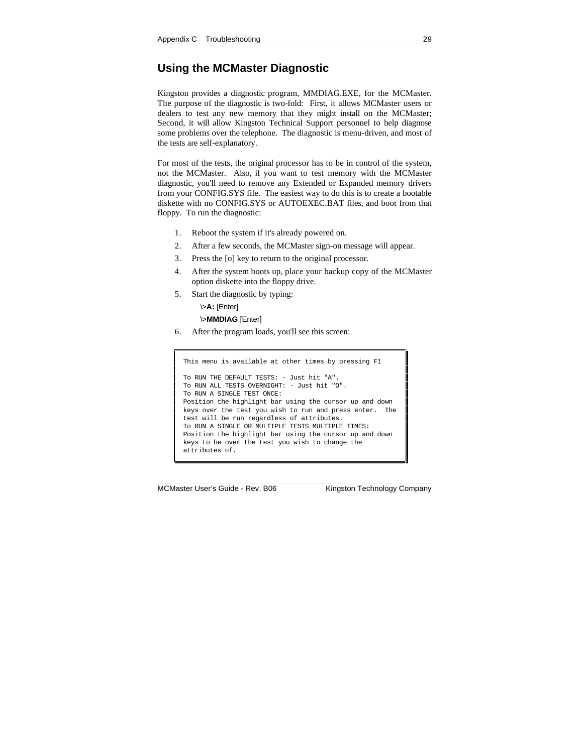## Using the MCMaster Diagnostic

Kingston provides a diagnostic program, MMDIAG.EXE, for the MCMaster. The purpose of the diagnostic is two-fold: First, it allows MCMaster users or dealers to test any new memory that they might install on the MCMaster; Second, it will allow Kingston Technical Support personnel to help diagnose some problems over the telephone. The diagnostic is menu-driven, and most of the tests are self-explanatory.

For most of the tests, the original processor has to be in control of the system, not the MCMaster. Also, if you want to test memory with the MCMaster diagnostic, you'll need to remove any Extended or Expanded memory drivers from your CONFIG.SYS file. The easiest way to do this is to create a bootable diskette with no CONFIG.SYS or AUTOEXEC.BAT files, and boot from that floppy. To run the diagnostic:

1. Reboot the system if it's already powered on.
2. After a few seconds, the MCMaster sign-on message will appear.
3. Press the [o] key to return to the original processor.
4. After the system boots up, place your backup copy of the MCMaster option diskette into the floppy drive.
5. Start the diagnostic by typing:

   \>**A:** [Enter]

   \>**MMDIAG** [Enter]

6. After the program loads, you'll see this screen:

```
This menu is available at other times by pressing F1

To RUN THE DEFAULT TESTS: - Just hit "A".
To RUN ALL TESTS OVERNIGHT: - Just hit "O".
To RUN A SINGLE TEST ONCE:
Position the highlight bar using the cursor up and down
keys over the test you wish to run and press enter.  The
test will be run regardless of attributes.
To RUN A SINGLE OR MULTIPLE TESTS MULTIPLE TIMES:
Position the highlight bar using the cursor up and down
keys to be over the test you wish to change the
attributes of.
```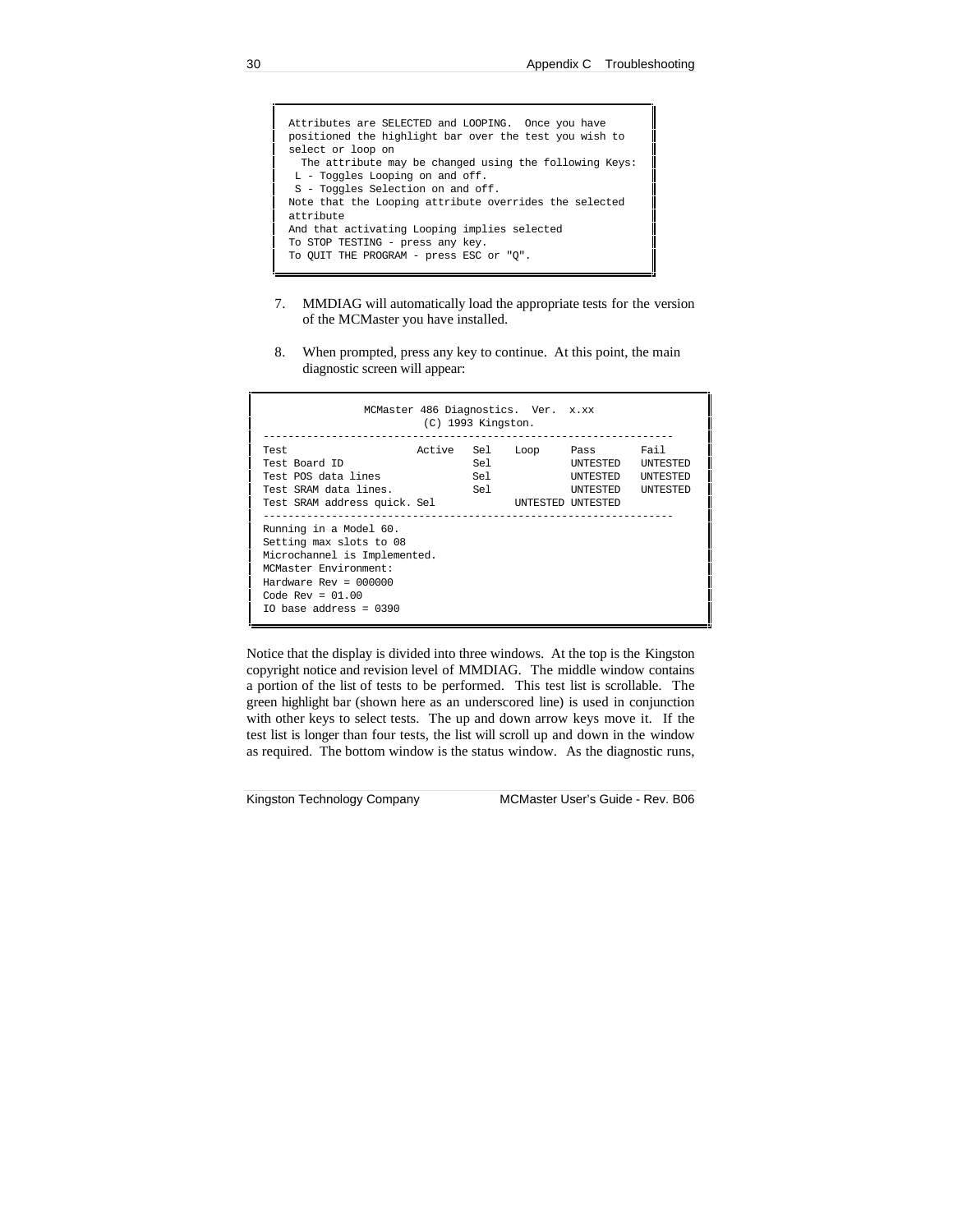```
Attributes are SELECTED and LOOPING.  Once you have
positioned the highlight bar over the test you wish to
select or loop on
  The attribute may be changed using the following Keys:
 L - Toggles Looping on and off.
 S - Toggles Selection on and off.
Note that the Looping attribute overrides the selected
attribute
And that activating Looping implies selected
To STOP TESTING - press any key.
To QUIT THE PROGRAM - press ESC or "Q".
```

7. MMDIAG will automatically load the appropriate tests for the version of the MCMaster you have installed.

8. When prompted, press any key to continue. At this point, the main diagnostic screen will appear:

```
              MCMaster 486 Diagnostics.  Ver.  x.xx
                        (C) 1993 Kingston.
-----------------------------------------------------------------
Test                     Active  Sel   Loop    Pass      Fail
Test Board ID                    Sel           UNTESTED  UNTESTED
Test POS data lines              Sel           UNTESTED  UNTESTED
Test SRAM data lines.            Sel           UNTESTED  UNTESTED
Test SRAM address quick. Sel           UNTESTED UNTESTED
-----------------------------------------------------------------
Running in a Model 60.
Setting max slots to 08
Microchannel is Implemented.
MCMaster Environment:
Hardware Rev = 000000
Code Rev = 01.00
IO base address = 0390
```

Notice that the display is divided into three windows. At the top is the Kingston copyright notice and revision level of MMDIAG. The middle window contains a portion of the list of tests to be performed. This test list is scrollable. The green highlight bar (shown here as an underscored line) is used in conjunction with other keys to select tests. The up and down arrow keys move it. If the test list is longer than four tests, the list will scroll up and down in the window as required. The bottom window is the status window. As the diagnostic runs,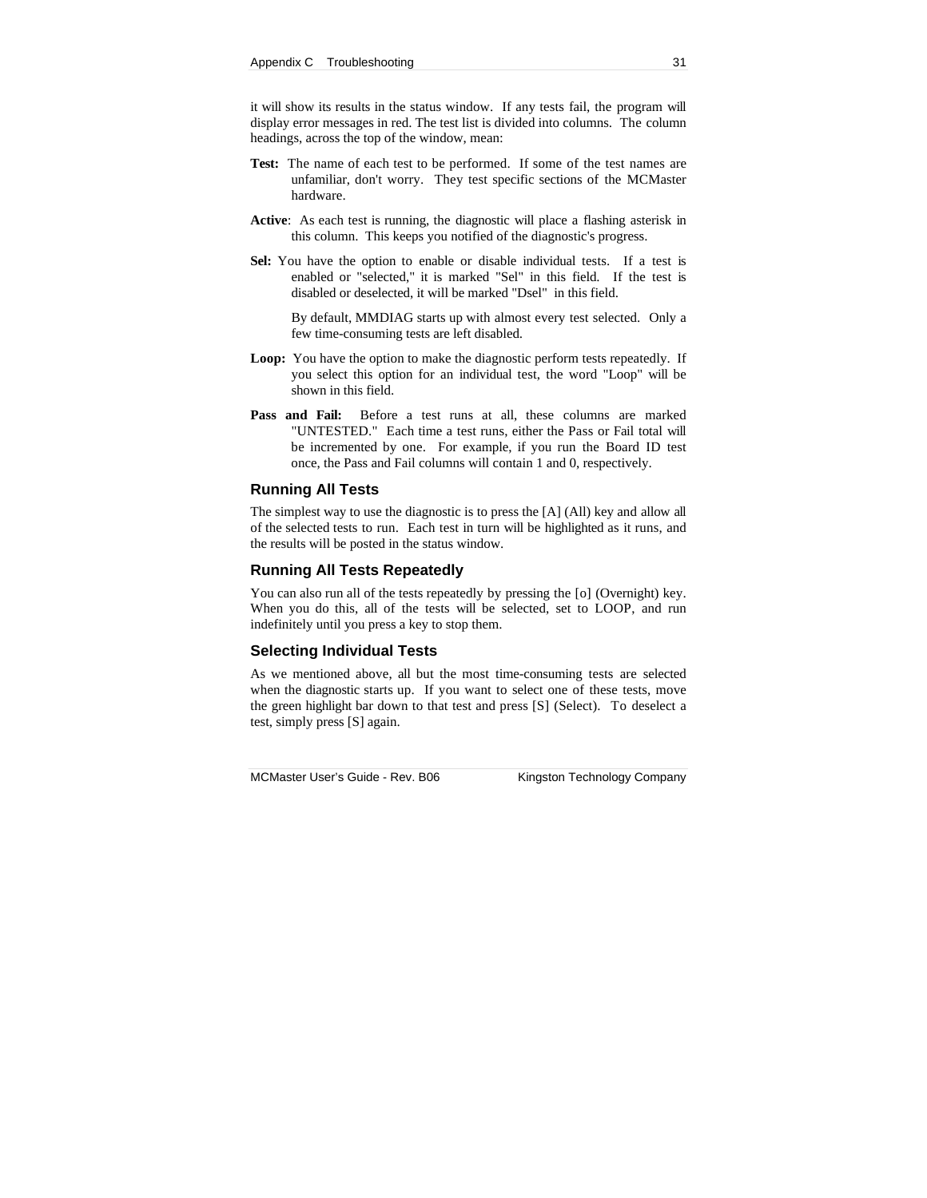it will show its results in the status window. If any tests fail, the program will display error messages in red. The test list is divided into columns. The column headings, across the top of the window, mean:

**Test:** The name of each test to be performed. If some of the test names are unfamiliar, don't worry. They test specific sections of the MCMaster hardware.

**Active**: As each test is running, the diagnostic will place a flashing asterisk in this column. This keeps you notified of the diagnostic's progress.

**Sel:** You have the option to enable or disable individual tests. If a test is enabled or "selected," it is marked "Sel" in this field. If the test is disabled or deselected, it will be marked "Dsel" in this field.

By default, MMDIAG starts up with almost every test selected. Only a few time-consuming tests are left disabled.

**Loop:** You have the option to make the diagnostic perform tests repeatedly. If you select this option for an individual test, the word "Loop" will be shown in this field.

**Pass and Fail:** Before a test runs at all, these columns are marked "UNTESTED." Each time a test runs, either the Pass or Fail total will be incremented by one. For example, if you run the Board ID test once, the Pass and Fail columns will contain 1 and 0, respectively.

### Running All Tests

The simplest way to use the diagnostic is to press the [A] (All) key and allow all of the selected tests to run. Each test in turn will be highlighted as it runs, and the results will be posted in the status window.

### Running All Tests Repeatedly

You can also run all of the tests repeatedly by pressing the [o] (Overnight) key. When you do this, all of the tests will be selected, set to LOOP, and run indefinitely until you press a key to stop them.

### Selecting Individual Tests

As we mentioned above, all but the most time-consuming tests are selected when the diagnostic starts up. If you want to select one of these tests, move the green highlight bar down to that test and press [S] (Select). To deselect a test, simply press [S] again.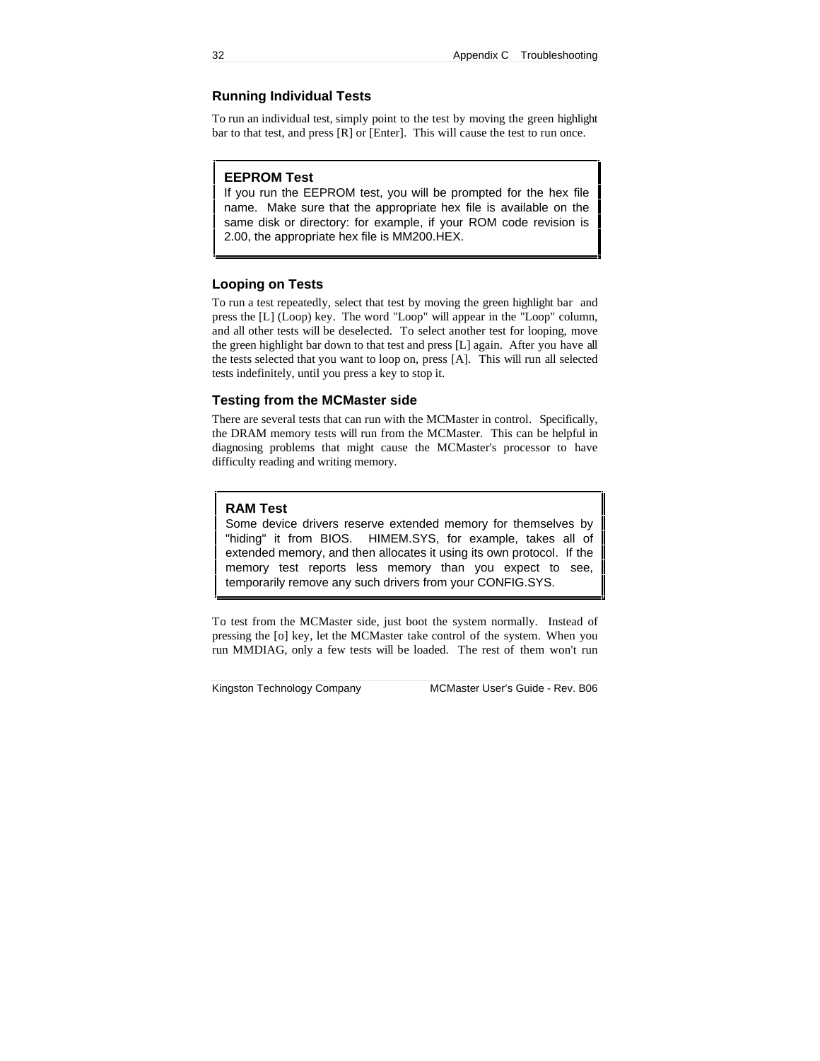### Running Individual Tests

To run an individual test, simply point to the test by moving the green highlight bar to that test, and press [R] or [Enter]. This will cause the test to run once.

> **EEPROM Test**
> If you run the EEPROM test, you will be prompted for the hex file name. Make sure that the appropriate hex file is available on the same disk or directory: for example, if your ROM code revision is 2.00, the appropriate hex file is MM200.HEX.

### Looping on Tests

To run a test repeatedly, select that test by moving the green highlight bar and press the [L] (Loop) key. The word "Loop" will appear in the "Loop" column, and all other tests will be deselected. To select another test for looping, move the green highlight bar down to that test and press [L] again. After you have all the tests selected that you want to loop on, press [A]. This will run all selected tests indefinitely, until you press a key to stop it.

### Testing from the MCMaster side

There are several tests that can run with the MCMaster in control. Specifically, the DRAM memory tests will run from the MCMaster. This can be helpful in diagnosing problems that might cause the MCMaster's processor to have difficulty reading and writing memory.

> **RAM Test**
> Some device drivers reserve extended memory for themselves by "hiding" it from BIOS. HIMEM.SYS, for example, takes all of extended memory, and then allocates it using its own protocol. If the memory test reports less memory than you expect to see, temporarily remove any such drivers from your CONFIG.SYS.

To test from the MCMaster side, just boot the system normally. Instead of pressing the [o] key, let the MCMaster take control of the system. When you run MMDIAG, only a few tests will be loaded. The rest of them won't run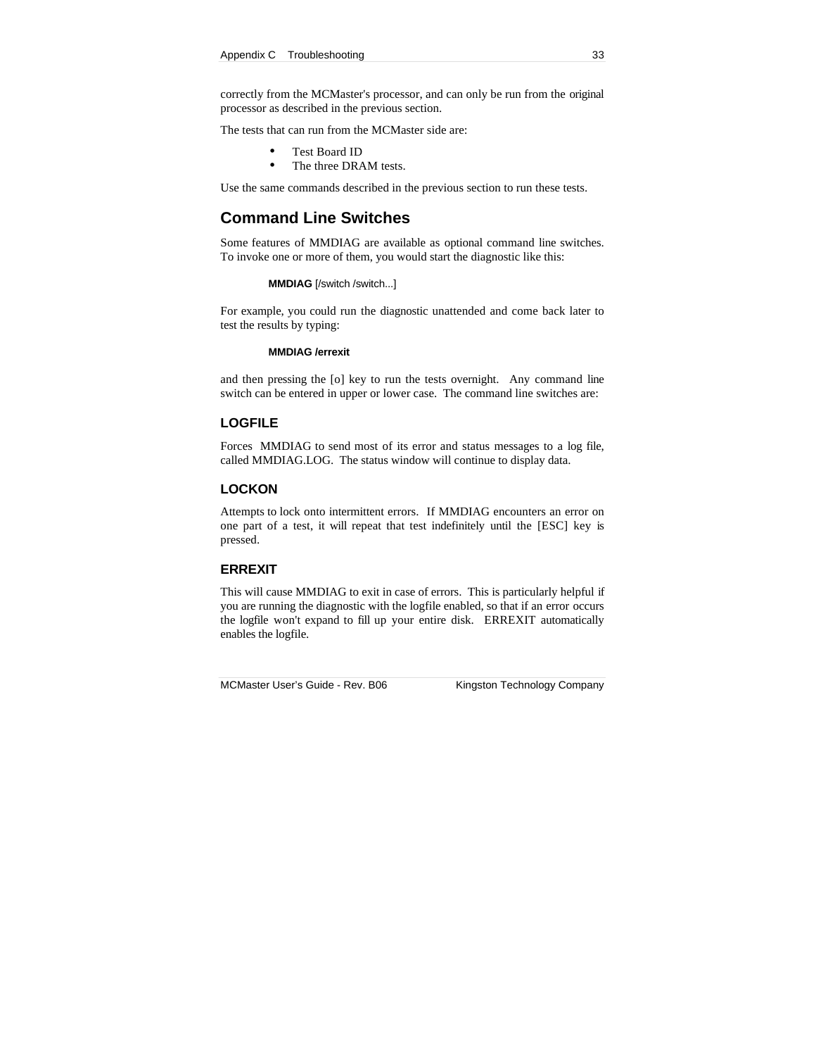correctly from the MCMaster's processor, and can only be run from the original processor as described in the previous section.

The tests that can run from the MCMaster side are:

- Test Board ID
- The three DRAM tests.

Use the same commands described in the previous section to run these tests.

## Command Line Switches

Some features of MMDIAG are available as optional command line switches. To invoke one or more of them, you would start the diagnostic like this:

**MMDIAG** [/switch /switch...]

For example, you could run the diagnostic unattended and come back later to test the results by typing:

**MMDIAG /errexit**

and then pressing the [o] key to run the tests overnight. Any command line switch can be entered in upper or lower case. The command line switches are:

### LOGFILE

Forces MMDIAG to send most of its error and status messages to a log file, called MMDIAG.LOG. The status window will continue to display data.

### LOCKON

Attempts to lock onto intermittent errors. If MMDIAG encounters an error on one part of a test, it will repeat that test indefinitely until the [ESC] key is pressed.

### ERREXIT

This will cause MMDIAG to exit in case of errors. This is particularly helpful if you are running the diagnostic with the logfile enabled, so that if an error occurs the logfile won't expand to fill up your entire disk. ERREXIT automatically enables the logfile.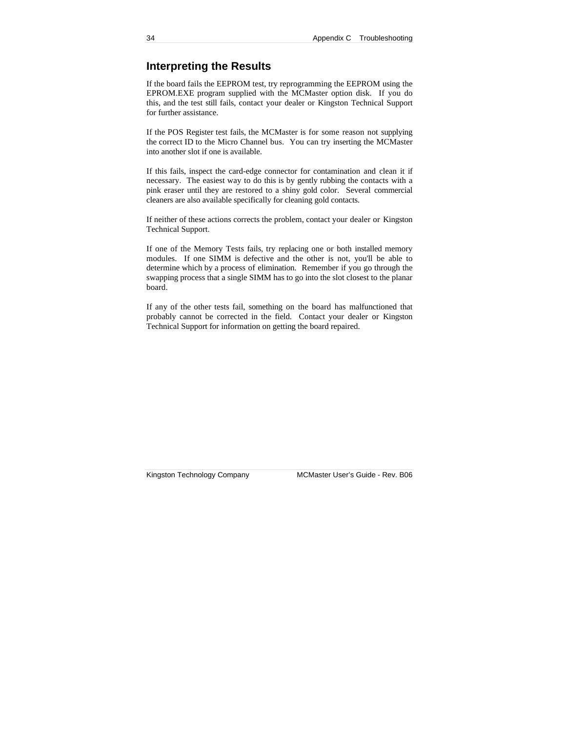## Interpreting the Results

If the board fails the EEPROM test, try reprogramming the EEPROM using the EPROM.EXE program supplied with the MCMaster option disk. If you do this, and the test still fails, contact your dealer or Kingston Technical Support for further assistance.

If the POS Register test fails, the MCMaster is for some reason not supplying the correct ID to the Micro Channel bus. You can try inserting the MCMaster into another slot if one is available.

If this fails, inspect the card-edge connector for contamination and clean it if necessary. The easiest way to do this is by gently rubbing the contacts with a pink eraser until they are restored to a shiny gold color. Several commercial cleaners are also available specifically for cleaning gold contacts.

If neither of these actions corrects the problem, contact your dealer or Kingston Technical Support.

If one of the Memory Tests fails, try replacing one or both installed memory modules. If one SIMM is defective and the other is not, you'll be able to determine which by a process of elimination. Remember if you go through the swapping process that a single SIMM has to go into the slot closest to the planar board.

If any of the other tests fail, something on the board has malfunctioned that probably cannot be corrected in the field. Contact your dealer or Kingston Technical Support for information on getting the board repaired.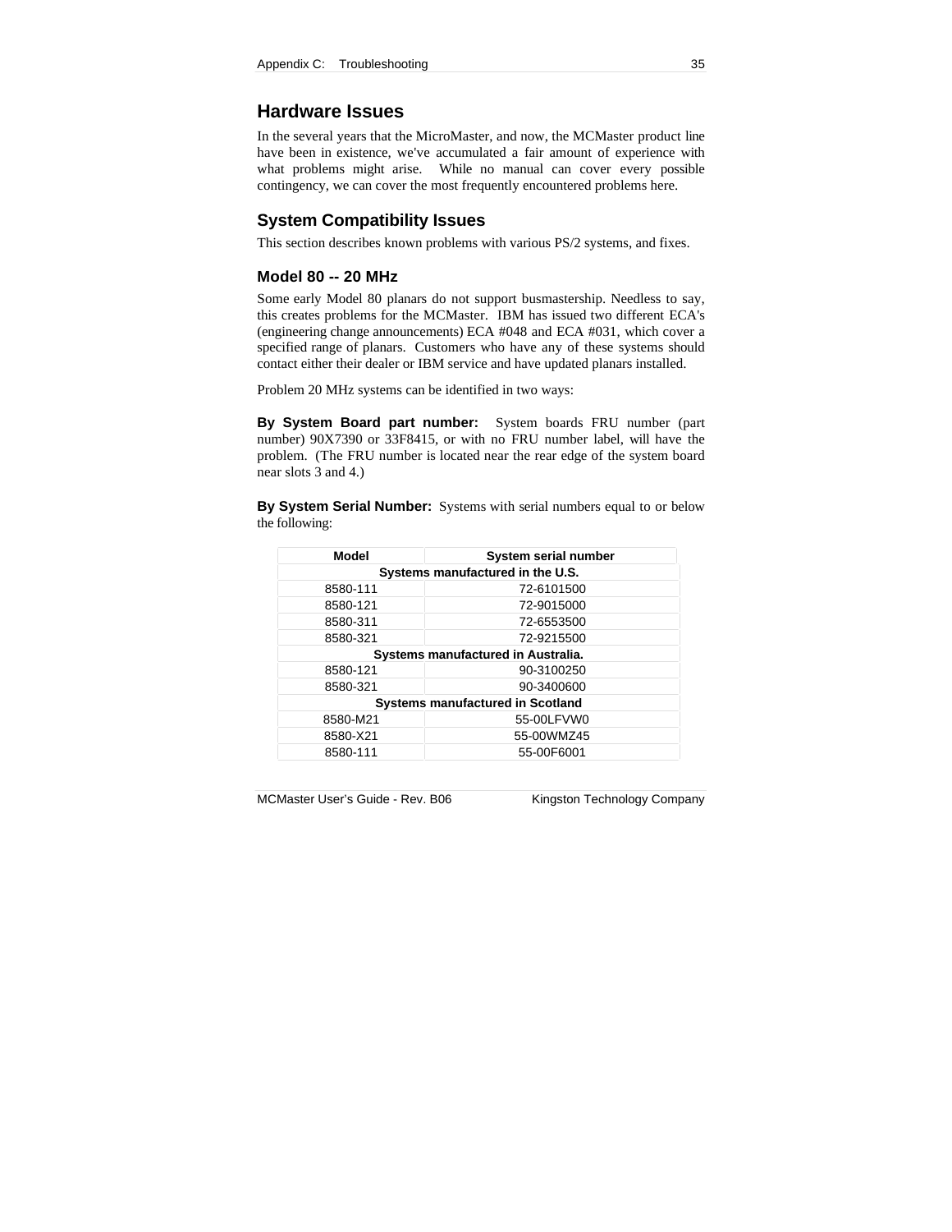## Hardware Issues

In the several years that the MicroMaster, and now, the MCMaster product line have been in existence, we've accumulated a fair amount of experience with what problems might arise. While no manual can cover every possible contingency, we can cover the most frequently encountered problems here.

## System Compatibility Issues

This section describes known problems with various PS/2 systems, and fixes.

### Model 80 -- 20 MHz

Some early Model 80 planars do not support busmastership. Needless to say, this creates problems for the MCMaster. IBM has issued two different ECA's (engineering change announcements) ECA #048 and ECA #031, which cover a specified range of planars. Customers who have any of these systems should contact either their dealer or IBM service and have updated planars installed.

Problem 20 MHz systems can be identified in two ways:

**By System Board part number:** System boards FRU number (part number) 90X7390 or 33F8415, or with no FRU number label, will have the problem. (The FRU number is located near the rear edge of the system board near slots 3 and 4.)

**By System Serial Number:** Systems with serial numbers equal to or below the following:

| Model | System serial number |
|---|---|
| **Systems manufactured in the U.S.** | |
| 8580-111 | 72-6101500 |
| 8580-121 | 72-9015000 |
| 8580-311 | 72-6553500 |
| 8580-321 | 72-9215500 |
| **Systems manufactured in Australia.** | |
| 8580-121 | 90-3100250 |
| 8580-321 | 90-3400600 |
| **Systems manufactured in Scotland** | |
| 8580-M21 | 55-00LFVW0 |
| 8580-X21 | 55-00WMZ45 |
| 8580-111 | 55-00F6001 |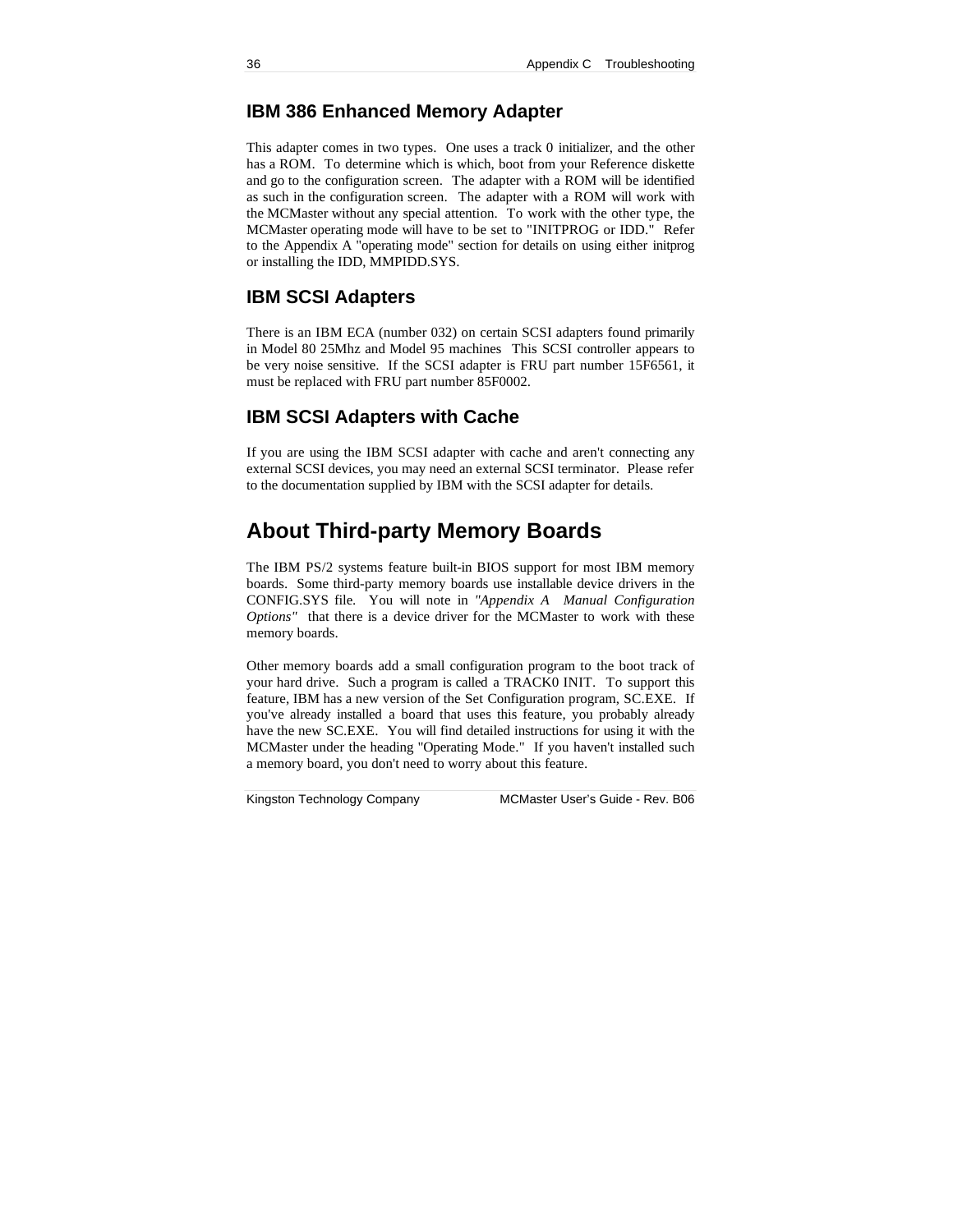### IBM 386 Enhanced Memory Adapter

This adapter comes in two types. One uses a track 0 initializer, and the other has a ROM. To determine which is which, boot from your Reference diskette and go to the configuration screen. The adapter with a ROM will be identified as such in the configuration screen. The adapter with a ROM will work with the MCMaster without any special attention. To work with the other type, the MCMaster operating mode will have to be set to "INITPROG or IDD." Refer to the Appendix A "operating mode" section for details on using either initprog or installing the IDD, MMPIDD.SYS.

### IBM SCSI Adapters

There is an IBM ECA (number 032) on certain SCSI adapters found primarily in Model 80 25Mhz and Model 95 machines This SCSI controller appears to be very noise sensitive. If the SCSI adapter is FRU part number 15F6561, it must be replaced with FRU part number 85F0002.

### IBM SCSI Adapters with Cache

If you are using the IBM SCSI adapter with cache and aren't connecting any external SCSI devices, you may need an external SCSI terminator. Please refer to the documentation supplied by IBM with the SCSI adapter for details.

## About Third-party Memory Boards

The IBM PS/2 systems feature built-in BIOS support for most IBM memory boards. Some third-party memory boards use installable device drivers in the CONFIG.SYS file. You will note in *"Appendix A Manual Configuration Options"* that there is a device driver for the MCMaster to work with these memory boards.

Other memory boards add a small configuration program to the boot track of your hard drive. Such a program is called a TRACK0 INIT. To support this feature, IBM has a new version of the Set Configuration program, SC.EXE. If you've already installed a board that uses this feature, you probably already have the new SC.EXE. You will find detailed instructions for using it with the MCMaster under the heading "Operating Mode." If you haven't installed such a memory board, you don't need to worry about this feature.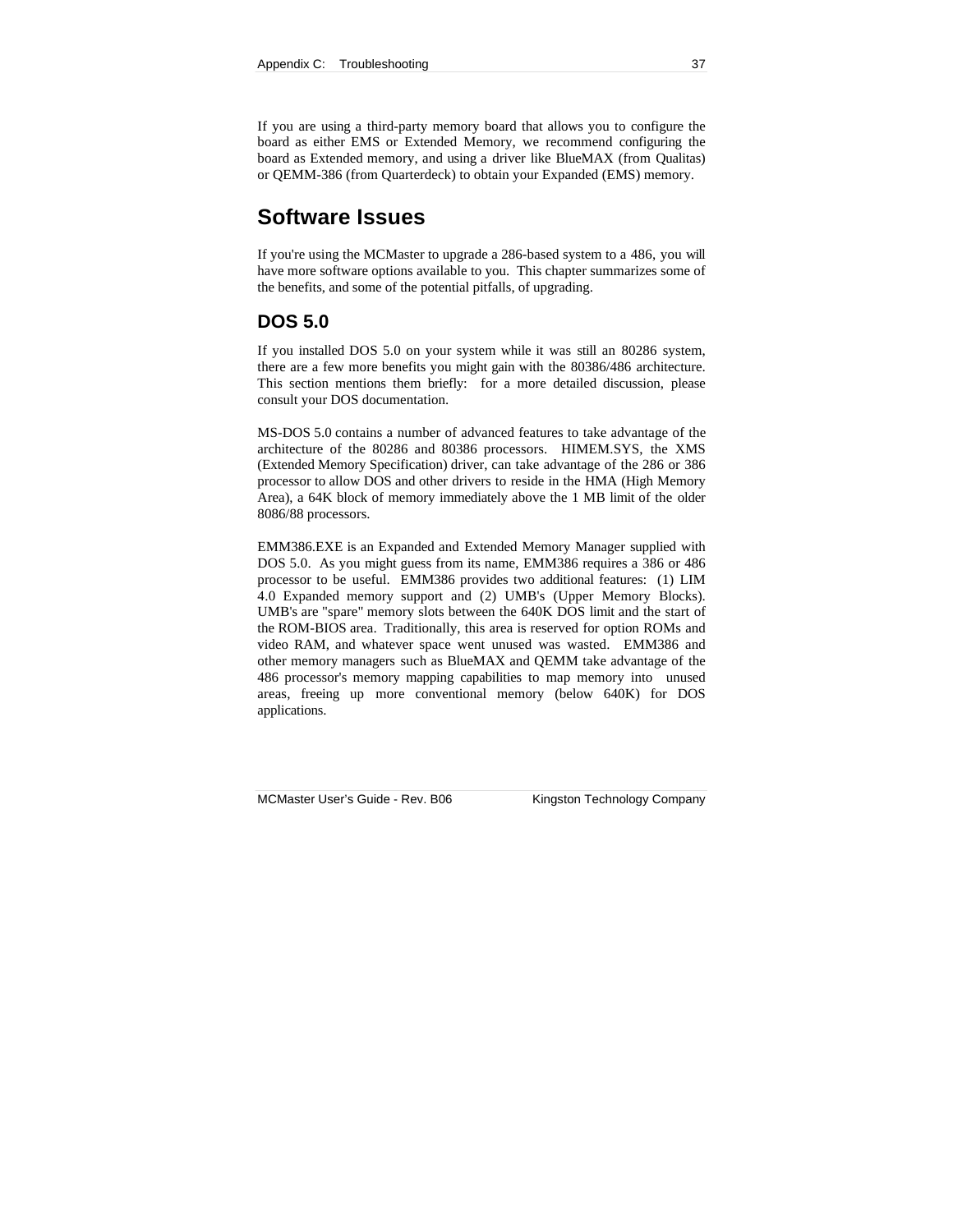If you are using a third-party memory board that allows you to configure the board as either EMS or Extended Memory, we recommend configuring the board as Extended memory, and using a driver like BlueMAX (from Qualitas) or QEMM-386 (from Quarterdeck) to obtain your Expanded (EMS) memory.

## Software Issues

If you're using the MCMaster to upgrade a 286-based system to a 486, you will have more software options available to you. This chapter summarizes some of the benefits, and some of the potential pitfalls, of upgrading.

### DOS 5.0

If you installed DOS 5.0 on your system while it was still an 80286 system, there are a few more benefits you might gain with the 80386/486 architecture. This section mentions them briefly: for a more detailed discussion, please consult your DOS documentation.

MS-DOS 5.0 contains a number of advanced features to take advantage of the architecture of the 80286 and 80386 processors. HIMEM.SYS, the XMS (Extended Memory Specification) driver, can take advantage of the 286 or 386 processor to allow DOS and other drivers to reside in the HMA (High Memory Area), a 64K block of memory immediately above the 1 MB limit of the older 8086/88 processors.

EMM386.EXE is an Expanded and Extended Memory Manager supplied with DOS 5.0. As you might guess from its name, EMM386 requires a 386 or 486 processor to be useful. EMM386 provides two additional features: (1) LIM 4.0 Expanded memory support and (2) UMB's (Upper Memory Blocks). UMB's are "spare" memory slots between the 640K DOS limit and the start of the ROM-BIOS area. Traditionally, this area is reserved for option ROMs and video RAM, and whatever space went unused was wasted. EMM386 and other memory managers such as BlueMAX and QEMM take advantage of the 486 processor's memory mapping capabilities to map memory into unused areas, freeing up more conventional memory (below 640K) for DOS applications.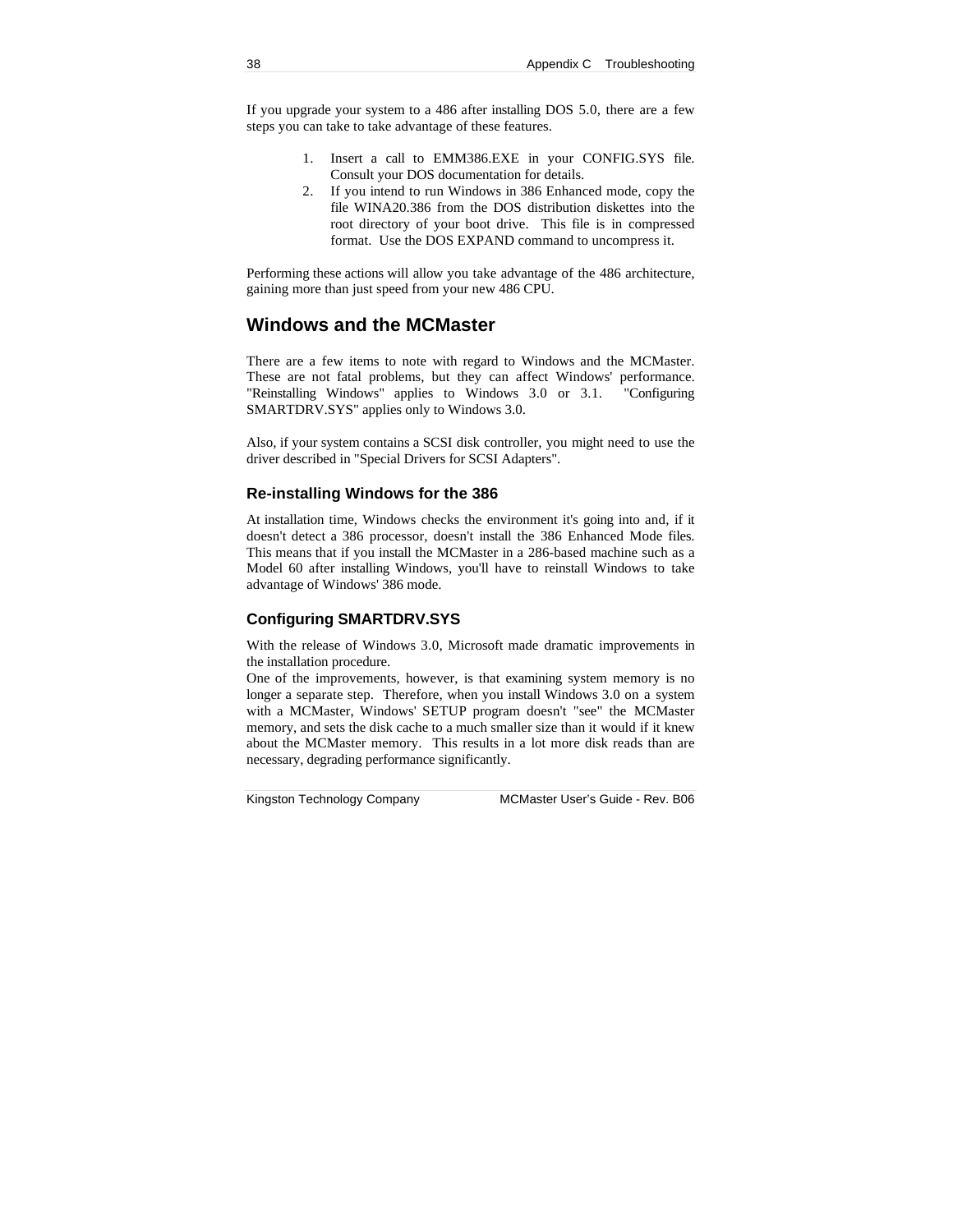If you upgrade your system to a 486 after installing DOS 5.0, there are a few steps you can take to take advantage of these features.

1. Insert a call to EMM386.EXE in your CONFIG.SYS file. Consult your DOS documentation for details.
2. If you intend to run Windows in 386 Enhanced mode, copy the file WINA20.386 from the DOS distribution diskettes into the root directory of your boot drive. This file is in compressed format. Use the DOS EXPAND command to uncompress it.

Performing these actions will allow you take advantage of the 486 architecture, gaining more than just speed from your new 486 CPU.

## Windows and the MCMaster

There are a few items to note with regard to Windows and the MCMaster. These are not fatal problems, but they can affect Windows' performance. "Reinstalling Windows" applies to Windows 3.0 or 3.1. "Configuring SMARTDRV.SYS" applies only to Windows 3.0.

Also, if your system contains a SCSI disk controller, you might need to use the driver described in "Special Drivers for SCSI Adapters".

### Re-installing Windows for the 386

At installation time, Windows checks the environment it's going into and, if it doesn't detect a 386 processor, doesn't install the 386 Enhanced Mode files. This means that if you install the MCMaster in a 286-based machine such as a Model 60 after installing Windows, you'll have to reinstall Windows to take advantage of Windows' 386 mode.

### Configuring SMARTDRV.SYS

With the release of Windows 3.0, Microsoft made dramatic improvements in the installation procedure.

One of the improvements, however, is that examining system memory is no longer a separate step. Therefore, when you install Windows 3.0 on a system with a MCMaster, Windows' SETUP program doesn't "see" the MCMaster memory, and sets the disk cache to a much smaller size than it would if it knew about the MCMaster memory. This results in a lot more disk reads than are necessary, degrading performance significantly.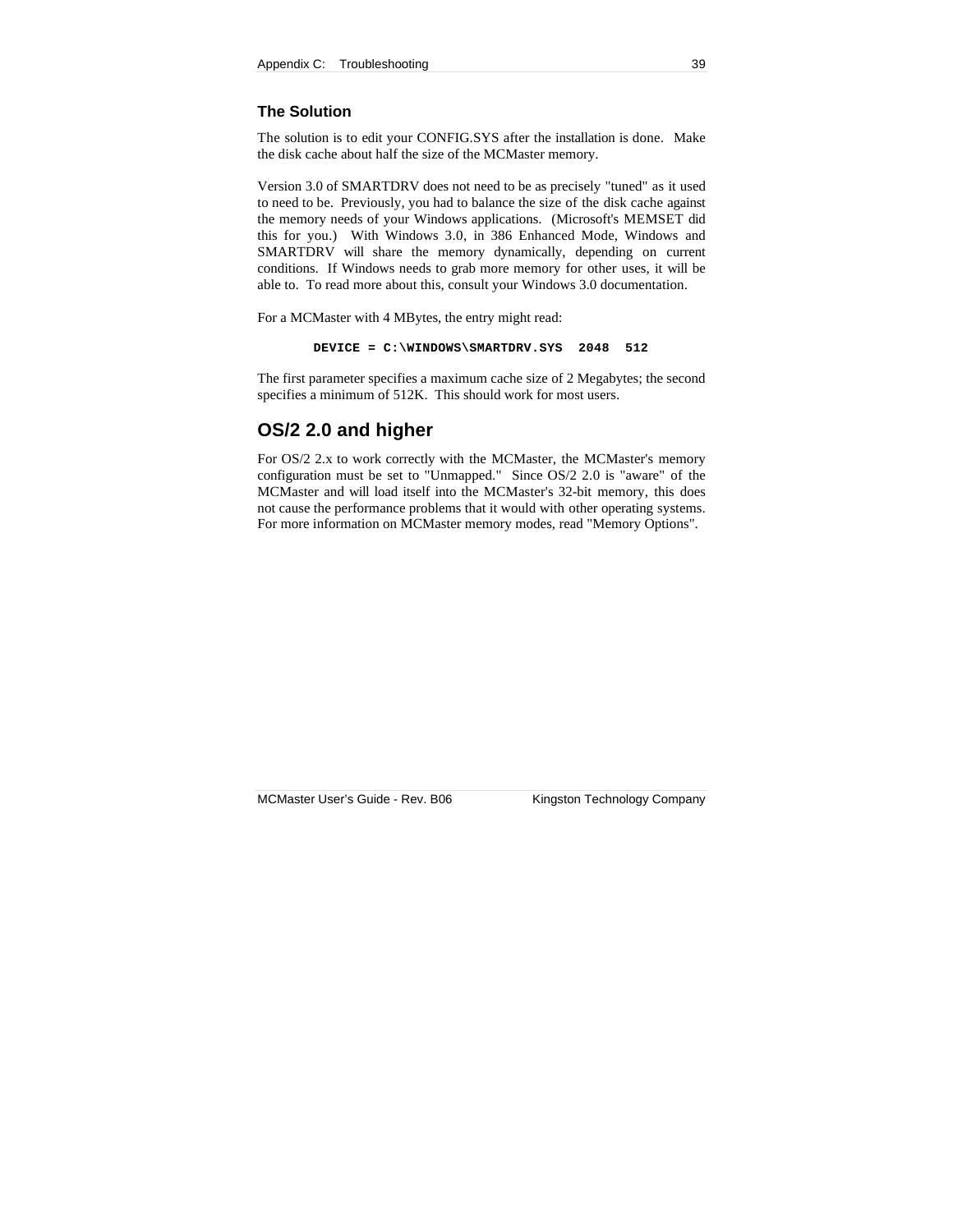### The Solution

The solution is to edit your CONFIG.SYS after the installation is done. Make the disk cache about half the size of the MCMaster memory.

Version 3.0 of SMARTDRV does not need to be as precisely "tuned" as it used to need to be. Previously, you had to balance the size of the disk cache against the memory needs of your Windows applications. (Microsoft's MEMSET did this for you.) With Windows 3.0, in 386 Enhanced Mode, Windows and SMARTDRV will share the memory dynamically, depending on current conditions. If Windows needs to grab more memory for other uses, it will be able to. To read more about this, consult your Windows 3.0 documentation.

For a MCMaster with 4 MBytes, the entry might read:

```
DEVICE = C:\WINDOWS\SMARTDRV.SYS  2048  512
```

The first parameter specifies a maximum cache size of 2 Megabytes; the second specifies a minimum of 512K. This should work for most users.

## OS/2 2.0 and higher

For OS/2 2.x to work correctly with the MCMaster, the MCMaster's memory configuration must be set to "Unmapped." Since OS/2 2.0 is "aware" of the MCMaster and will load itself into the MCMaster's 32-bit memory, this does not cause the performance problems that it would with other operating systems. For more information on MCMaster memory modes, read "Memory Options".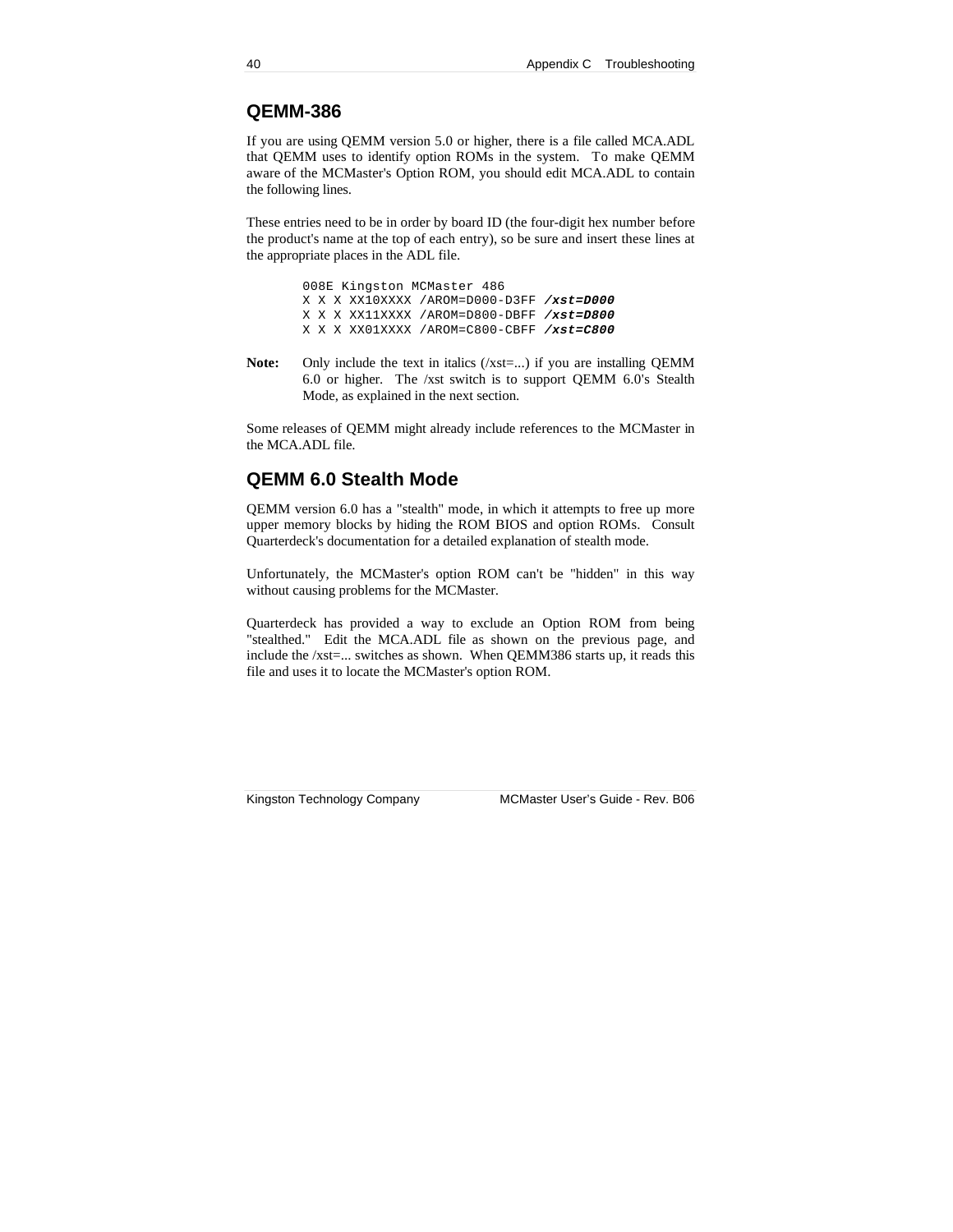## QEMM-386

If you are using QEMM version 5.0 or higher, there is a file called MCA.ADL that QEMM uses to identify option ROMs in the system. To make QEMM aware of the MCMaster's Option ROM, you should edit MCA.ADL to contain the following lines.

These entries need to be in order by board ID (the four-digit hex number before the product's name at the top of each entry), so be sure and insert these lines at the appropriate places in the ADL file.

```
008E Kingston MCMaster 486
X X X XX10XXXX /AROM=D000-D3FF /xst=D000
X X X XX11XXXX /AROM=D800-DBFF /xst=D800
X X X XX01XXXX /AROM=C800-CBFF /xst=C800
```

**Note:** Only include the text in italics (/xst=...) if you are installing QEMM 6.0 or higher. The /xst switch is to support QEMM 6.0's Stealth Mode, as explained in the next section.

Some releases of QEMM might already include references to the MCMaster in the MCA.ADL file.

## QEMM 6.0 Stealth Mode

QEMM version 6.0 has a "stealth" mode, in which it attempts to free up more upper memory blocks by hiding the ROM BIOS and option ROMs. Consult Quarterdeck's documentation for a detailed explanation of stealth mode.

Unfortunately, the MCMaster's option ROM can't be "hidden" in this way without causing problems for the MCMaster.

Quarterdeck has provided a way to exclude an Option ROM from being "stealthed." Edit the MCA.ADL file as shown on the previous page, and include the /xst=... switches as shown. When QEMM386 starts up, it reads this file and uses it to locate the MCMaster's option ROM.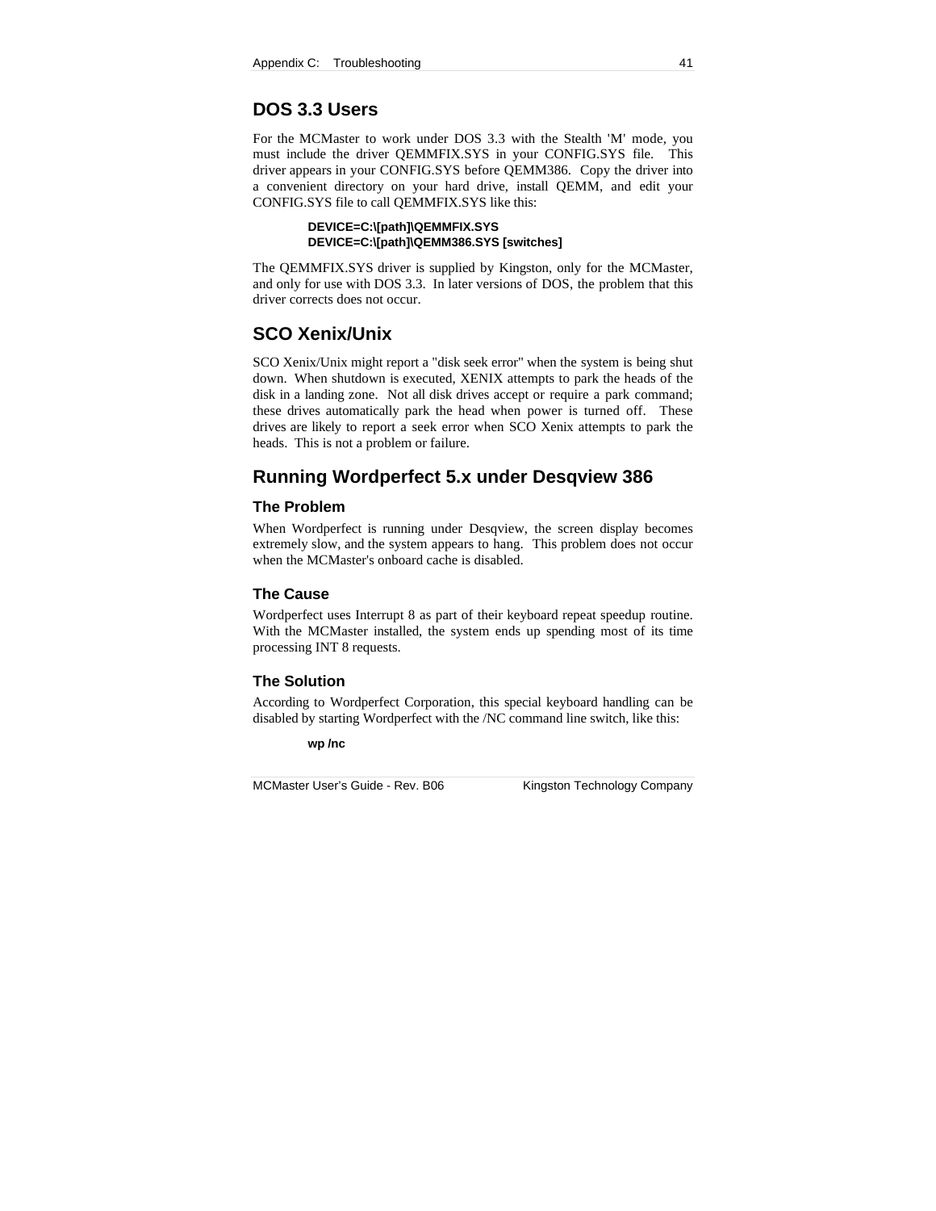## DOS 3.3 Users

For the MCMaster to work under DOS 3.3 with the Stealth 'M' mode, you must include the driver QEMMFIX.SYS in your CONFIG.SYS file. This driver appears in your CONFIG.SYS before QEMM386. Copy the driver into a convenient directory on your hard drive, install QEMM, and edit your CONFIG.SYS file to call QEMMFIX.SYS like this:

```
DEVICE=C:\[path]\QEMMFIX.SYS
DEVICE=C:\[path]\QEMM386.SYS [switches]
```

The QEMMFIX.SYS driver is supplied by Kingston, only for the MCMaster, and only for use with DOS 3.3. In later versions of DOS, the problem that this driver corrects does not occur.

## SCO Xenix/Unix

SCO Xenix/Unix might report a "disk seek error" when the system is being shut down. When shutdown is executed, XENIX attempts to park the heads of the disk in a landing zone. Not all disk drives accept or require a park command; these drives automatically park the head when power is turned off. These drives are likely to report a seek error when SCO Xenix attempts to park the heads. This is not a problem or failure.

## Running Wordperfect 5.x under Desqview 386

### The Problem

When Wordperfect is running under Desqview, the screen display becomes extremely slow, and the system appears to hang. This problem does not occur when the MCMaster's onboard cache is disabled.

### The Cause

Wordperfect uses Interrupt 8 as part of their keyboard repeat speedup routine. With the MCMaster installed, the system ends up spending most of its time processing INT 8 requests.

### The Solution

According to Wordperfect Corporation, this special keyboard handling can be disabled by starting Wordperfect with the /NC command line switch, like this:

```
wp /nc
```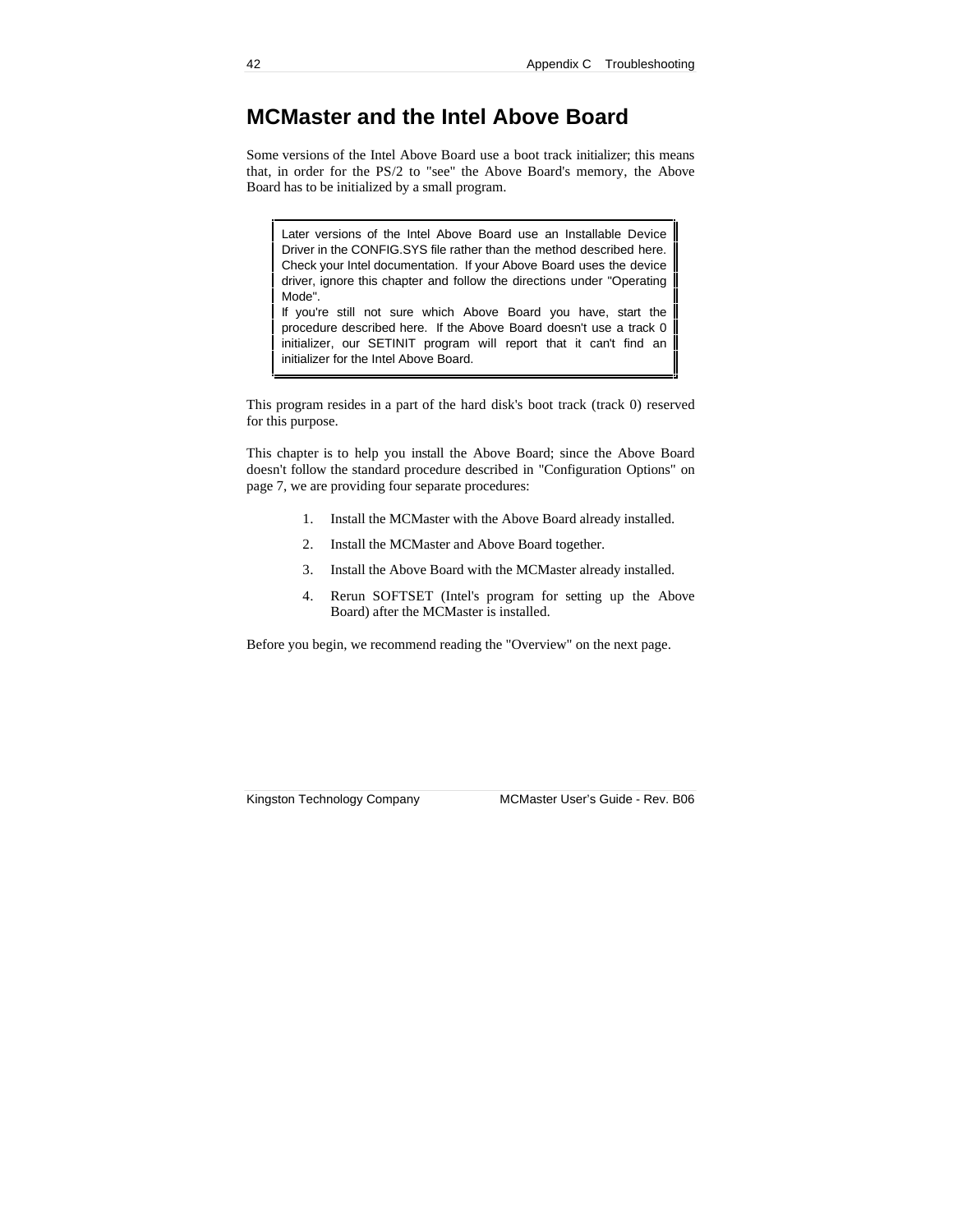# MCMaster and the Intel Above Board

Some versions of the Intel Above Board use a boot track initializer; this means that, in order for the PS/2 to "see" the Above Board's memory, the Above Board has to be initialized by a small program.

> Later versions of the Intel Above Board use an Installable Device Driver in the CONFIG.SYS file rather than the method described here. Check your Intel documentation. If your Above Board uses the device driver, ignore this chapter and follow the directions under "Operating Mode".
>
> If you're still not sure which Above Board you have, start the procedure described here. If the Above Board doesn't use a track 0 initializer, our SETINIT program will report that it can't find an initializer for the Intel Above Board.

This program resides in a part of the hard disk's boot track (track 0) reserved for this purpose.

This chapter is to help you install the Above Board; since the Above Board doesn't follow the standard procedure described in "Configuration Options" on page 7, we are providing four separate procedures:

1. Install the MCMaster with the Above Board already installed.
2. Install the MCMaster and Above Board together.
3. Install the Above Board with the MCMaster already installed.
4. Rerun SOFTSET (Intel's program for setting up the Above Board) after the MCMaster is installed.

Before you begin, we recommend reading the "Overview" on the next page.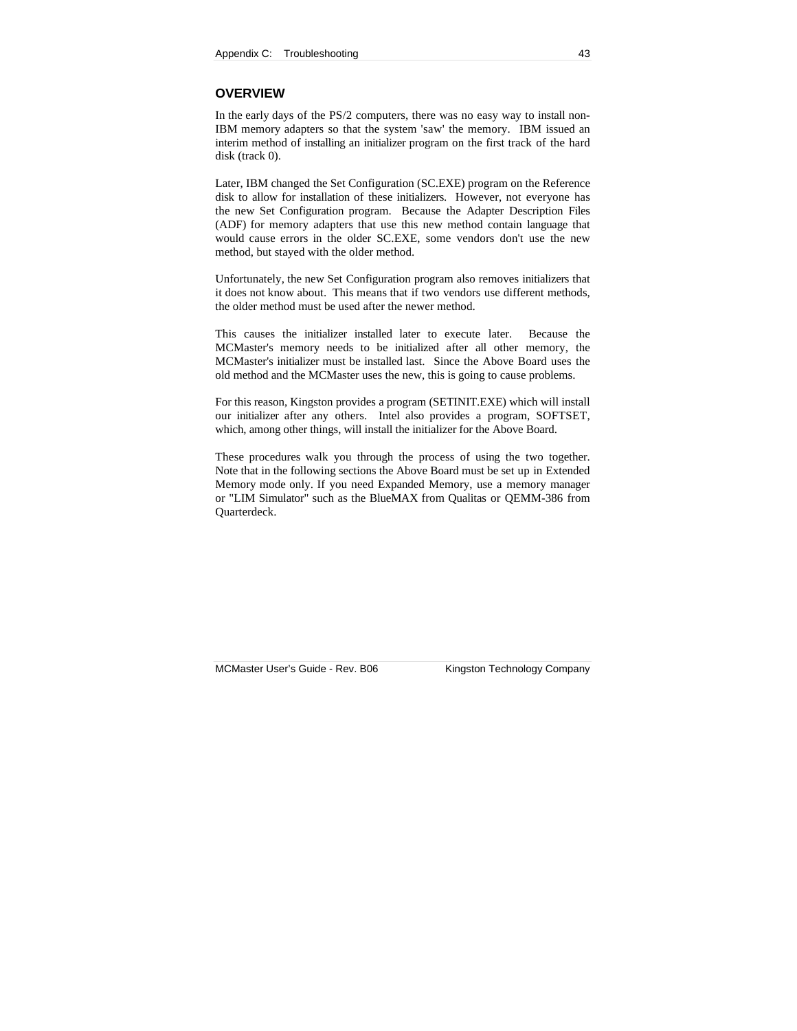## OVERVIEW

In the early days of the PS/2 computers, there was no easy way to install non-IBM memory adapters so that the system 'saw' the memory. IBM issued an interim method of installing an initializer program on the first track of the hard disk (track 0).

Later, IBM changed the Set Configuration (SC.EXE) program on the Reference disk to allow for installation of these initializers. However, not everyone has the new Set Configuration program. Because the Adapter Description Files (ADF) for memory adapters that use this new method contain language that would cause errors in the older SC.EXE, some vendors don't use the new method, but stayed with the older method.

Unfortunately, the new Set Configuration program also removes initializers that it does not know about. This means that if two vendors use different methods, the older method must be used after the newer method.

This causes the initializer installed later to execute later. Because the MCMaster's memory needs to be initialized after all other memory, the MCMaster's initializer must be installed last. Since the Above Board uses the old method and the MCMaster uses the new, this is going to cause problems.

For this reason, Kingston provides a program (SETINIT.EXE) which will install our initializer after any others. Intel also provides a program, SOFTSET, which, among other things, will install the initializer for the Above Board.

These procedures walk you through the process of using the two together. Note that in the following sections the Above Board must be set up in Extended Memory mode only. If you need Expanded Memory, use a memory manager or "LIM Simulator" such as the BlueMAX from Qualitas or QEMM-386 from Quarterdeck.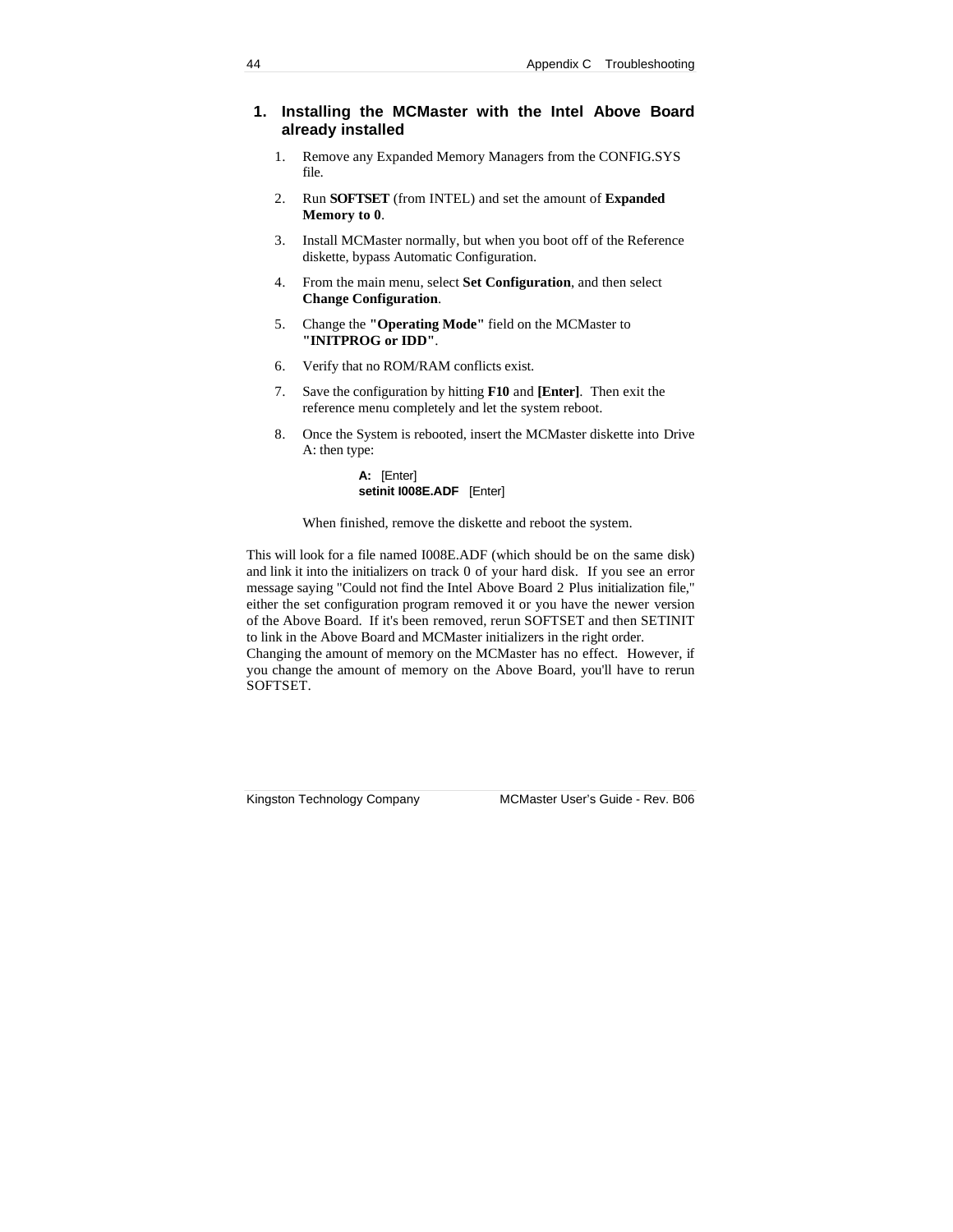## 1. Installing the MCMaster with the Intel Above Board already installed

1. Remove any Expanded Memory Managers from the CONFIG.SYS file.
2. Run **SOFTSET** (from INTEL) and set the amount of **Expanded Memory to 0**.
3. Install MCMaster normally, but when you boot off of the Reference diskette, bypass Automatic Configuration.
4. From the main menu, select **Set Configuration**, and then select **Change Configuration**.
5. Change the **"Operating Mode"** field on the MCMaster to **"INITPROG or IDD"**.
6. Verify that no ROM/RAM conflicts exist.
7. Save the configuration by hitting **F10** and **[Enter]**. Then exit the reference menu completely and let the system reboot.
8. Once the System is rebooted, insert the MCMaster diskette into Drive A: then type:

   **A:** [Enter]
   **setinit I008E.ADF** [Enter]

   When finished, remove the diskette and reboot the system.

This will look for a file named I008E.ADF (which should be on the same disk) and link it into the initializers on track 0 of your hard disk. If you see an error message saying "Could not find the Intel Above Board 2 Plus initialization file," either the set configuration program removed it or you have the newer version of the Above Board. If it's been removed, rerun SOFTSET and then SETINIT to link in the Above Board and MCMaster initializers in the right order.
Changing the amount of memory on the MCMaster has no effect. However, if you change the amount of memory on the Above Board, you'll have to rerun SOFTSET.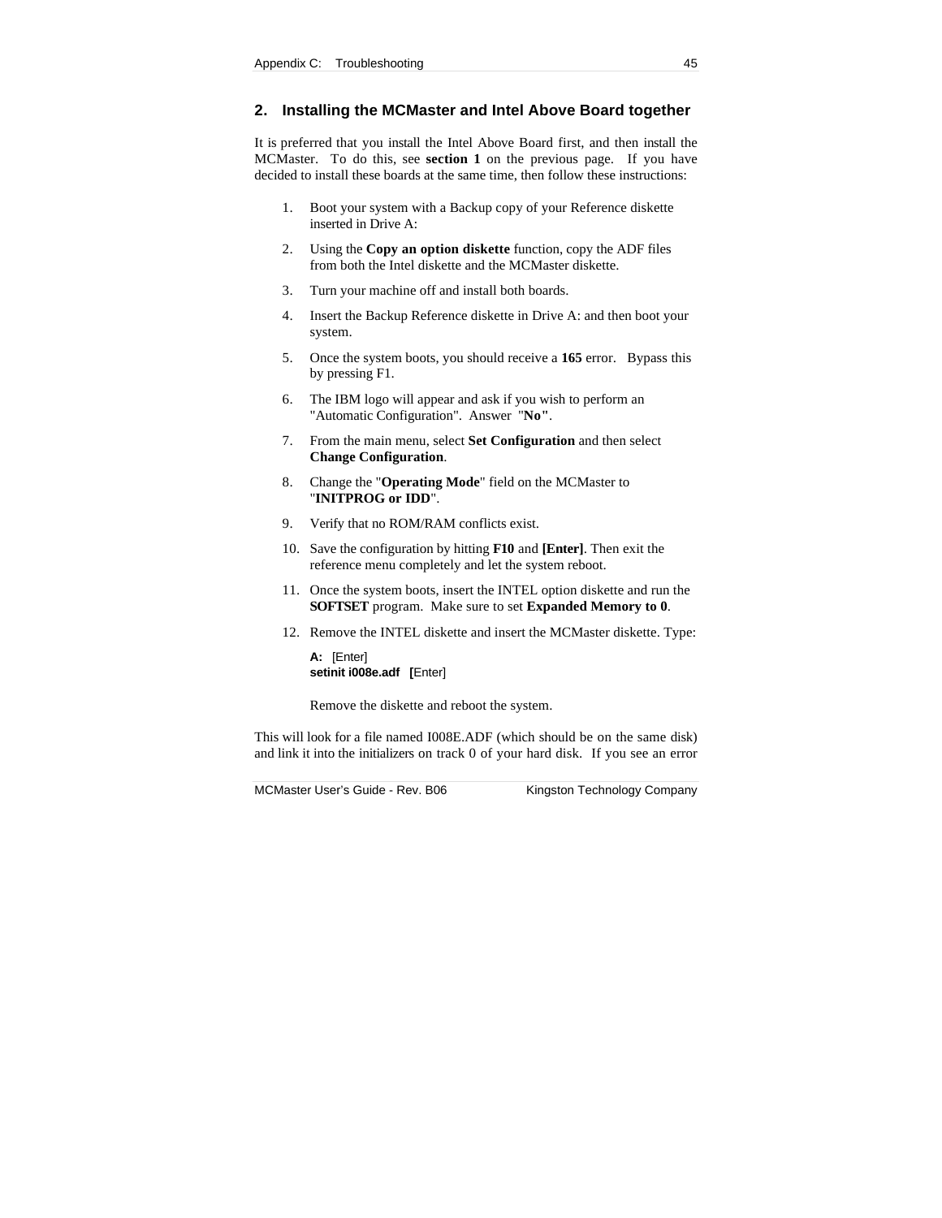## 2. Installing the MCMaster and Intel Above Board together

It is preferred that you install the Intel Above Board first, and then install the MCMaster. To do this, see **section 1** on the previous page. If you have decided to install these boards at the same time, then follow these instructions:

1. Boot your system with a Backup copy of your Reference diskette inserted in Drive A:
2. Using the **Copy an option diskette** function, copy the ADF files from both the Intel diskette and the MCMaster diskette.
3. Turn your machine off and install both boards.
4. Insert the Backup Reference diskette in Drive A: and then boot your system.
5. Once the system boots, you should receive a **165** error. Bypass this by pressing F1.
6. The IBM logo will appear and ask if you wish to perform an "Automatic Configuration". Answer "**No"**.
7. From the main menu, select **Set Configuration** and then select **Change Configuration**.
8. Change the "**Operating Mode**" field on the MCMaster to "**INITPROG or IDD**".
9. Verify that no ROM/RAM conflicts exist.
10. Save the configuration by hitting **F10** and **[Enter]**. Then exit the reference menu completely and let the system reboot.
11. Once the system boots, insert the INTEL option diskette and run the **SOFTSET** program. Make sure to set **Expanded Memory to 0**.
12. Remove the INTEL diskette and insert the MCMaster diskette. Type:

    **A:** [Enter]
    **setinit i008e.adf [**Enter]

    Remove the diskette and reboot the system.

This will look for a file named I008E.ADF (which should be on the same disk) and link it into the initializers on track 0 of your hard disk. If you see an error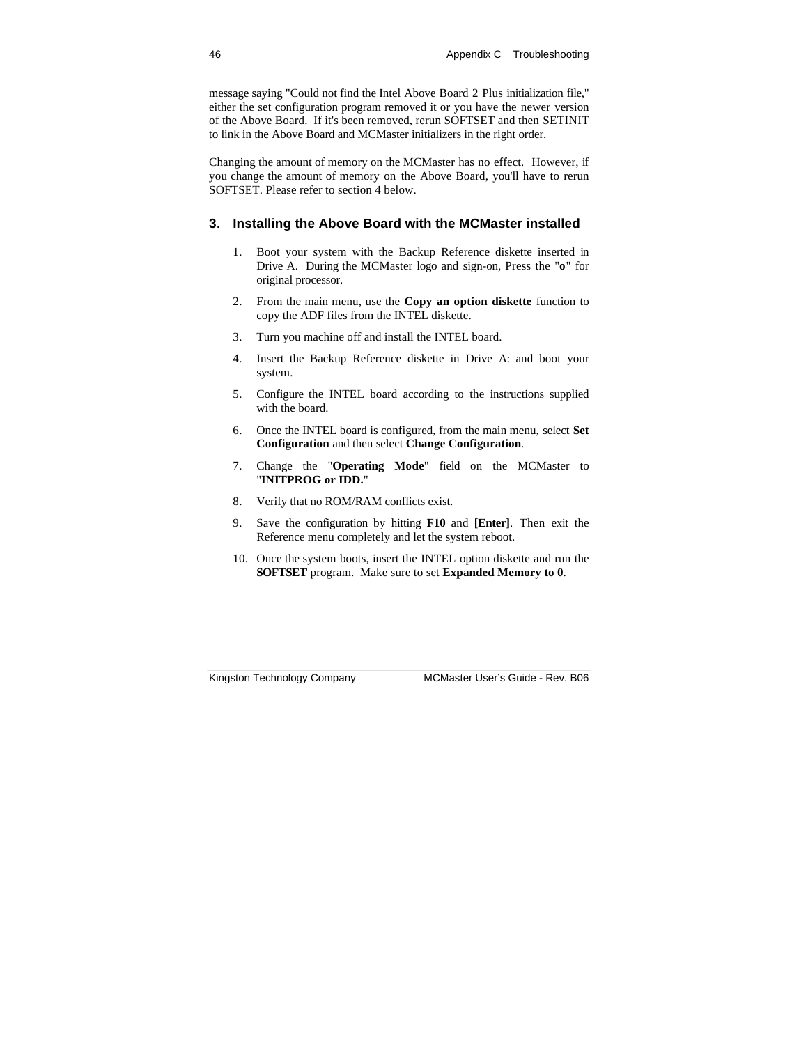message saying "Could not find the Intel Above Board 2 Plus initialization file," either the set configuration program removed it or you have the newer version of the Above Board. If it's been removed, rerun SOFTSET and then SETINIT to link in the Above Board and MCMaster initializers in the right order.

Changing the amount of memory on the MCMaster has no effect. However, if you change the amount of memory on the Above Board, you'll have to rerun SOFTSET. Please refer to section 4 below.

### 3. Installing the Above Board with the MCMaster installed

1. Boot your system with the Backup Reference diskette inserted in Drive A. During the MCMaster logo and sign-on, Press the "**o**" for original processor.
2. From the main menu, use the **Copy an option diskette** function to copy the ADF files from the INTEL diskette.
3. Turn you machine off and install the INTEL board.
4. Insert the Backup Reference diskette in Drive A: and boot your system.
5. Configure the INTEL board according to the instructions supplied with the board.
6. Once the INTEL board is configured, from the main menu, select **Set Configuration** and then select **Change Configuration**.
7. Change the "**Operating Mode**" field on the MCMaster to "**INITPROG or IDD.**"
8. Verify that no ROM/RAM conflicts exist.
9. Save the configuration by hitting **F10** and **[Enter]**. Then exit the Reference menu completely and let the system reboot.
10. Once the system boots, insert the INTEL option diskette and run the **SOFTSET** program. Make sure to set **Expanded Memory to 0**.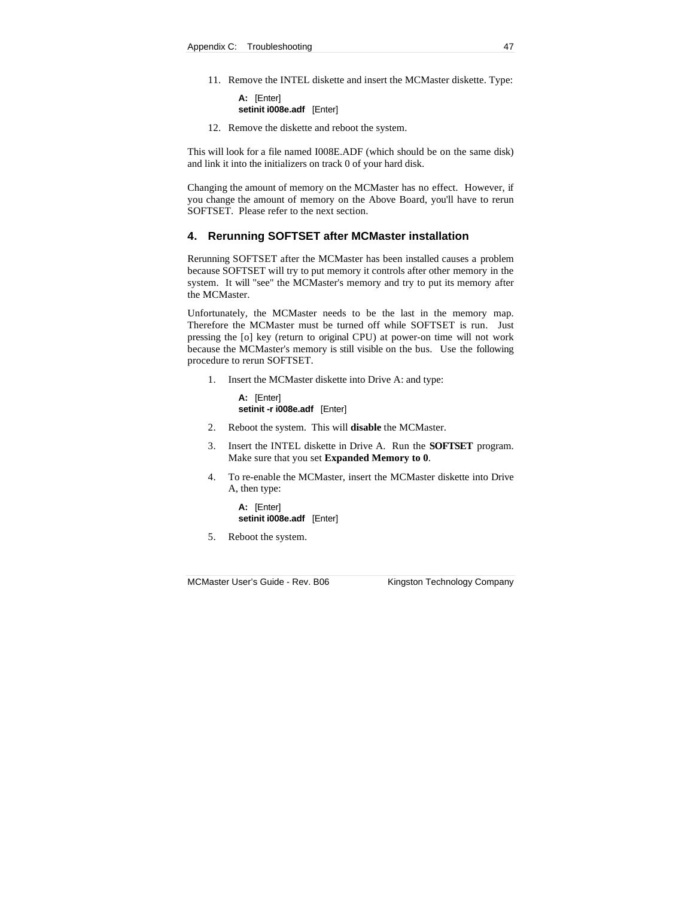11. Remove the INTEL diskette and insert the MCMaster diskette. Type:

    **A:** [Enter]
    **setinit i008e.adf** [Enter]

12. Remove the diskette and reboot the system.

This will look for a file named I008E.ADF (which should be on the same disk) and link it into the initializers on track 0 of your hard disk.

Changing the amount of memory on the MCMaster has no effect. However, if you change the amount of memory on the Above Board, you'll have to rerun SOFTSET. Please refer to the next section.

## 4. Rerunning SOFTSET after MCMaster installation

Rerunning SOFTSET after the MCMaster has been installed causes a problem because SOFTSET will try to put memory it controls after other memory in the system. It will "see" the MCMaster's memory and try to put its memory after the MCMaster.

Unfortunately, the MCMaster needs to be the last in the memory map. Therefore the MCMaster must be turned off while SOFTSET is run. Just pressing the [o] key (return to original CPU) at power-on time will not work because the MCMaster's memory is still visible on the bus. Use the following procedure to rerun SOFTSET.

1. Insert the MCMaster diskette into Drive A: and type:

   **A:** [Enter]
   **setinit -r i008e.adf** [Enter]

2. Reboot the system. This will **disable** the MCMaster.

3. Insert the INTEL diskette in Drive A. Run the **SOFTSET** program. Make sure that you set **Expanded Memory to 0**.

4. To re-enable the MCMaster, insert the MCMaster diskette into Drive A, then type:

   **A:** [Enter]
   **setinit i008e.adf** [Enter]

5. Reboot the system.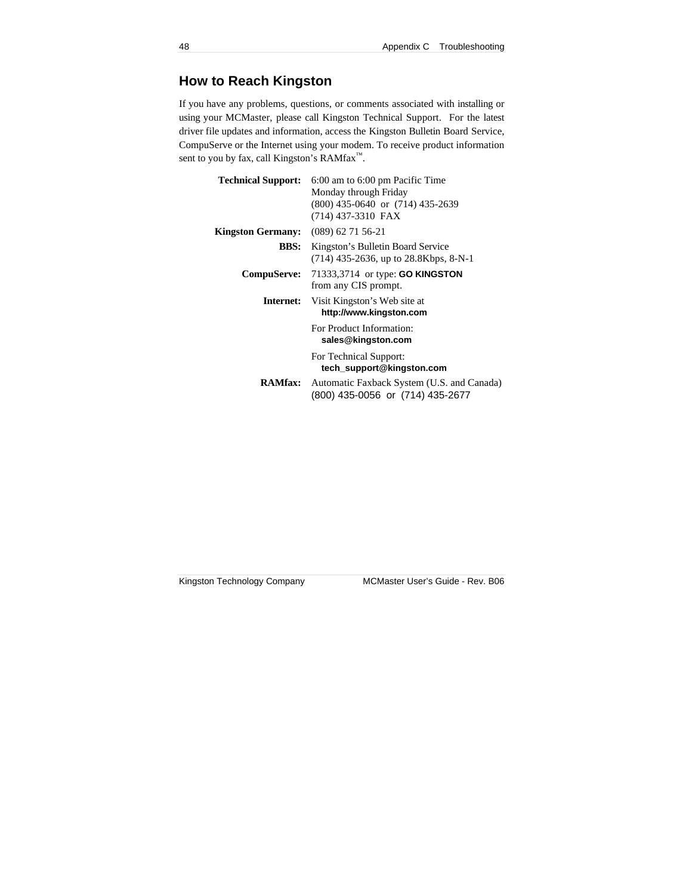## How to Reach Kingston

If you have any problems, questions, or comments associated with installing or using your MCMaster, please call Kingston Technical Support. For the latest driver file updates and information, access the Kingston Bulletin Board Service, CompuServe or the Internet using your modem. To receive product information sent to you by fax, call Kingston's RAMfax™.

**Technical Support:** 6:00 am to 6:00 pm Pacific Time
Monday through Friday
(800) 435-0640 or (714) 435-2639
(714) 437-3310 FAX

**Kingston Germany:** (089) 62 71 56-21

**BBS:** Kingston's Bulletin Board Service
(714) 435-2636, up to 28.8Kbps, 8-N-1

**CompuServe:** 71333,3714 or type: **GO KINGSTON**
from any CIS prompt.

**Internet:** Visit Kingston's Web site at
**http://www.kingston.com**

For Product Information:
**sales@kingston.com**

For Technical Support:
**tech_support@kingston.com**

**RAMfax:** Automatic Faxback System (U.S. and Canada)
(800) 435-0056 or (714) 435-2677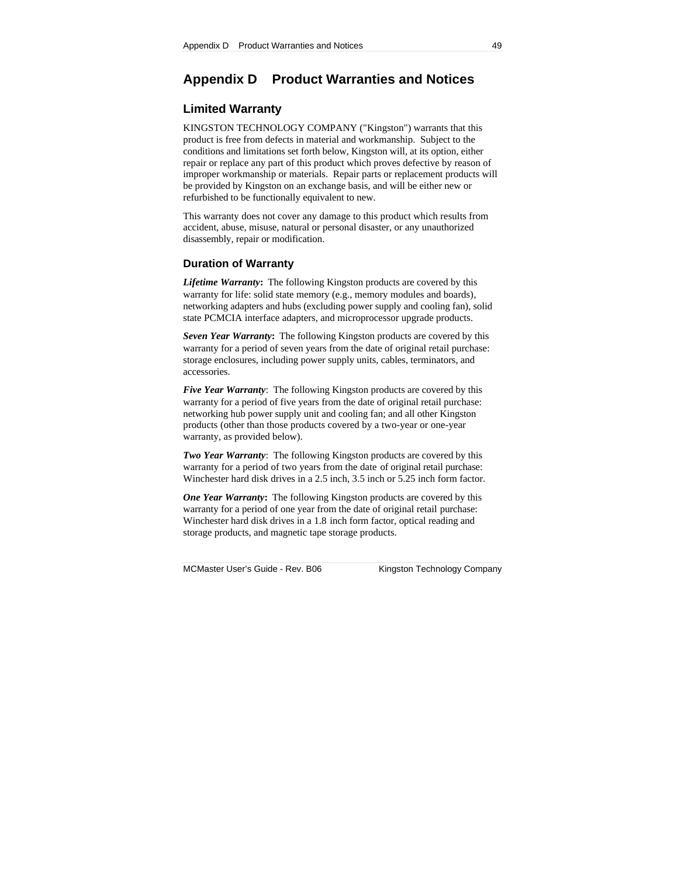# Appendix D Product Warranties and Notices

## Limited Warranty

KINGSTON TECHNOLOGY COMPANY ("Kingston") warrants that this product is free from defects in material and workmanship. Subject to the conditions and limitations set forth below, Kingston will, at its option, either repair or replace any part of this product which proves defective by reason of improper workmanship or materials. Repair parts or replacement products will be provided by Kingston on an exchange basis, and will be either new or refurbished to be functionally equivalent to new.

This warranty does not cover any damage to this product which results from accident, abuse, misuse, natural or personal disaster, or any unauthorized disassembly, repair or modification.

### Duration of Warranty

***Lifetime Warranty*:** The following Kingston products are covered by this warranty for life: solid state memory (e.g., memory modules and boards), networking adapters and hubs (excluding power supply and cooling fan), solid state PCMCIA interface adapters, and microprocessor upgrade products.

***Seven Year Warranty*:** The following Kingston products are covered by this warranty for a period of seven years from the date of original retail purchase: storage enclosures, including power supply units, cables, terminators, and accessories.

***Five Year Warranty***: The following Kingston products are covered by this warranty for a period of five years from the date of original retail purchase: networking hub power supply unit and cooling fan; and all other Kingston products (other than those products covered by a two-year or one-year warranty, as provided below).

***Two Year Warranty***: The following Kingston products are covered by this warranty for a period of two years from the date of original retail purchase: Winchester hard disk drives in a 2.5 inch, 3.5 inch or 5.25 inch form factor.

***One Year Warranty*:** The following Kingston products are covered by this warranty for a period of one year from the date of original retail purchase: Winchester hard disk drives in a 1.8 inch form factor, optical reading and storage products, and magnetic tape storage products.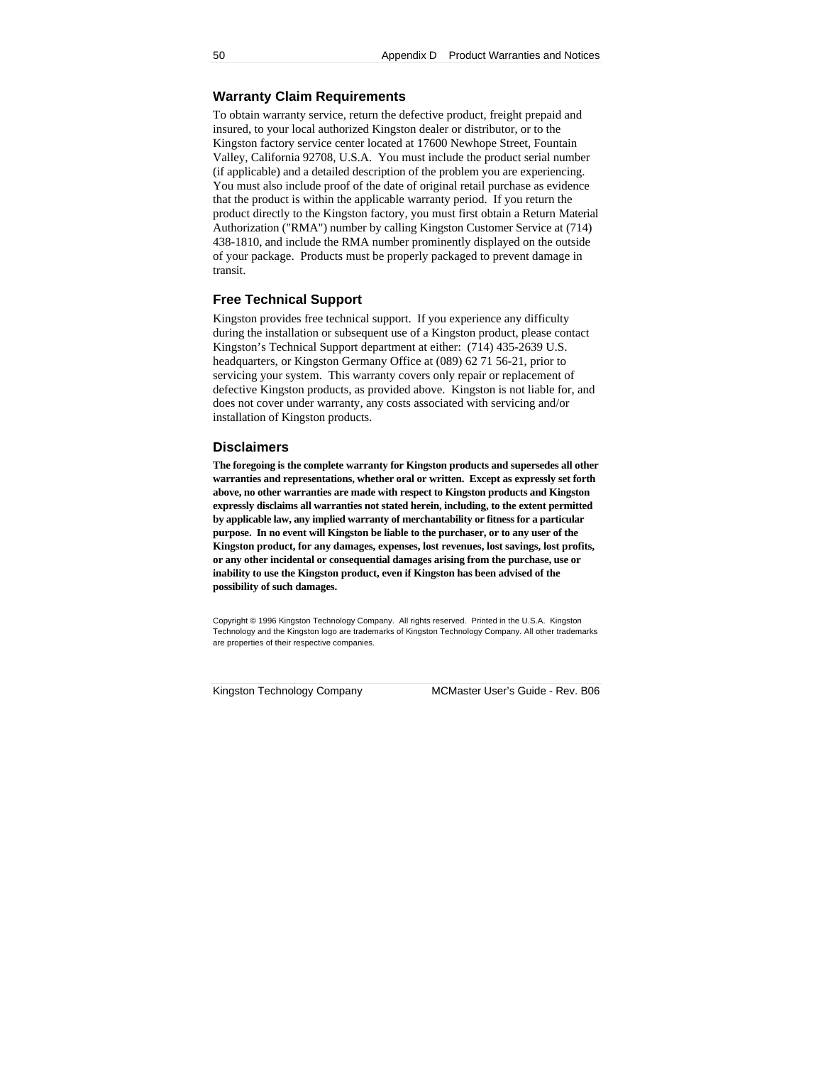## Warranty Claim Requirements

To obtain warranty service, return the defective product, freight prepaid and insured, to your local authorized Kingston dealer or distributor, or to the Kingston factory service center located at 17600 Newhope Street, Fountain Valley, California 92708, U.S.A. You must include the product serial number (if applicable) and a detailed description of the problem you are experiencing. You must also include proof of the date of original retail purchase as evidence that the product is within the applicable warranty period. If you return the product directly to the Kingston factory, you must first obtain a Return Material Authorization ("RMA") number by calling Kingston Customer Service at (714) 438-1810, and include the RMA number prominently displayed on the outside of your package. Products must be properly packaged to prevent damage in transit.

## Free Technical Support

Kingston provides free technical support. If you experience any difficulty during the installation or subsequent use of a Kingston product, please contact Kingston's Technical Support department at either: (714) 435-2639 U.S. headquarters, or Kingston Germany Office at (089) 62 71 56-21, prior to servicing your system. This warranty covers only repair or replacement of defective Kingston products, as provided above. Kingston is not liable for, and does not cover under warranty, any costs associated with servicing and/or installation of Kingston products.

## Disclaimers

**The foregoing is the complete warranty for Kingston products and supersedes all other warranties and representations, whether oral or written. Except as expressly set forth above, no other warranties are made with respect to Kingston products and Kingston expressly disclaims all warranties not stated herein, including, to the extent permitted by applicable law, any implied warranty of merchantability or fitness for a particular purpose. In no event will Kingston be liable to the purchaser, or to any user of the Kingston product, for any damages, expenses, lost revenues, lost savings, lost profits, or any other incidental or consequential damages arising from the purchase, use or inability to use the Kingston product, even if Kingston has been advised of the possibility of such damages.**

Copyright © 1996 Kingston Technology Company. All rights reserved. Printed in the U.S.A. Kingston Technology and the Kingston logo are trademarks of Kingston Technology Company. All other trademarks are properties of their respective companies.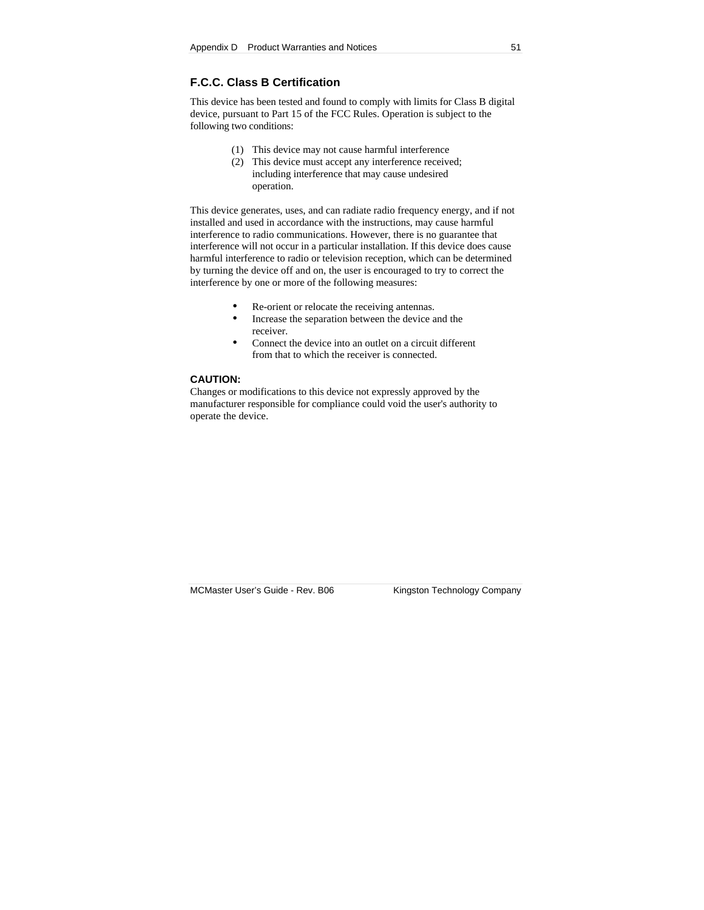## F.C.C. Class B Certification

This device has been tested and found to comply with limits for Class B digital device, pursuant to Part 15 of the FCC Rules. Operation is subject to the following two conditions:

(1) This device may not cause harmful interference
(2) This device must accept any interference received; including interference that may cause undesired operation.

This device generates, uses, and can radiate radio frequency energy, and if not installed and used in accordance with the instructions, may cause harmful interference to radio communications. However, there is no guarantee that interference will not occur in a particular installation. If this device does cause harmful interference to radio or television reception, which can be determined by turning the device off and on, the user is encouraged to try to correct the interference by one or more of the following measures:

- Re-orient or relocate the receiving antennas.
- Increase the separation between the device and the receiver.
- Connect the device into an outlet on a circuit different from that to which the receiver is connected.

**CAUTION:**
Changes or modifications to this device not expressly approved by the manufacturer responsible for compliance could void the user's authority to operate the device.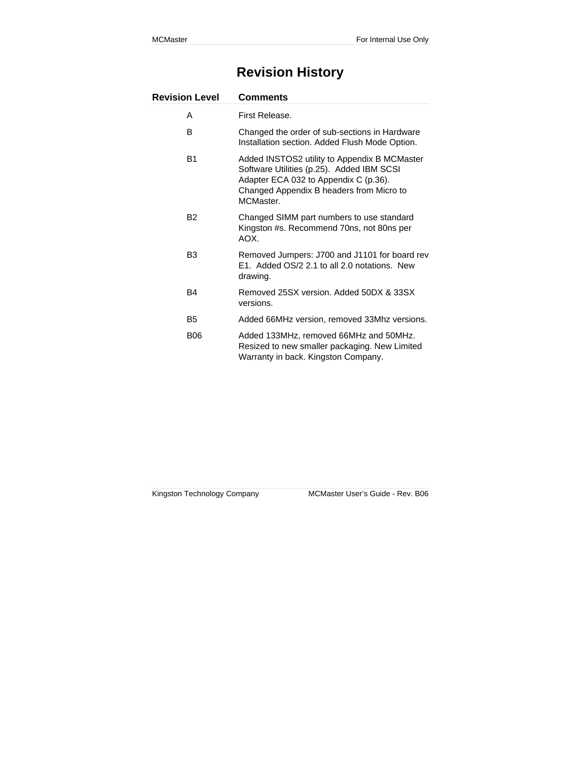# Revision History

| Revision Level | Comments |
|---|---|
| A | First Release. |
| B | Changed the order of sub-sections in Hardware Installation section. Added Flush Mode Option. |
| B1 | Added INSTOS2 utility to Appendix B MCMaster Software Utilities (p.25). Added IBM SCSI Adapter ECA 032 to Appendix C (p.36). Changed Appendix B headers from Micro to MCMaster. |
| B2 | Changed SIMM part numbers to use standard Kingston #s. Recommend 70ns, not 80ns per AOX. |
| B3 | Removed Jumpers: J700 and J1101 for board rev E1. Added OS/2 2.1 to all 2.0 notations. New drawing. |
| B4 | Removed 25SX version. Added 50DX & 33SX versions. |
| B5 | Added 66MHz version, removed 33Mhz versions. |
| B06 | Added 133MHz, removed 66MHz and 50MHz. Resized to new smaller packaging. New Limited Warranty in back. Kingston Company. |